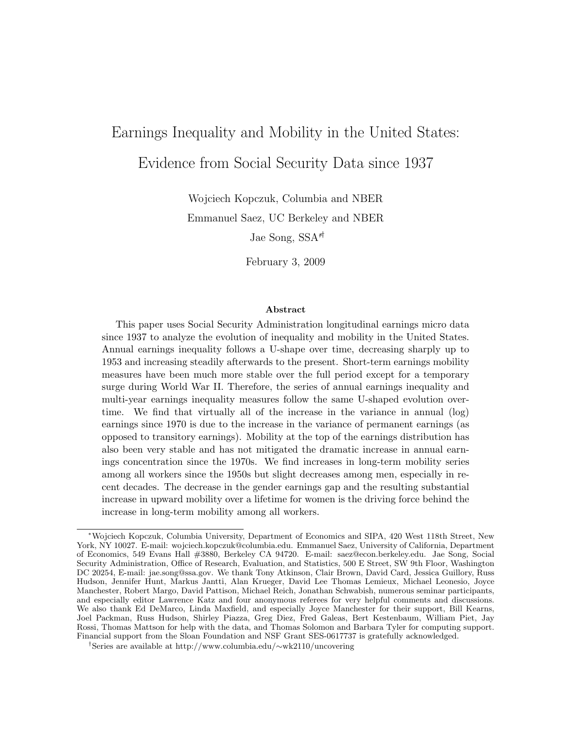# Earnings Inequality and Mobility in the United States: Evidence from Social Security Data since 1937

Wojciech Kopczuk, Columbia and NBER

Emmanuel Saez, UC Berkeley and NBER

Jae Song, SSA[*†]

February 3, 2009

## Abstract

This paper uses Social Security Administration longitudinal earnings micro data since 1937 to analyze the evolution of inequality and mobility in the United States. Annual earnings inequality follows a U-shape over time, decreasing sharply up to 1953 and increasing steadily afterwards to the present. Short-term earnings mobility measures have been much more stable over the full period except for a temporary surge during World War II. Therefore, the series of annual earnings inequality and multi-year earnings inequality measures follow the same U-shaped evolution overtime. We find that virtually all of the increase in the variance in annual (log) earnings since 1970 is due to the increase in the variance of permanent earnings (as opposed to transitory earnings). Mobility at the top of the earnings distribution has also been very stable and has not mitigated the dramatic increase in annual earnings concentration since the 1970s. We find increases in long-term mobility series among all workers since the 1950s but slight decreases among men, especially in recent decades. The decrease in the gender earnings gap and the resulting substantial increase in upward mobility over a lifetime for women is the driving force behind the increase in long-term mobility among all workers.

---

[*]Wojciech Kopczuk, Columbia University, Department of Economics and SIPA, 420 West 118th Street, New York, NY 10027. E-mail: wojciech.kopczuk@columbia.edu. Emmanuel Saez, University of California, Department of Economics, 549 Evans Hall #3880, Berkeley CA 94720. E-mail: saez@econ.berkeley.edu. Jae Song, Social Security Administration, Office of Research, Evaluation, and Statistics, 500 E Street, SW 9th Floor, Washington DC 20254, E-mail: jae.song@ssa.gov. We thank Tony Atkinson, Clair Brown, David Card, Jessica Guillory, Russ Hudson, Jennifer Hunt, Markus Jantti, Alan Krueger, David Lee Thomas Lemieux, Michael Leonesio, Joyce Manchester, Robert Margo, David Pattison, Michael Reich, Jonathan Schwabish, numerous seminar participants, and especially editor Lawrence Katz and four anonymous referees for very helpful comments and discussions. We also thank Ed DeMarco, Linda Maxfield, and especially Joyce Manchester for their support, Bill Kearns, Joel Packman, Russ Hudson, Shirley Piazza, Greg Diez, Fred Galeas, Bert Kestenbaum, William Piet, Jay Rossi, Thomas Mattson for help with the data, and Thomas Solomon and Barbara Tyler for computing support. Financial support from the Sloan Foundation and NSF Grant SES-0617737 is gratefully acknowledged.

[†]Series are available at http://www.columbia.edu/∼wk2110/uncovering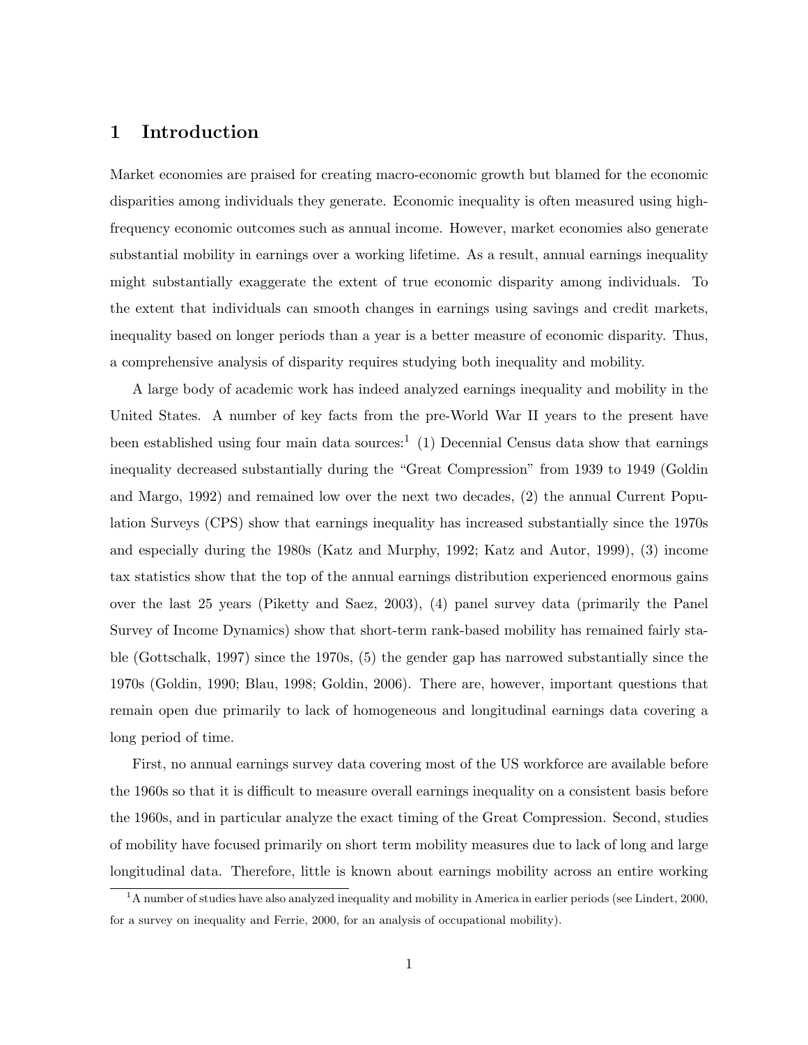# 1 Introduction

Market economies are praised for creating macro-economic growth but blamed for the economic disparities among individuals they generate. Economic inequality is often measured using high-frequency economic outcomes such as annual income. However, market economies also generate substantial mobility in earnings over a working lifetime. As a result, annual earnings inequality might substantially exaggerate the extent of true economic disparity among individuals. To the extent that individuals can smooth changes in earnings using savings and credit markets, inequality based on longer periods than a year is a better measure of economic disparity. Thus, a comprehensive analysis of disparity requires studying both inequality and mobility.

A large body of academic work has indeed analyzed earnings inequality and mobility in the United States. A number of key facts from the pre-World War II years to the present have been established using four main data sources:[1] (1) Decennial Census data show that earnings inequality decreased substantially during the "Great Compression" from 1939 to 1949 (Goldin and Margo, 1992) and remained low over the next two decades, (2) the annual Current Population Surveys (CPS) show that earnings inequality has increased substantially since the 1970s and especially during the 1980s (Katz and Murphy, 1992; Katz and Autor, 1999), (3) income tax statistics show that the top of the annual earnings distribution experienced enormous gains over the last 25 years (Piketty and Saez, 2003), (4) panel survey data (primarily the Panel Survey of Income Dynamics) show that short-term rank-based mobility has remained fairly stable (Gottschalk, 1997) since the 1970s, (5) the gender gap has narrowed substantially since the 1970s (Goldin, 1990; Blau, 1998; Goldin, 2006). There are, however, important questions that remain open due primarily to lack of homogeneous and longitudinal earnings data covering a long period of time.

First, no annual earnings survey data covering most of the US workforce are available before the 1960s so that it is difficult to measure overall earnings inequality on a consistent basis before the 1960s, and in particular analyze the exact timing of the Great Compression. Second, studies of mobility have focused primarily on short term mobility measures due to lack of long and large longitudinal data. Therefore, little is known about earnings mobility across an entire working

[1] A number of studies have also analyzed inequality and mobility in America in earlier periods (see Lindert, 2000, for a survey on inequality and Ferrie, 2000, for an analysis of occupational mobility).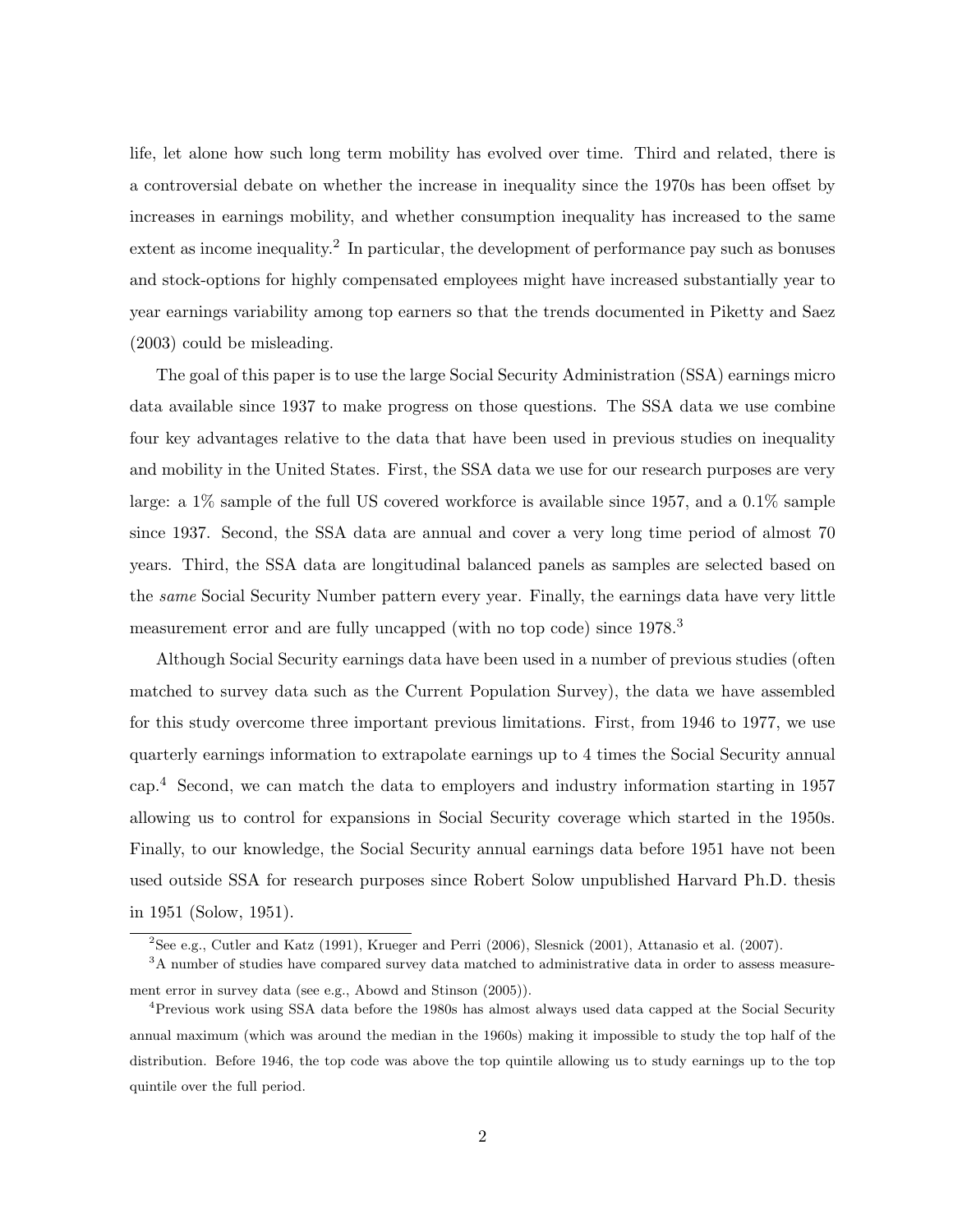life, let alone how such long term mobility has evolved over time. Third and related, there is a controversial debate on whether the increase in inequality since the 1970s has been offset by increases in earnings mobility, and whether consumption inequality has increased to the same extent as income inequality.[2] In particular, the development of performance pay such as bonuses and stock-options for highly compensated employees might have increased substantially year to year earnings variability among top earners so that the trends documented in Piketty and Saez (2003) could be misleading.

The goal of this paper is to use the large Social Security Administration (SSA) earnings micro data available since 1937 to make progress on those questions. The SSA data we use combine four key advantages relative to the data that have been used in previous studies on inequality and mobility in the United States. First, the SSA data we use for our research purposes are very large: a 1% sample of the full US covered workforce is available since 1957, and a 0.1% sample since 1937. Second, the SSA data are annual and cover a very long time period of almost 70 years. Third, the SSA data are longitudinal balanced panels as samples are selected based on the *same* Social Security Number pattern every year. Finally, the earnings data have very little measurement error and are fully uncapped (with no top code) since 1978.[3]

Although Social Security earnings data have been used in a number of previous studies (often matched to survey data such as the Current Population Survey), the data we have assembled for this study overcome three important previous limitations. First, from 1946 to 1977, we use quarterly earnings information to extrapolate earnings up to 4 times the Social Security annual cap.[4] Second, we can match the data to employers and industry information starting in 1957 allowing us to control for expansions in Social Security coverage which started in the 1950s. Finally, to our knowledge, the Social Security annual earnings data before 1951 have not been used outside SSA for research purposes since Robert Solow unpublished Harvard Ph.D. thesis in 1951 (Solow, 1951).

---

[2] See e.g., Cutler and Katz (1991), Krueger and Perri (2006), Slesnick (2001), Attanasio et al. (2007).

[3] A number of studies have compared survey data matched to administrative data in order to assess measurement error in survey data (see e.g., Abowd and Stinson (2005)).

[4] Previous work using SSA data before the 1980s has almost always used data capped at the Social Security annual maximum (which was around the median in the 1960s) making it impossible to study the top half of the distribution. Before 1946, the top code was above the top quintile allowing us to study earnings up to the top quintile over the full period.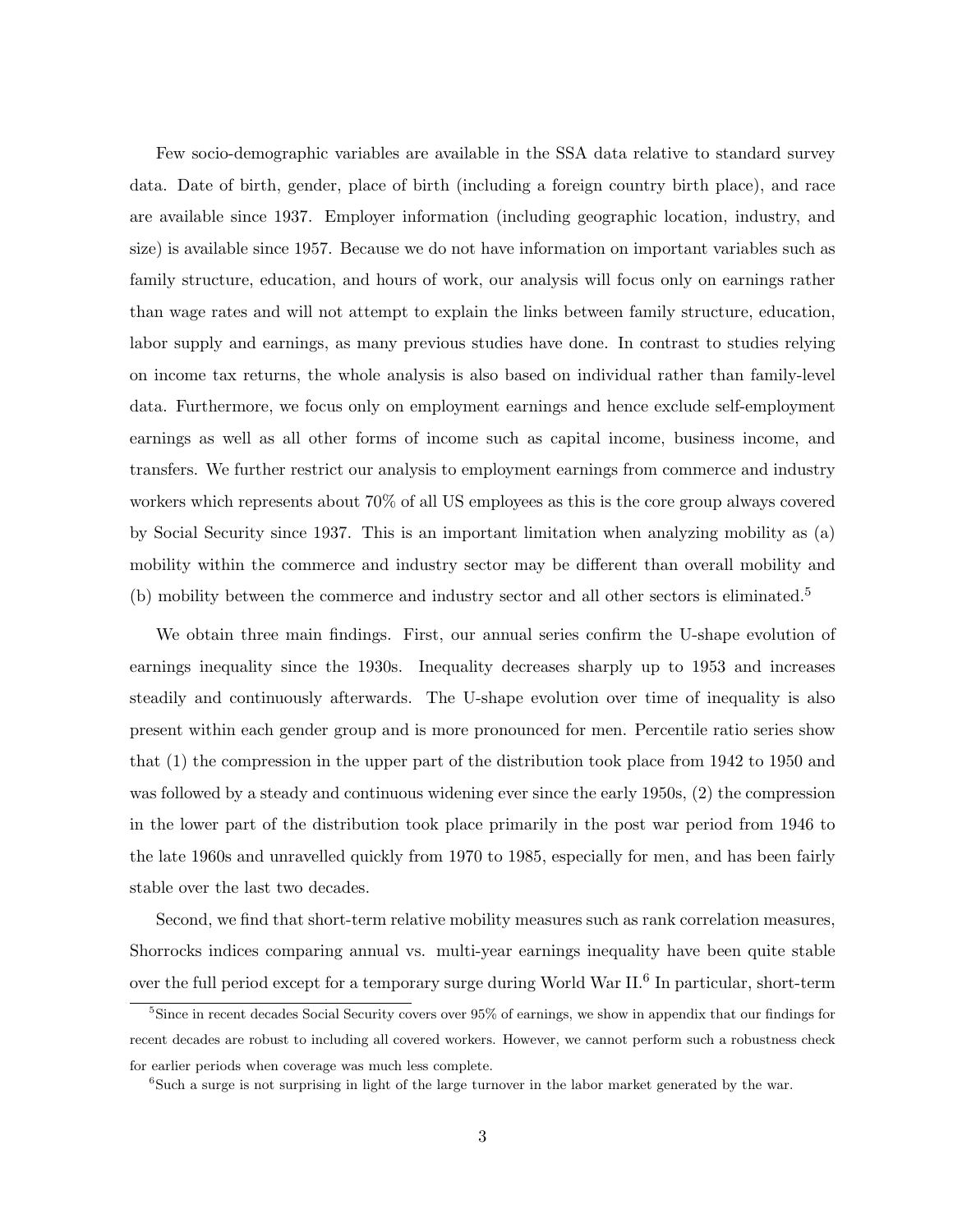Few socio-demographic variables are available in the SSA data relative to standard survey data. Date of birth, gender, place of birth (including a foreign country birth place), and race are available since 1937. Employer information (including geographic location, industry, and size) is available since 1957. Because we do not have information on important variables such as family structure, education, and hours of work, our analysis will focus only on earnings rather than wage rates and will not attempt to explain the links between family structure, education, labor supply and earnings, as many previous studies have done. In contrast to studies relying on income tax returns, the whole analysis is also based on individual rather than family-level data. Furthermore, we focus only on employment earnings and hence exclude self-employment earnings as well as all other forms of income such as capital income, business income, and transfers. We further restrict our analysis to employment earnings from commerce and industry workers which represents about 70% of all US employees as this is the core group always covered by Social Security since 1937. This is an important limitation when analyzing mobility as (a) mobility within the commerce and industry sector may be different than overall mobility and (b) mobility between the commerce and industry sector and all other sectors is eliminated.[5]

We obtain three main findings. First, our annual series confirm the U-shape evolution of earnings inequality since the 1930s. Inequality decreases sharply up to 1953 and increases steadily and continuously afterwards. The U-shape evolution over time of inequality is also present within each gender group and is more pronounced for men. Percentile ratio series show that (1) the compression in the upper part of the distribution took place from 1942 to 1950 and was followed by a steady and continuous widening ever since the early 1950s, (2) the compression in the lower part of the distribution took place primarily in the post war period from 1946 to the late 1960s and unravelled quickly from 1970 to 1985, especially for men, and has been fairly stable over the last two decades.

Second, we find that short-term relative mobility measures such as rank correlation measures, Shorrocks indices comparing annual vs. multi-year earnings inequality have been quite stable over the full period except for a temporary surge during World War II.[6] In particular, short-term

[5]Since in recent decades Social Security covers over 95% of earnings, we show in appendix that our findings for recent decades are robust to including all covered workers. However, we cannot perform such a robustness check for earlier periods when coverage was much less complete.

[6]Such a surge is not surprising in light of the large turnover in the labor market generated by the war.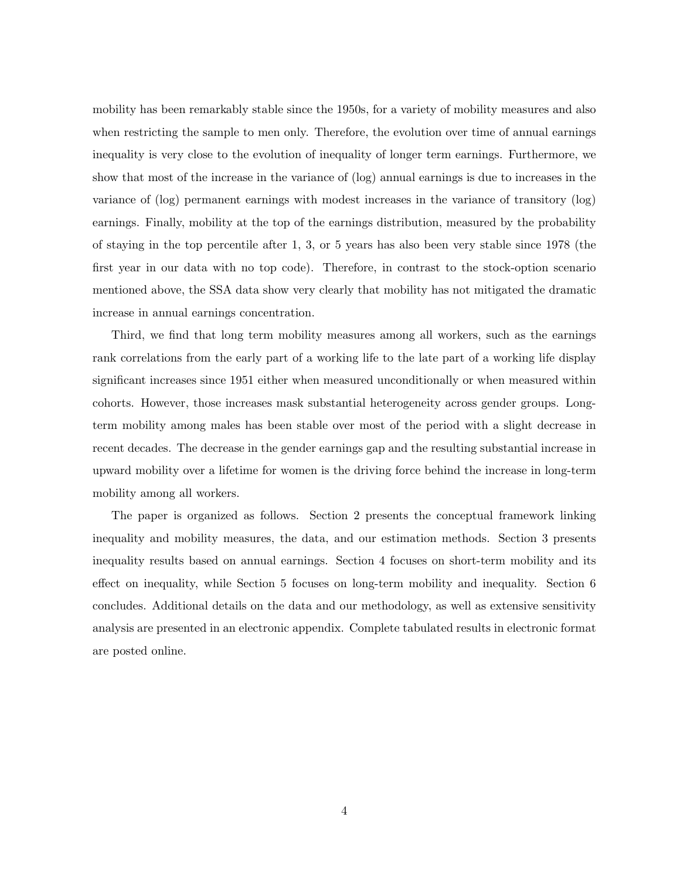mobility has been remarkably stable since the 1950s, for a variety of mobility measures and also when restricting the sample to men only. Therefore, the evolution over time of annual earnings inequality is very close to the evolution of inequality of longer term earnings. Furthermore, we show that most of the increase in the variance of (log) annual earnings is due to increases in the variance of (log) permanent earnings with modest increases in the variance of transitory (log) earnings. Finally, mobility at the top of the earnings distribution, measured by the probability of staying in the top percentile after 1, 3, or 5 years has also been very stable since 1978 (the first year in our data with no top code). Therefore, in contrast to the stock-option scenario mentioned above, the SSA data show very clearly that mobility has not mitigated the dramatic increase in annual earnings concentration.

Third, we find that long term mobility measures among all workers, such as the earnings rank correlations from the early part of a working life to the late part of a working life display significant increases since 1951 either when measured unconditionally or when measured within cohorts. However, those increases mask substantial heterogeneity across gender groups. Long-term mobility among males has been stable over most of the period with a slight decrease in recent decades. The decrease in the gender earnings gap and the resulting substantial increase in upward mobility over a lifetime for women is the driving force behind the increase in long-term mobility among all workers.

The paper is organized as follows. Section 2 presents the conceptual framework linking inequality and mobility measures, the data, and our estimation methods. Section 3 presents inequality results based on annual earnings. Section 4 focuses on short-term mobility and its effect on inequality, while Section 5 focuses on long-term mobility and inequality. Section 6 concludes. Additional details on the data and our methodology, as well as extensive sensitivity analysis are presented in an electronic appendix. Complete tabulated results in electronic format are posted online.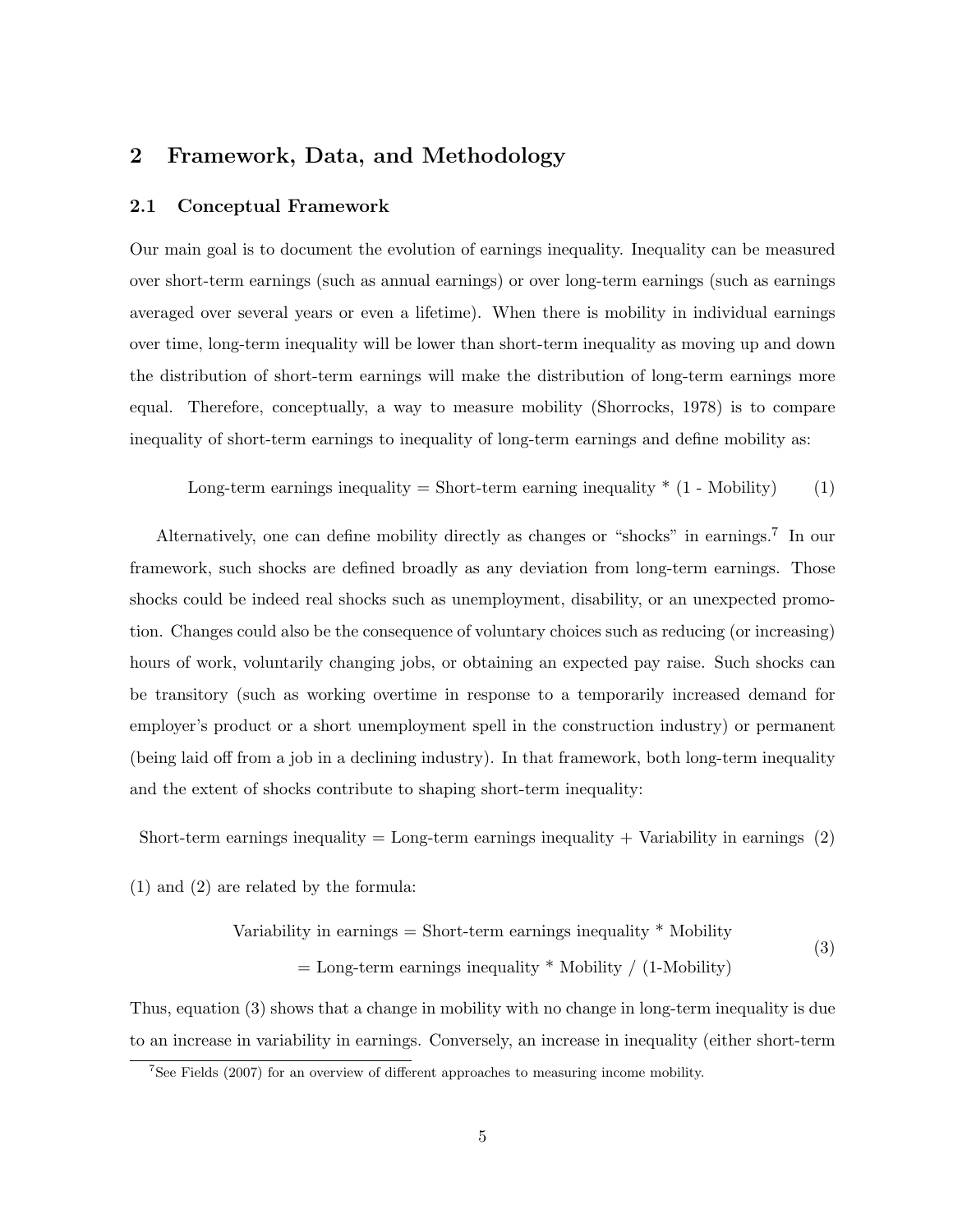## 2 Framework, Data, and Methodology

### 2.1 Conceptual Framework

Our main goal is to document the evolution of earnings inequality. Inequality can be measured over short-term earnings (such as annual earnings) or over long-term earnings (such as earnings averaged over several years or even a lifetime). When there is mobility in individual earnings over time, long-term inequality will be lower than short-term inequality as moving up and down the distribution of short-term earnings will make the distribution of long-term earnings more equal. Therefore, conceptually, a way to measure mobility (Shorrocks, 1978) is to compare inequality of short-term earnings to inequality of long-term earnings and define mobility as:

$$\text{Long-term earnings inequality} = \text{Short-term earning inequality} * (1 - \text{Mobility}) \tag{1}$$

Alternatively, one can define mobility directly as changes or "shocks" in earnings.[7] In our framework, such shocks are defined broadly as any deviation from long-term earnings. Those shocks could be indeed real shocks such as unemployment, disability, or an unexpected promotion. Changes could also be the consequence of voluntary choices such as reducing (or increasing) hours of work, voluntarily changing jobs, or obtaining an expected pay raise. Such shocks can be transitory (such as working overtime in response to a temporarily increased demand for employer's product or a short unemployment spell in the construction industry) or permanent (being laid off from a job in a declining industry). In that framework, both long-term inequality and the extent of shocks contribute to shaping short-term inequality:

$$\text{Short-term earnings inequality} = \text{Long-term earnings inequality} + \text{Variability in earnings} \tag{2}$$

(1) and (2) are related by the formula:

$$\begin{aligned} \text{Variability in earnings} &= \text{Short-term earnings inequality} * \text{Mobility} \\ &= \text{Long-term earnings inequality} * \text{Mobility} / (1\text{-Mobility}) \end{aligned} \tag{3}$$

Thus, equation (3) shows that a change in mobility with no change in long-term inequality is due to an increase in variability in earnings. Conversely, an increase in inequality (either short-term

[7] See Fields (2007) for an overview of different approaches to measuring income mobility.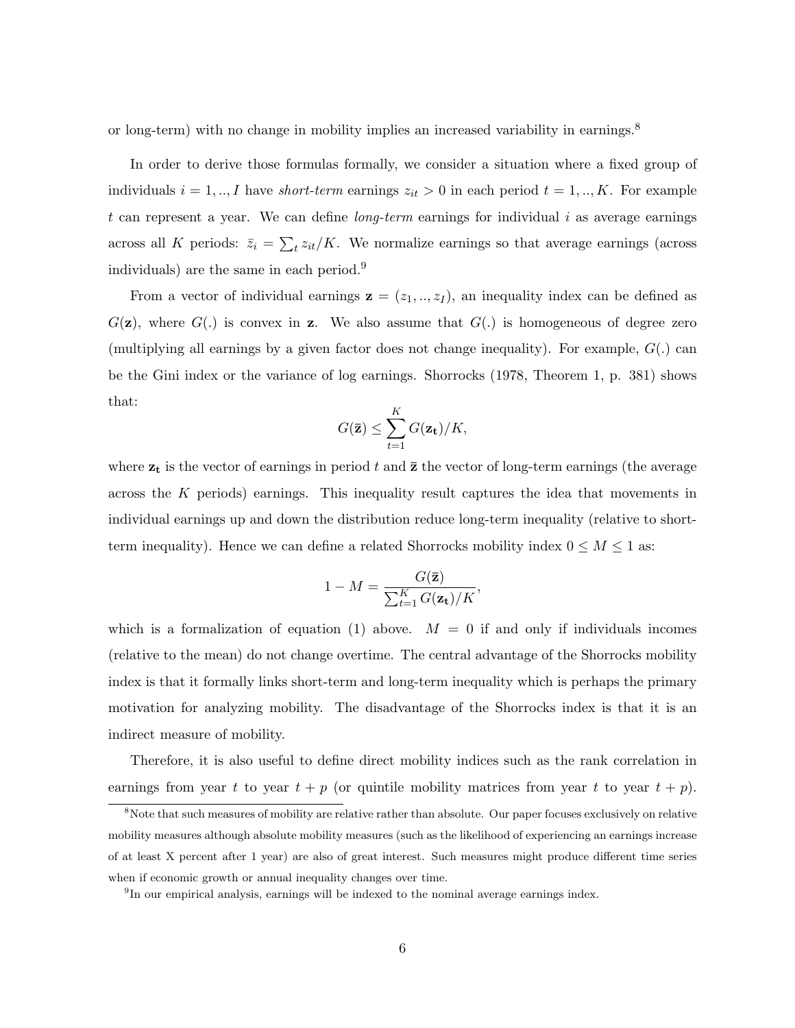or long-term) with no change in mobility implies an increased variability in earnings.[8]

In order to derive those formulas formally, we consider a situation where a fixed group of individuals $i = 1, .., I$ have *short-term* earnings $z_{it} > 0$ in each period $t = 1, .., K$. For example $t$ can represent a year. We can define *long-term* earnings for individual $i$ as average earnings across all $K$ periods: $\bar{z}_i = \sum_t z_{it}/K$. We normalize earnings so that average earnings (across individuals) are the same in each period.[9]

From a vector of individual earnings $\mathbf{z} = (z_1, .., z_I)$, an inequality index can be defined as $G(\mathbf{z})$, where $G(.)$ is convex in $\mathbf{z}$. We also assume that $G(.)$ is homogeneous of degree zero (multiplying all earnings by a given factor does not change inequality). For example, $G(.)$ can be the Gini index or the variance of log earnings. Shorrocks (1978, Theorem 1, p. 381) shows that:

$$G(\bar{\mathbf{z}}) \leq \sum_{t=1}^{K} G(\mathbf{z_t})/K,$$

where $\mathbf{z_t}$ is the vector of earnings in period $t$ and $\bar{\mathbf{z}}$ the vector of long-term earnings (the average across the $K$ periods) earnings. This inequality result captures the idea that movements in individual earnings up and down the distribution reduce long-term inequality (relative to short-term inequality). Hence we can define a related Shorrocks mobility index $0 \leq M \leq 1$ as:

$$1 - M = \frac{G(\bar{\mathbf{z}})}{\sum_{t=1}^{K} G(\mathbf{z_t})/K},$$

which is a formalization of equation (1) above. $M = 0$ if and only if individuals incomes (relative to the mean) do not change overtime. The central advantage of the Shorrocks mobility index is that it formally links short-term and long-term inequality which is perhaps the primary motivation for analyzing mobility. The disadvantage of the Shorrocks index is that it is an indirect measure of mobility.

Therefore, it is also useful to define direct mobility indices such as the rank correlation in earnings from year $t$ to year $t + p$ (or quintile mobility matrices from year $t$ to year $t + p$).

[8] Note that such measures of mobility are relative rather than absolute. Our paper focuses exclusively on relative mobility measures although absolute mobility measures (such as the likelihood of experiencing an earnings increase of at least X percent after 1 year) are also of great interest. Such measures might produce different time series when if economic growth or annual inequality changes over time.

[9] In our empirical analysis, earnings will be indexed to the nominal average earnings index.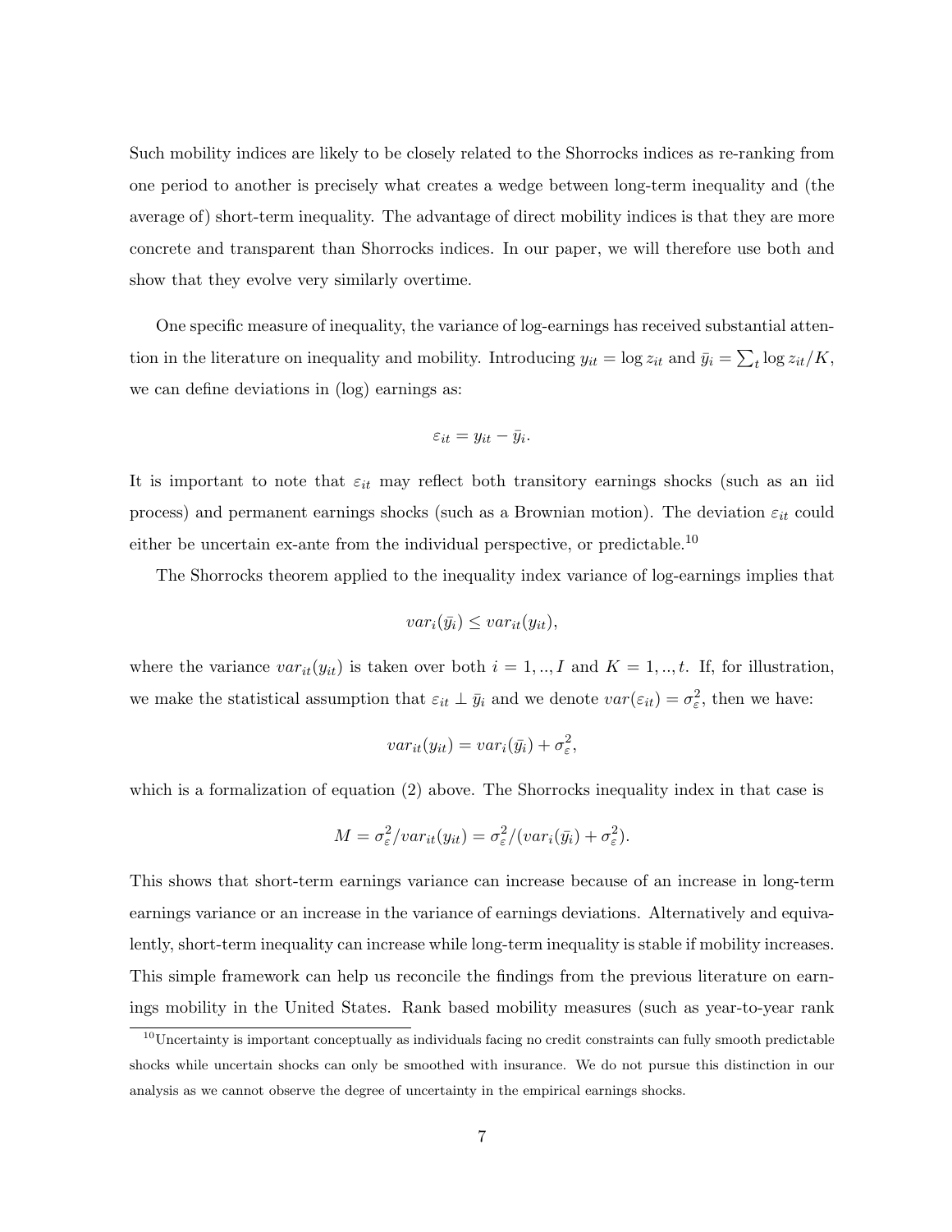Such mobility indices are likely to be closely related to the Shorrocks indices as re-ranking from one period to another is precisely what creates a wedge between long-term inequality and (the average of) short-term inequality. The advantage of direct mobility indices is that they are more concrete and transparent than Shorrocks indices. In our paper, we will therefore use both and show that they evolve very similarly overtime.

One specific measure of inequality, the variance of log-earnings has received substantial attention in the literature on inequality and mobility. Introducing $y_{it} = \log z_{it}$ and $\bar{y}_i = \sum_t \log z_{it}/K$, we can define deviations in (log) earnings as:

$$\varepsilon_{it} = y_{it} - \bar{y}_i.$$

It is important to note that $\varepsilon_{it}$ may reflect both transitory earnings shocks (such as an iid process) and permanent earnings shocks (such as a Brownian motion). The deviation $\varepsilon_{it}$ could either be uncertain ex-ante from the individual perspective, or predictable.[10]

The Shorrocks theorem applied to the inequality index variance of log-earnings implies that

$$var_i(\bar{y}_i) \leq var_{it}(y_{it}),$$

where the variance $var_{it}(y_{it})$ is taken over both $i = 1, .., I$ and $K = 1, .., t$. If, for illustration, we make the statistical assumption that $\varepsilon_{it} \perp \bar{y}_i$ and we denote $var(\varepsilon_{it}) = \sigma_\varepsilon^2$, then we have:

$$var_{it}(y_{it}) = var_i(\bar{y}_i) + \sigma_\varepsilon^2,$$

which is a formalization of equation (2) above. The Shorrocks inequality index in that case is

$$M = \sigma_\varepsilon^2 / var_{it}(y_{it}) = \sigma_\varepsilon^2 / (var_i(\bar{y}_i) + \sigma_\varepsilon^2).$$

This shows that short-term earnings variance can increase because of an increase in long-term earnings variance or an increase in the variance of earnings deviations. Alternatively and equivalently, short-term inequality can increase while long-term inequality is stable if mobility increases. This simple framework can help us reconcile the findings from the previous literature on earnings mobility in the United States. Rank based mobility measures (such as year-to-year rank

[10] Uncertainty is important conceptually as individuals facing no credit constraints can fully smooth predictable shocks while uncertain shocks can only be smoothed with insurance. We do not pursue this distinction in our analysis as we cannot observe the degree of uncertainty in the empirical earnings shocks.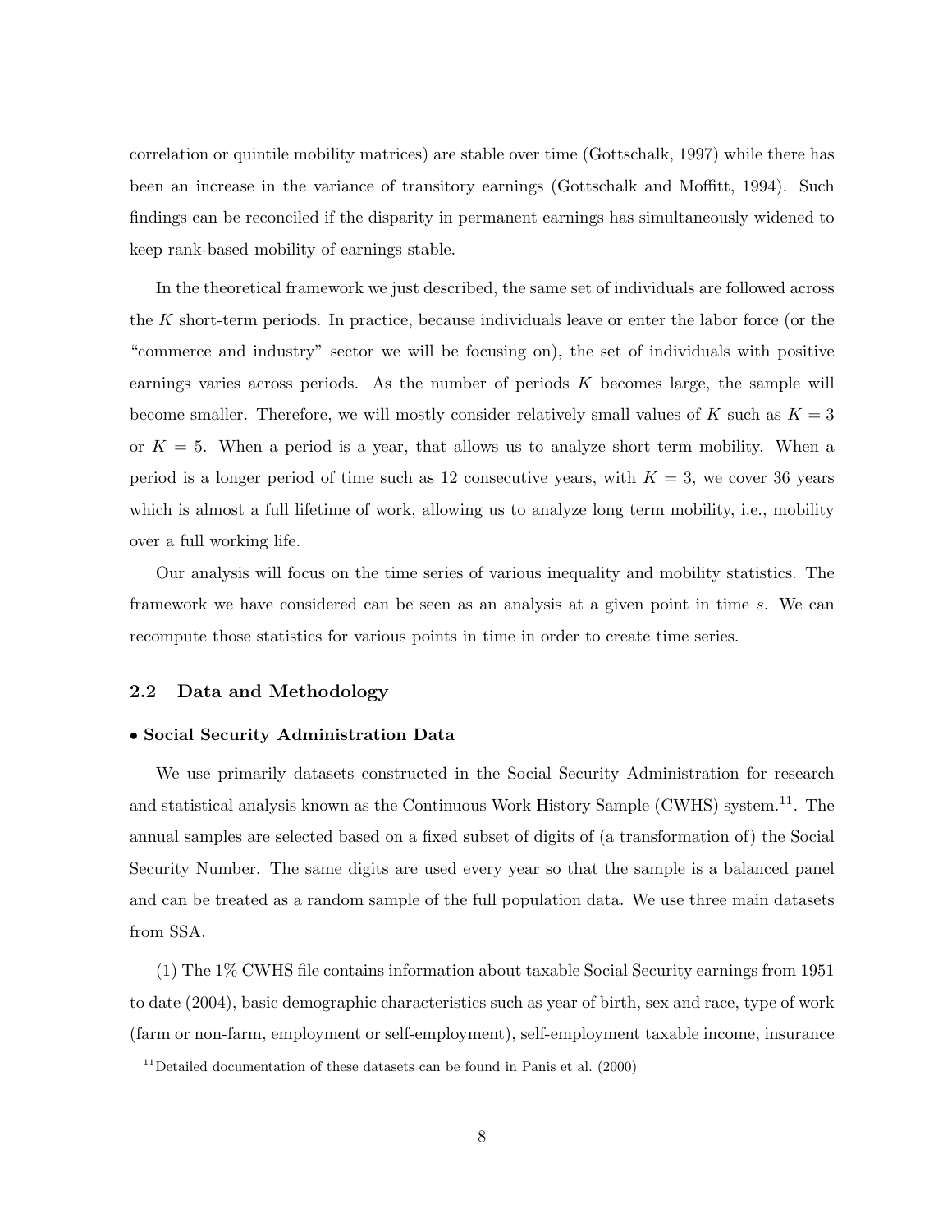correlation or quintile mobility matrices) are stable over time (Gottschalk, 1997) while there has been an increase in the variance of transitory earnings (Gottschalk and Moffitt, 1994). Such findings can be reconciled if the disparity in permanent earnings has simultaneously widened to keep rank-based mobility of earnings stable.

In the theoretical framework we just described, the same set of individuals are followed across the $K$ short-term periods. In practice, because individuals leave or enter the labor force (or the "commerce and industry" sector we will be focusing on), the set of individuals with positive earnings varies across periods. As the number of periods $K$ becomes large, the sample will become smaller. Therefore, we will mostly consider relatively small values of $K$ such as $K = 3$ or $K = 5$. When a period is a year, that allows us to analyze short term mobility. When a period is a longer period of time such as 12 consecutive years, with $K = 3$, we cover 36 years which is almost a full lifetime of work, allowing us to analyze long term mobility, i.e., mobility over a full working life.

Our analysis will focus on the time series of various inequality and mobility statistics. The framework we have considered can be seen as an analysis at a given point in time $s$. We can recompute those statistics for various points in time in order to create time series.

## 2.2 Data and Methodology

**• Social Security Administration Data**

We use primarily datasets constructed in the Social Security Administration for research and statistical analysis known as the Continuous Work History Sample (CWHS) system.[11]. The annual samples are selected based on a fixed subset of digits of (a transformation of) the Social Security Number. The same digits are used every year so that the sample is a balanced panel and can be treated as a random sample of the full population data. We use three main datasets from SSA.

(1) The 1% CWHS file contains information about taxable Social Security earnings from 1951 to date (2004), basic demographic characteristics such as year of birth, sex and race, type of work (farm or non-farm, employment or self-employment), self-employment taxable income, insurance

[11] Detailed documentation of these datasets can be found in Panis et al. (2000)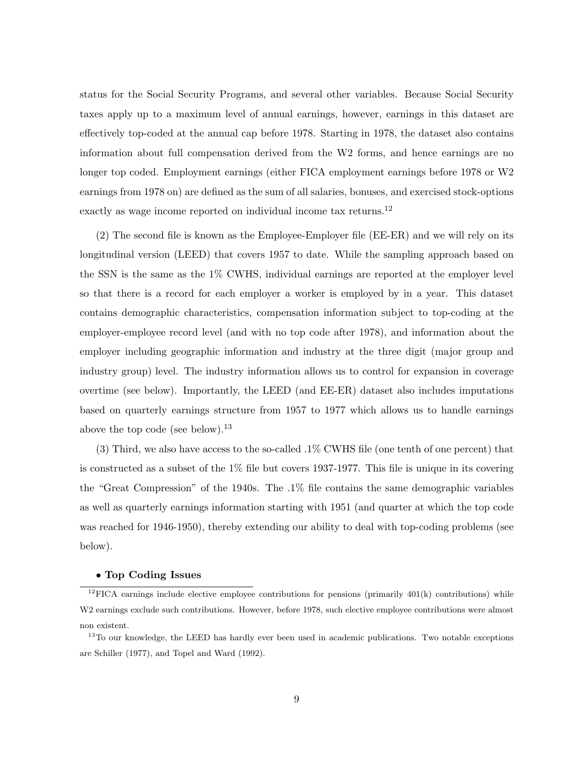status for the Social Security Programs, and several other variables. Because Social Security taxes apply up to a maximum level of annual earnings, however, earnings in this dataset are effectively top-coded at the annual cap before 1978. Starting in 1978, the dataset also contains information about full compensation derived from the W2 forms, and hence earnings are no longer top coded. Employment earnings (either FICA employment earnings before 1978 or W2 earnings from 1978 on) are defined as the sum of all salaries, bonuses, and exercised stock-options exactly as wage income reported on individual income tax returns.[12]

(2) The second file is known as the Employee-Employer file (EE-ER) and we will rely on its longitudinal version (LEED) that covers 1957 to date. While the sampling approach based on the SSN is the same as the 1% CWHS, individual earnings are reported at the employer level so that there is a record for each employer a worker is employed by in a year. This dataset contains demographic characteristics, compensation information subject to top-coding at the employer-employee record level (and with no top code after 1978), and information about the employer including geographic information and industry at the three digit (major group and industry group) level. The industry information allows us to control for expansion in coverage overtime (see below). Importantly, the LEED (and EE-ER) dataset also includes imputations based on quarterly earnings structure from 1957 to 1977 which allows us to handle earnings above the top code (see below).[13]

(3) Third, we also have access to the so-called .1% CWHS file (one tenth of one percent) that is constructed as a subset of the 1% file but covers 1937-1977. This file is unique in its covering the "Great Compression" of the 1940s. The .1% file contains the same demographic variables as well as quarterly earnings information starting with 1951 (and quarter at which the top code was reached for 1946-1950), thereby extending our ability to deal with top-coding problems (see below).

- **Top Coding Issues**

[12] FICA earnings include elective employee contributions for pensions (primarily 401(k) contributions) while W2 earnings exclude such contributions. However, before 1978, such elective employee contributions were almost non existent.

[13] To our knowledge, the LEED has hardly ever been used in academic publications. Two notable exceptions are Schiller (1977), and Topel and Ward (1992).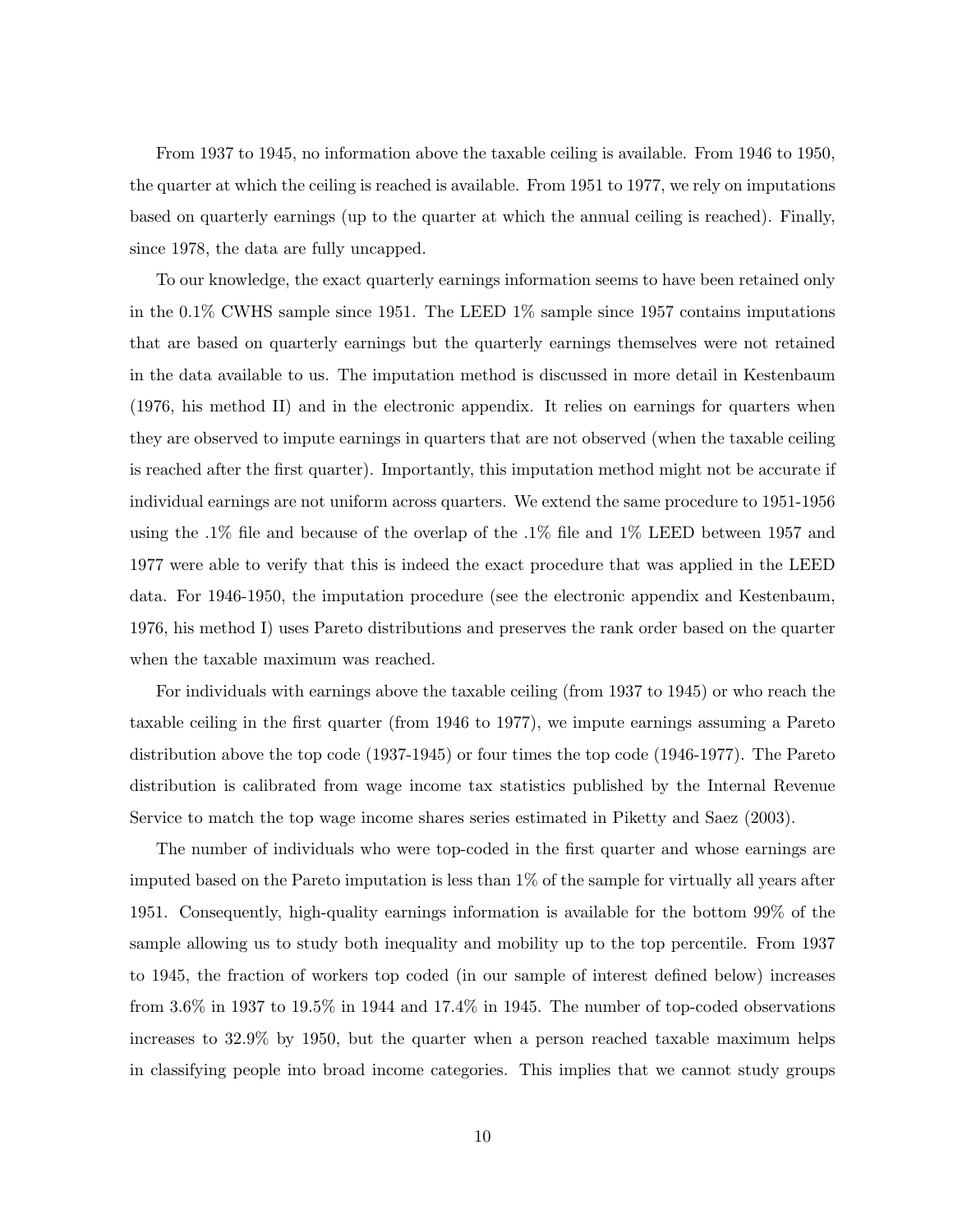From 1937 to 1945, no information above the taxable ceiling is available. From 1946 to 1950, the quarter at which the ceiling is reached is available. From 1951 to 1977, we rely on imputations based on quarterly earnings (up to the quarter at which the annual ceiling is reached). Finally, since 1978, the data are fully uncapped.

To our knowledge, the exact quarterly earnings information seems to have been retained only in the 0.1% CWHS sample since 1951. The LEED 1% sample since 1957 contains imputations that are based on quarterly earnings but the quarterly earnings themselves were not retained in the data available to us. The imputation method is discussed in more detail in Kestenbaum (1976, his method II) and in the electronic appendix. It relies on earnings for quarters when they are observed to impute earnings in quarters that are not observed (when the taxable ceiling is reached after the first quarter). Importantly, this imputation method might not be accurate if individual earnings are not uniform across quarters. We extend the same procedure to 1951-1956 using the .1% file and because of the overlap of the .1% file and 1% LEED between 1957 and 1977 were able to verify that this is indeed the exact procedure that was applied in the LEED data. For 1946-1950, the imputation procedure (see the electronic appendix and Kestenbaum, 1976, his method I) uses Pareto distributions and preserves the rank order based on the quarter when the taxable maximum was reached.

For individuals with earnings above the taxable ceiling (from 1937 to 1945) or who reach the taxable ceiling in the first quarter (from 1946 to 1977), we impute earnings assuming a Pareto distribution above the top code (1937-1945) or four times the top code (1946-1977). The Pareto distribution is calibrated from wage income tax statistics published by the Internal Revenue Service to match the top wage income shares series estimated in Piketty and Saez (2003).

The number of individuals who were top-coded in the first quarter and whose earnings are imputed based on the Pareto imputation is less than 1% of the sample for virtually all years after 1951. Consequently, high-quality earnings information is available for the bottom 99% of the sample allowing us to study both inequality and mobility up to the top percentile. From 1937 to 1945, the fraction of workers top coded (in our sample of interest defined below) increases from 3.6% in 1937 to 19.5% in 1944 and 17.4% in 1945. The number of top-coded observations increases to 32.9% by 1950, but the quarter when a person reached taxable maximum helps in classifying people into broad income categories. This implies that we cannot study groups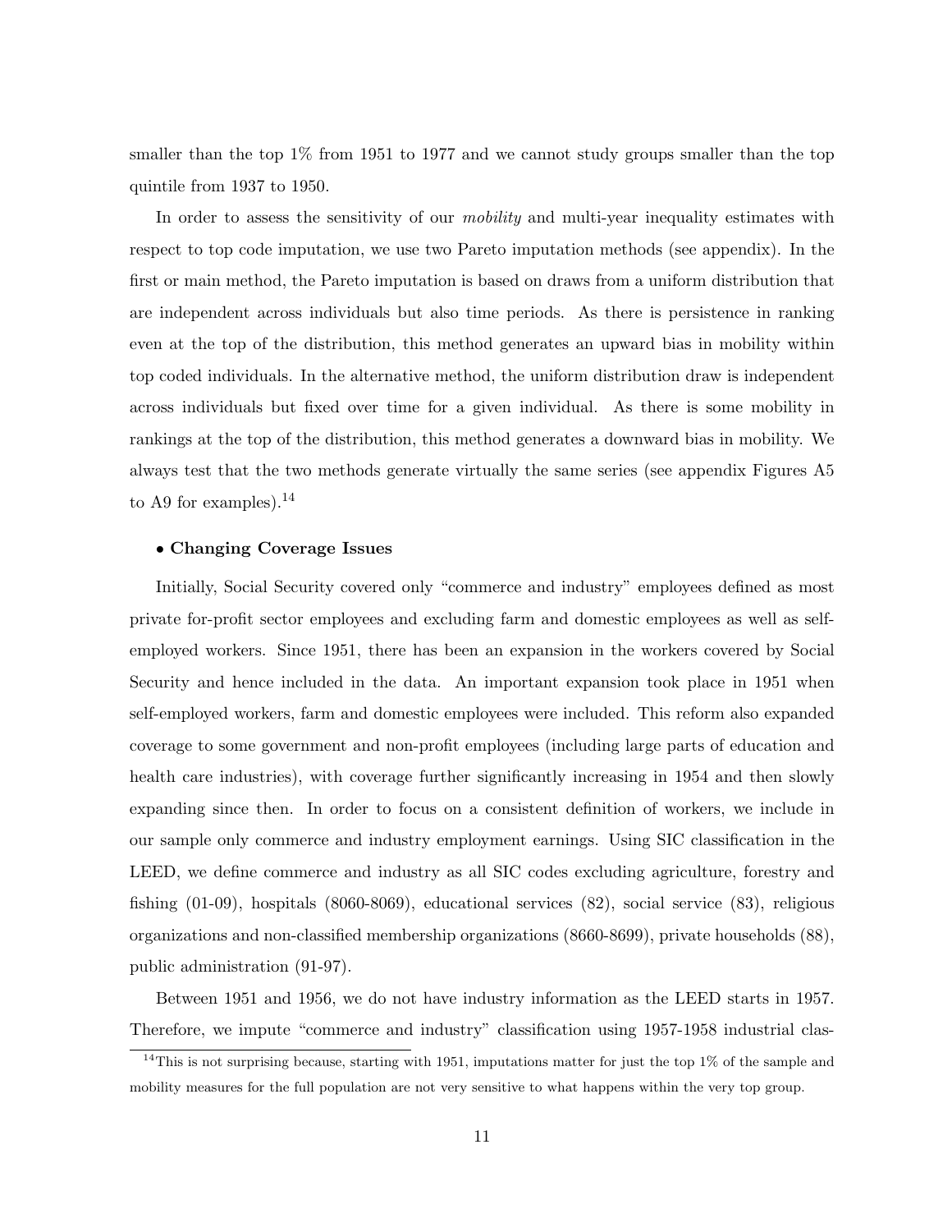smaller than the top 1% from 1951 to 1977 and we cannot study groups smaller than the top quintile from 1937 to 1950.

In order to assess the sensitivity of our *mobility* and multi-year inequality estimates with respect to top code imputation, we use two Pareto imputation methods (see appendix). In the first or main method, the Pareto imputation is based on draws from a uniform distribution that are independent across individuals but also time periods. As there is persistence in ranking even at the top of the distribution, this method generates an upward bias in mobility within top coded individuals. In the alternative method, the uniform distribution draw is independent across individuals but fixed over time for a given individual. As there is some mobility in rankings at the top of the distribution, this method generates a downward bias in mobility. We always test that the two methods generate virtually the same series (see appendix Figures A5 to A9 for examples).[14]

- **Changing Coverage Issues**

Initially, Social Security covered only "commerce and industry" employees defined as most private for-profit sector employees and excluding farm and domestic employees as well as self-employed workers. Since 1951, there has been an expansion in the workers covered by Social Security and hence included in the data. An important expansion took place in 1951 when self-employed workers, farm and domestic employees were included. This reform also expanded coverage to some government and non-profit employees (including large parts of education and health care industries), with coverage further significantly increasing in 1954 and then slowly expanding since then. In order to focus on a consistent definition of workers, we include in our sample only commerce and industry employment earnings. Using SIC classification in the LEED, we define commerce and industry as all SIC codes excluding agriculture, forestry and fishing (01-09), hospitals (8060-8069), educational services (82), social service (83), religious organizations and non-classified membership organizations (8660-8699), private households (88), public administration (91-97).

Between 1951 and 1956, we do not have industry information as the LEED starts in 1957. Therefore, we impute "commerce and industry" classification using 1957-1958 industrial clas-

[14] This is not surprising because, starting with 1951, imputations matter for just the top 1% of the sample and mobility measures for the full population are not very sensitive to what happens within the very top group.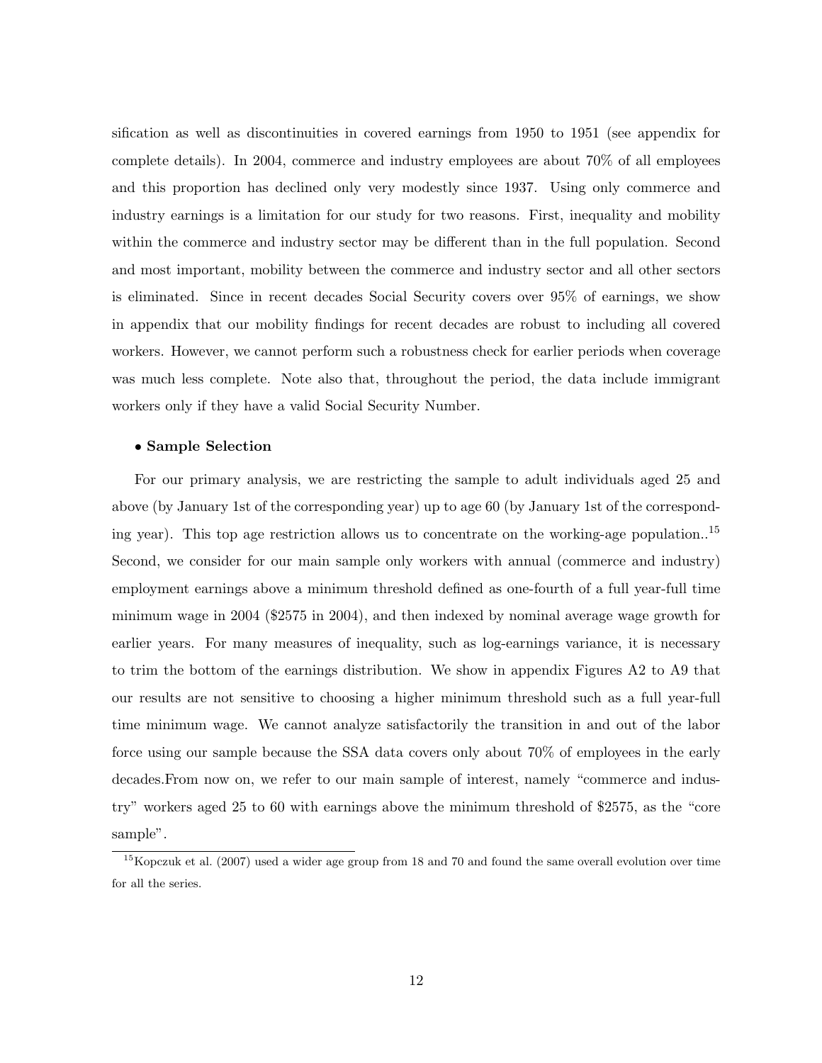sification as well as discontinuities in covered earnings from 1950 to 1951 (see appendix for complete details). In 2004, commerce and industry employees are about 70% of all employees and this proportion has declined only very modestly since 1937. Using only commerce and industry earnings is a limitation for our study for two reasons. First, inequality and mobility within the commerce and industry sector may be different than in the full population. Second and most important, mobility between the commerce and industry sector and all other sectors is eliminated. Since in recent decades Social Security covers over 95% of earnings, we show in appendix that our mobility findings for recent decades are robust to including all covered workers. However, we cannot perform such a robustness check for earlier periods when coverage was much less complete. Note also that, throughout the period, the data include immigrant workers only if they have a valid Social Security Number.

- **Sample Selection**

For our primary analysis, we are restricting the sample to adult individuals aged 25 and above (by January 1st of the corresponding year) up to age 60 (by January 1st of the corresponding year). This top age restriction allows us to concentrate on the working-age population..[15] Second, we consider for our main sample only workers with annual (commerce and industry) employment earnings above a minimum threshold defined as one-fourth of a full year-full time minimum wage in 2004 ($2575 in 2004), and then indexed by nominal average wage growth for earlier years. For many measures of inequality, such as log-earnings variance, it is necessary to trim the bottom of the earnings distribution. We show in appendix Figures A2 to A9 that our results are not sensitive to choosing a higher minimum threshold such as a full year-full time minimum wage. We cannot analyze satisfactorily the transition in and out of the labor force using our sample because the SSA data covers only about 70% of employees in the early decades.From now on, we refer to our main sample of interest, namely "commerce and industry" workers aged 25 to 60 with earnings above the minimum threshold of $2575, as the "core sample".

[15] Kopczuk et al. (2007) used a wider age group from 18 and 70 and found the same overall evolution over time for all the series.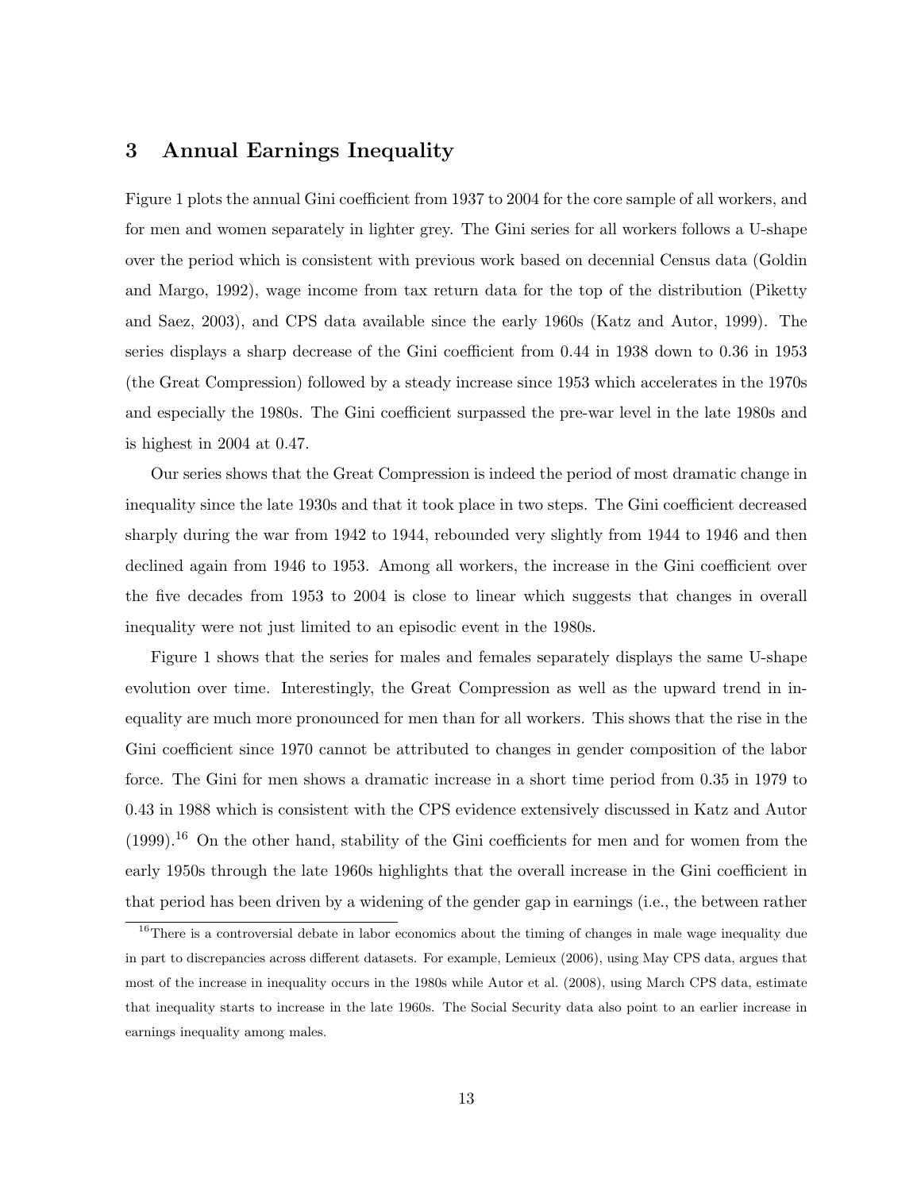## 3 Annual Earnings Inequality

Figure 1 plots the annual Gini coefficient from 1937 to 2004 for the core sample of all workers, and for men and women separately in lighter grey. The Gini series for all workers follows a U-shape over the period which is consistent with previous work based on decennial Census data (Goldin and Margo, 1992), wage income from tax return data for the top of the distribution (Piketty and Saez, 2003), and CPS data available since the early 1960s (Katz and Autor, 1999). The series displays a sharp decrease of the Gini coefficient from 0.44 in 1938 down to 0.36 in 1953 (the Great Compression) followed by a steady increase since 1953 which accelerates in the 1970s and especially the 1980s. The Gini coefficient surpassed the pre-war level in the late 1980s and is highest in 2004 at 0.47.

Our series shows that the Great Compression is indeed the period of most dramatic change in inequality since the late 1930s and that it took place in two steps. The Gini coefficient decreased sharply during the war from 1942 to 1944, rebounded very slightly from 1944 to 1946 and then declined again from 1946 to 1953. Among all workers, the increase in the Gini coefficient over the five decades from 1953 to 2004 is close to linear which suggests that changes in overall inequality were not just limited to an episodic event in the 1980s.

Figure 1 shows that the series for males and females separately displays the same U-shape evolution over time. Interestingly, the Great Compression as well as the upward trend in inequality are much more pronounced for men than for all workers. This shows that the rise in the Gini coefficient since 1970 cannot be attributed to changes in gender composition of the labor force. The Gini for men shows a dramatic increase in a short time period from 0.35 in 1979 to 0.43 in 1988 which is consistent with the CPS evidence extensively discussed in Katz and Autor (1999).[16] On the other hand, stability of the Gini coefficients for men and for women from the early 1950s through the late 1960s highlights that the overall increase in the Gini coefficient in that period has been driven by a widening of the gender gap in earnings (i.e., the between rather

[16] There is a controversial debate in labor economics about the timing of changes in male wage inequality due in part to discrepancies across different datasets. For example, Lemieux (2006), using May CPS data, argues that most of the increase in inequality occurs in the 1980s while Autor et al. (2008), using March CPS data, estimate that inequality starts to increase in the late 1960s. The Social Security data also point to an earlier increase in earnings inequality among males.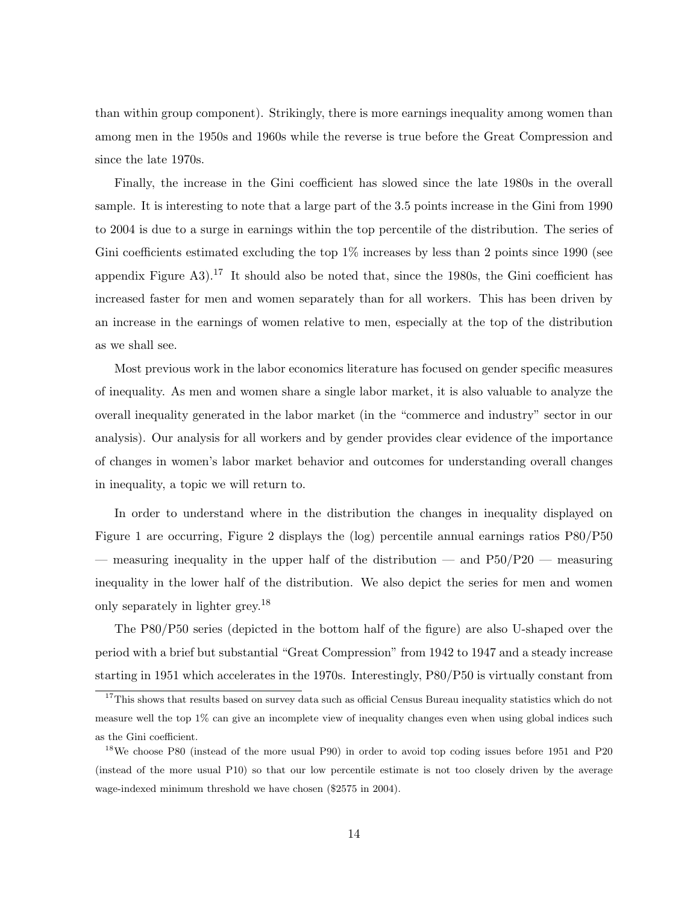than within group component). Strikingly, there is more earnings inequality among women than among men in the 1950s and 1960s while the reverse is true before the Great Compression and since the late 1970s.

Finally, the increase in the Gini coefficient has slowed since the late 1980s in the overall sample. It is interesting to note that a large part of the 3.5 points increase in the Gini from 1990 to 2004 is due to a surge in earnings within the top percentile of the distribution. The series of Gini coefficients estimated excluding the top 1% increases by less than 2 points since 1990 (see appendix Figure A3).[17] It should also be noted that, since the 1980s, the Gini coefficient has increased faster for men and women separately than for all workers. This has been driven by an increase in the earnings of women relative to men, especially at the top of the distribution as we shall see.

Most previous work in the labor economics literature has focused on gender specific measures of inequality. As men and women share a single labor market, it is also valuable to analyze the overall inequality generated in the labor market (in the "commerce and industry" sector in our analysis). Our analysis for all workers and by gender provides clear evidence of the importance of changes in women's labor market behavior and outcomes for understanding overall changes in inequality, a topic we will return to.

In order to understand where in the distribution the changes in inequality displayed on Figure 1 are occurring, Figure 2 displays the (log) percentile annual earnings ratios P80/P50 — measuring inequality in the upper half of the distribution — and P50/P20 — measuring inequality in the lower half of the distribution. We also depict the series for men and women only separately in lighter grey.[18]

The P80/P50 series (depicted in the bottom half of the figure) are also U-shaped over the period with a brief but substantial "Great Compression" from 1942 to 1947 and a steady increase starting in 1951 which accelerates in the 1970s. Interestingly, P80/P50 is virtually constant from

[17] This shows that results based on survey data such as official Census Bureau inequality statistics which do not measure well the top 1% can give an incomplete view of inequality changes even when using global indices such as the Gini coefficient.

[18] We choose P80 (instead of the more usual P90) in order to avoid top coding issues before 1951 and P20 (instead of the more usual P10) so that our low percentile estimate is not too closely driven by the average wage-indexed minimum threshold we have chosen ($2575 in 2004).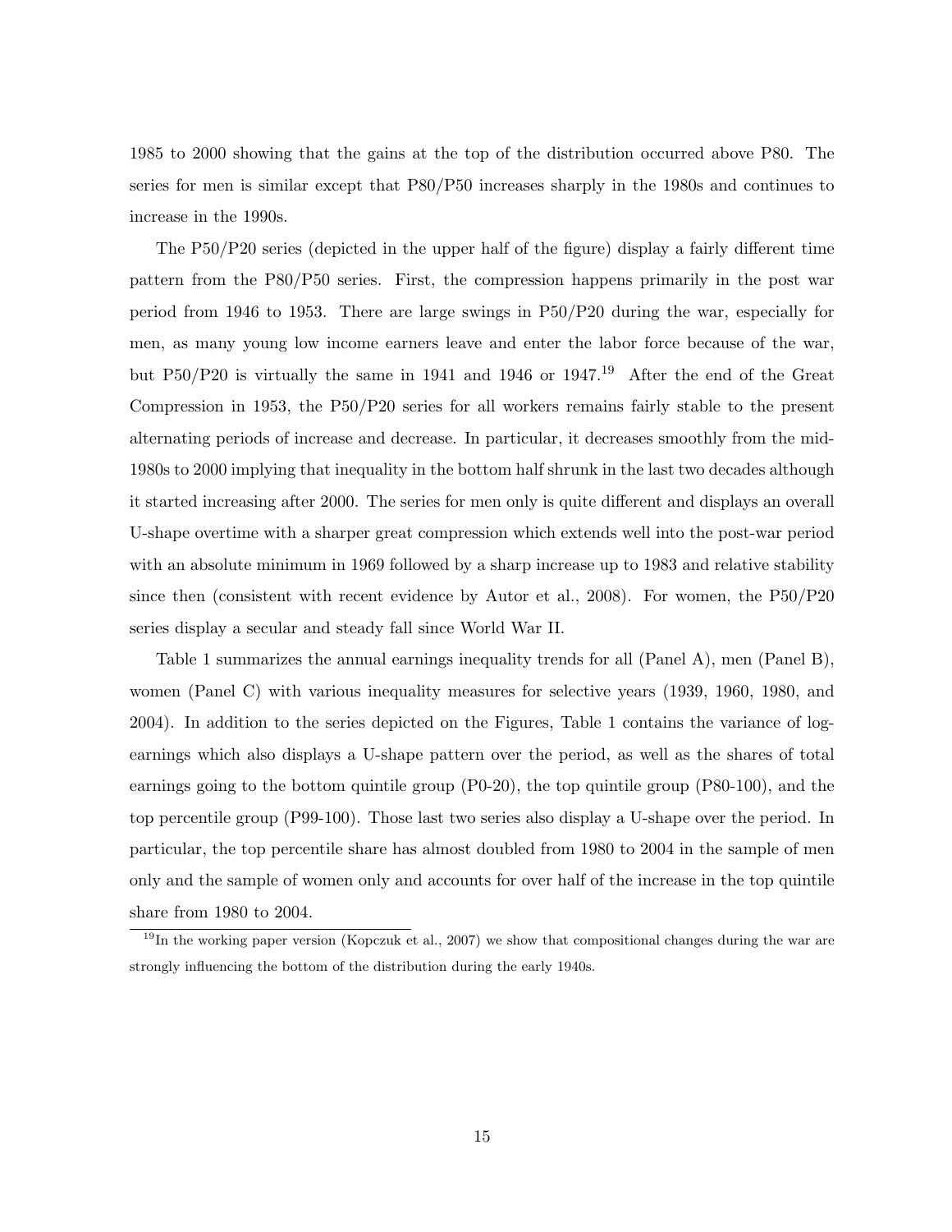1985 to 2000 showing that the gains at the top of the distribution occurred above P80. The series for men is similar except that P80/P50 increases sharply in the 1980s and continues to increase in the 1990s.

The P50/P20 series (depicted in the upper half of the figure) display a fairly different time pattern from the P80/P50 series. First, the compression happens primarily in the post war period from 1946 to 1953. There are large swings in P50/P20 during the war, especially for men, as many young low income earners leave and enter the labor force because of the war, but P50/P20 is virtually the same in 1941 and 1946 or 1947.[19] After the end of the Great Compression in 1953, the P50/P20 series for all workers remains fairly stable to the present alternating periods of increase and decrease. In particular, it decreases smoothly from the mid-1980s to 2000 implying that inequality in the bottom half shrunk in the last two decades although it started increasing after 2000. The series for men only is quite different and displays an overall U-shape overtime with a sharper great compression which extends well into the post-war period with an absolute minimum in 1969 followed by a sharp increase up to 1983 and relative stability since then (consistent with recent evidence by Autor et al., 2008). For women, the P50/P20 series display a secular and steady fall since World War II.

Table 1 summarizes the annual earnings inequality trends for all (Panel A), men (Panel B), women (Panel C) with various inequality measures for selective years (1939, 1960, 1980, and 2004). In addition to the series depicted on the Figures, Table 1 contains the variance of log-earnings which also displays a U-shape pattern over the period, as well as the shares of total earnings going to the bottom quintile group (P0-20), the top quintile group (P80-100), and the top percentile group (P99-100). Those last two series also display a U-shape over the period. In particular, the top percentile share has almost doubled from 1980 to 2004 in the sample of men only and the sample of women only and accounts for over half of the increase in the top quintile share from 1980 to 2004.

[19] In the working paper version (Kopczuk et al., 2007) we show that compositional changes during the war are strongly influencing the bottom of the distribution during the early 1940s.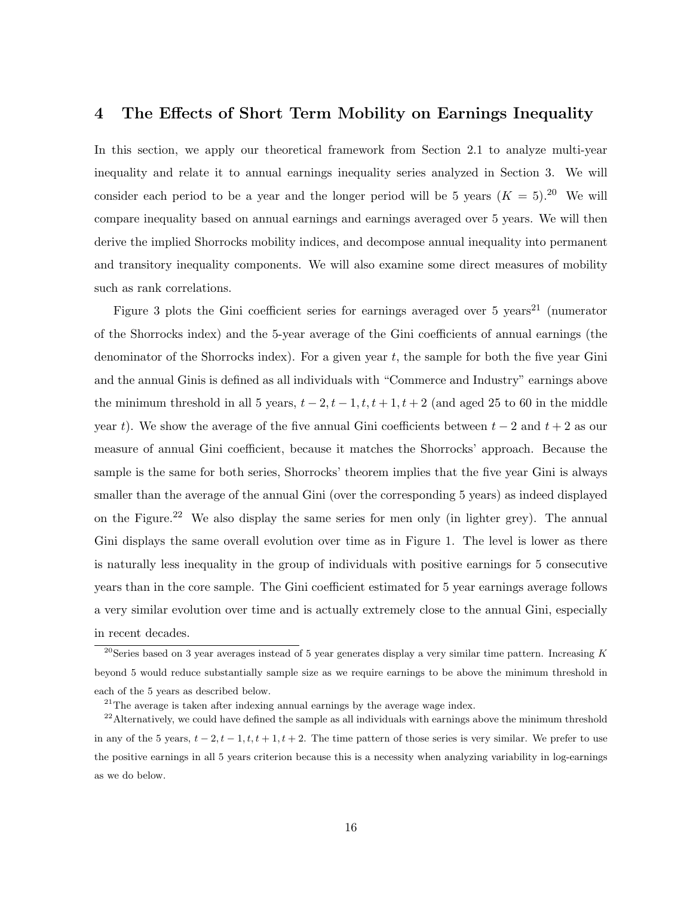## 4 The Effects of Short Term Mobility on Earnings Inequality

In this section, we apply our theoretical framework from Section 2.1 to analyze multi-year inequality and relate it to annual earnings inequality series analyzed in Section 3. We will consider each period to be a year and the longer period will be 5 years ($K = 5$).[20] We will compare inequality based on annual earnings and earnings averaged over 5 years. We will then derive the implied Shorrocks mobility indices, and decompose annual inequality into permanent and transitory inequality components. We will also examine some direct measures of mobility such as rank correlations.

Figure 3 plots the Gini coefficient series for earnings averaged over 5 years[21] (numerator of the Shorrocks index) and the 5-year average of the Gini coefficients of annual earnings (the denominator of the Shorrocks index). For a given year $t$, the sample for both the five year Gini and the annual Ginis is defined as all individuals with "Commerce and Industry" earnings above the minimum threshold in all 5 years, $t-2, t-1, t, t+1, t+2$ (and aged 25 to 60 in the middle year $t$). We show the average of the five annual Gini coefficients between $t-2$ and $t+2$ as our measure of annual Gini coefficient, because it matches the Shorrocks' approach. Because the sample is the same for both series, Shorrocks' theorem implies that the five year Gini is always smaller than the average of the annual Gini (over the corresponding 5 years) as indeed displayed on the Figure.[22] We also display the same series for men only (in lighter grey). The annual Gini displays the same overall evolution over time as in Figure 1. The level is lower as there is naturally less inequality in the group of individuals with positive earnings for 5 consecutive years than in the core sample. The Gini coefficient estimated for 5 year earnings average follows a very similar evolution over time and is actually extremely close to the annual Gini, especially in recent decades.

[20] Series based on 3 year averages instead of 5 year generates display a very similar time pattern. Increasing $K$ beyond 5 would reduce substantially sample size as we require earnings to be above the minimum threshold in each of the 5 years as described below.

[21] The average is taken after indexing annual earnings by the average wage index.

[22] Alternatively, we could have defined the sample as all individuals with earnings above the minimum threshold in any of the 5 years, $t-2, t-1, t, t+1, t+2$. The time pattern of those series is very similar. We prefer to use the positive earnings in all 5 years criterion because this is a necessity when analyzing variability in log-earnings as we do below.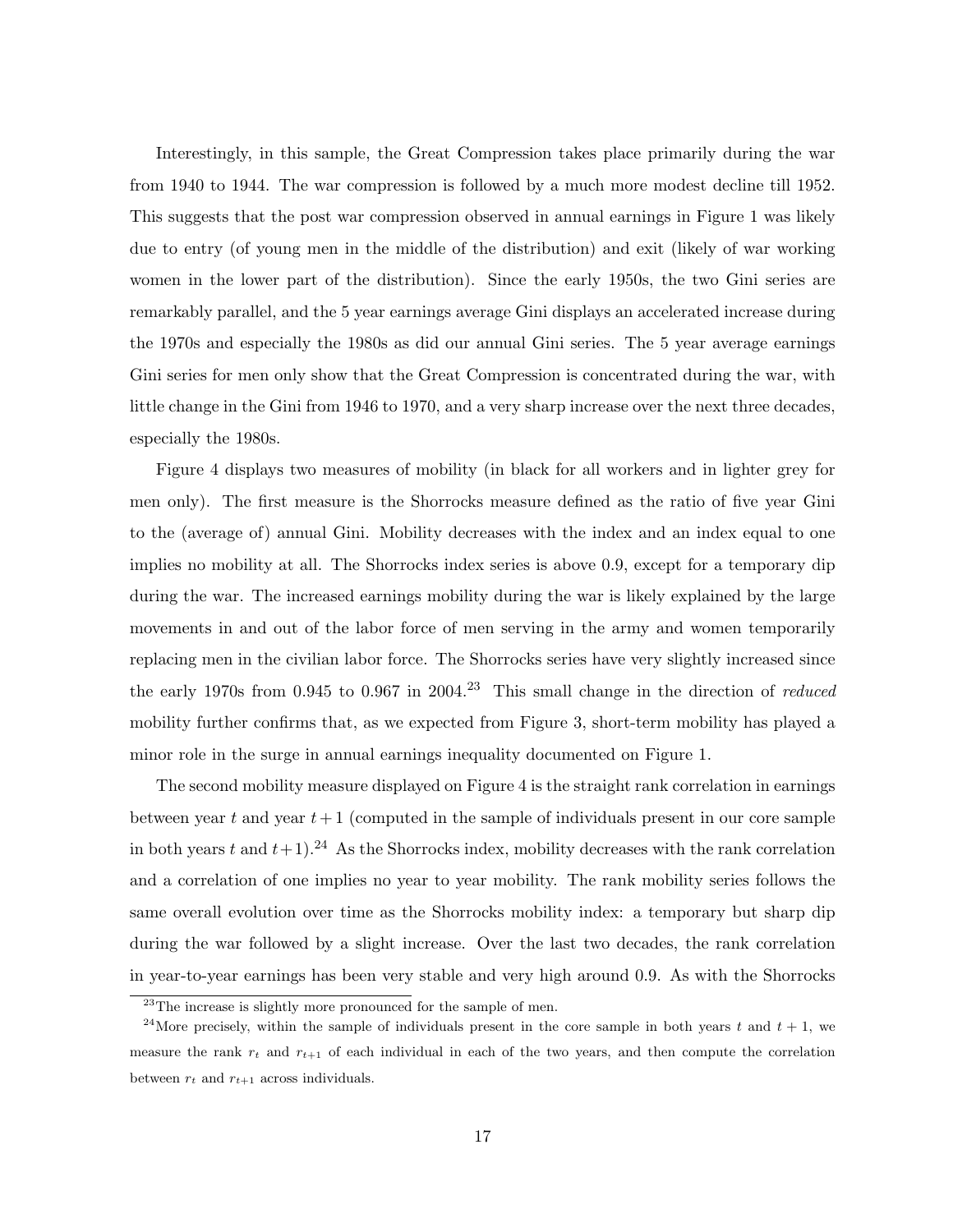Interestingly, in this sample, the Great Compression takes place primarily during the war from 1940 to 1944. The war compression is followed by a much more modest decline till 1952. This suggests that the post war compression observed in annual earnings in Figure 1 was likely due to entry (of young men in the middle of the distribution) and exit (likely of war working women in the lower part of the distribution). Since the early 1950s, the two Gini series are remarkably parallel, and the 5 year earnings average Gini displays an accelerated increase during the 1970s and especially the 1980s as did our annual Gini series. The 5 year average earnings Gini series for men only show that the Great Compression is concentrated during the war, with little change in the Gini from 1946 to 1970, and a very sharp increase over the next three decades, especially the 1980s.

Figure 4 displays two measures of mobility (in black for all workers and in lighter grey for men only). The first measure is the Shorrocks measure defined as the ratio of five year Gini to the (average of) annual Gini. Mobility decreases with the index and an index equal to one implies no mobility at all. The Shorrocks index series is above 0.9, except for a temporary dip during the war. The increased earnings mobility during the war is likely explained by the large movements in and out of the labor force of men serving in the army and women temporarily replacing men in the civilian labor force. The Shorrocks series have very slightly increased since the early 1970s from 0.945 to 0.967 in 2004.[23] This small change in the direction of *reduced* mobility further confirms that, as we expected from Figure 3, short-term mobility has played a minor role in the surge in annual earnings inequality documented on Figure 1.

The second mobility measure displayed on Figure 4 is the straight rank correlation in earnings between year $t$ and year $t+1$ (computed in the sample of individuals present in our core sample in both years $t$ and $t+1$).[24] As the Shorrocks index, mobility decreases with the rank correlation and a correlation of one implies no year to year mobility. The rank mobility series follows the same overall evolution over time as the Shorrocks mobility index: a temporary but sharp dip during the war followed by a slight increase. Over the last two decades, the rank correlation in year-to-year earnings has been very stable and very high around 0.9. As with the Shorrocks

[23] The increase is slightly more pronounced for the sample of men.

[24] More precisely, within the sample of individuals present in the core sample in both years $t$ and $t+1$, we measure the rank $r_t$ and $r_{t+1}$ of each individual in each of the two years, and then compute the correlation between $r_t$ and $r_{t+1}$ across individuals.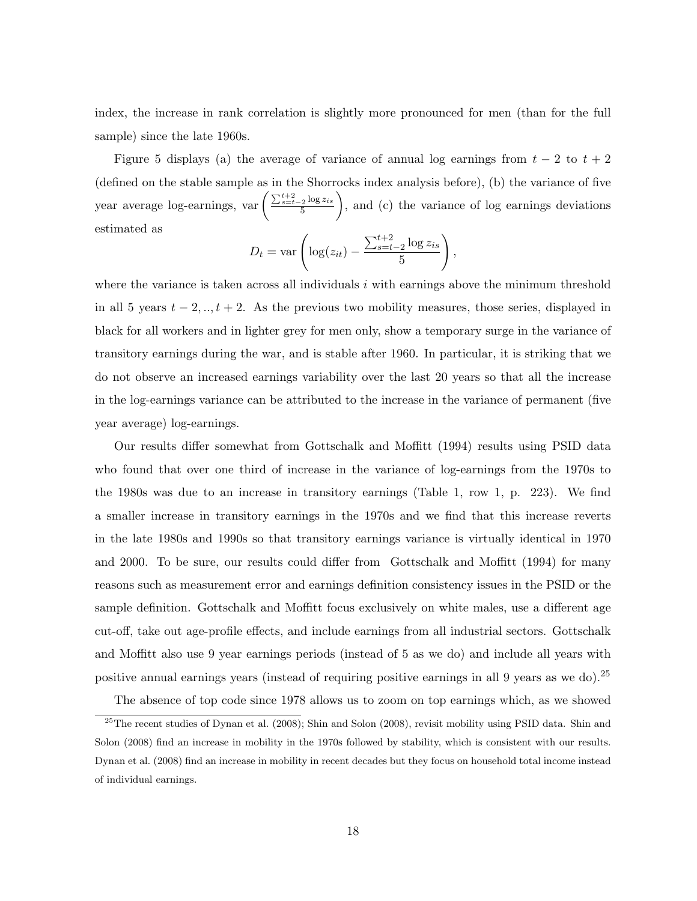index, the increase in rank correlation is slightly more pronounced for men (than for the full sample) since the late 1960s.

Figure 5 displays (a) the average of variance of annual log earnings from $t-2$ to $t+2$ (defined on the stable sample as in the Shorrocks index analysis before), (b) the variance of five year average log-earnings, $\text{var}\left(\frac{\sum_{s=t-2}^{t+2} \log z_{is}}{5}\right)$, and (c) the variance of log earnings deviations estimated as

$$D_t = \text{var}\left(\log(z_{it}) - \frac{\sum_{s=t-2}^{t+2} \log z_{is}}{5}\right),$$

where the variance is taken across all individuals $i$ with earnings above the minimum threshold in all 5 years $t-2,..,t+2$. As the previous two mobility measures, those series, displayed in black for all workers and in lighter grey for men only, show a temporary surge in the variance of transitory earnings during the war, and is stable after 1960. In particular, it is striking that we do not observe an increased earnings variability over the last 20 years so that all the increase in the log-earnings variance can be attributed to the increase in the variance of permanent (five year average) log-earnings.

Our results differ somewhat from Gottschalk and Moffitt (1994) results using PSID data who found that over one third of increase in the variance of log-earnings from the 1970s to the 1980s was due to an increase in transitory earnings (Table 1, row 1, p. 223). We find a smaller increase in transitory earnings in the 1970s and we find that this increase reverts in the late 1980s and 1990s so that transitory earnings variance is virtually identical in 1970 and 2000. To be sure, our results could differ from Gottschalk and Moffitt (1994) for many reasons such as measurement error and earnings definition consistency issues in the PSID or the sample definition. Gottschalk and Moffitt focus exclusively on white males, use a different age cut-off, take out age-profile effects, and include earnings from all industrial sectors. Gottschalk and Moffitt also use 9 year earnings periods (instead of 5 as we do) and include all years with positive annual earnings years (instead of requiring positive earnings in all 9 years as we do).[25]

The absence of top code since 1978 allows us to zoom on top earnings which, as we showed

[25] The recent studies of Dynan et al. (2008); Shin and Solon (2008), revisit mobility using PSID data. Shin and Solon (2008) find an increase in mobility in the 1970s followed by stability, which is consistent with our results. Dynan et al. (2008) find an increase in mobility in recent decades but they focus on household total income instead of individual earnings.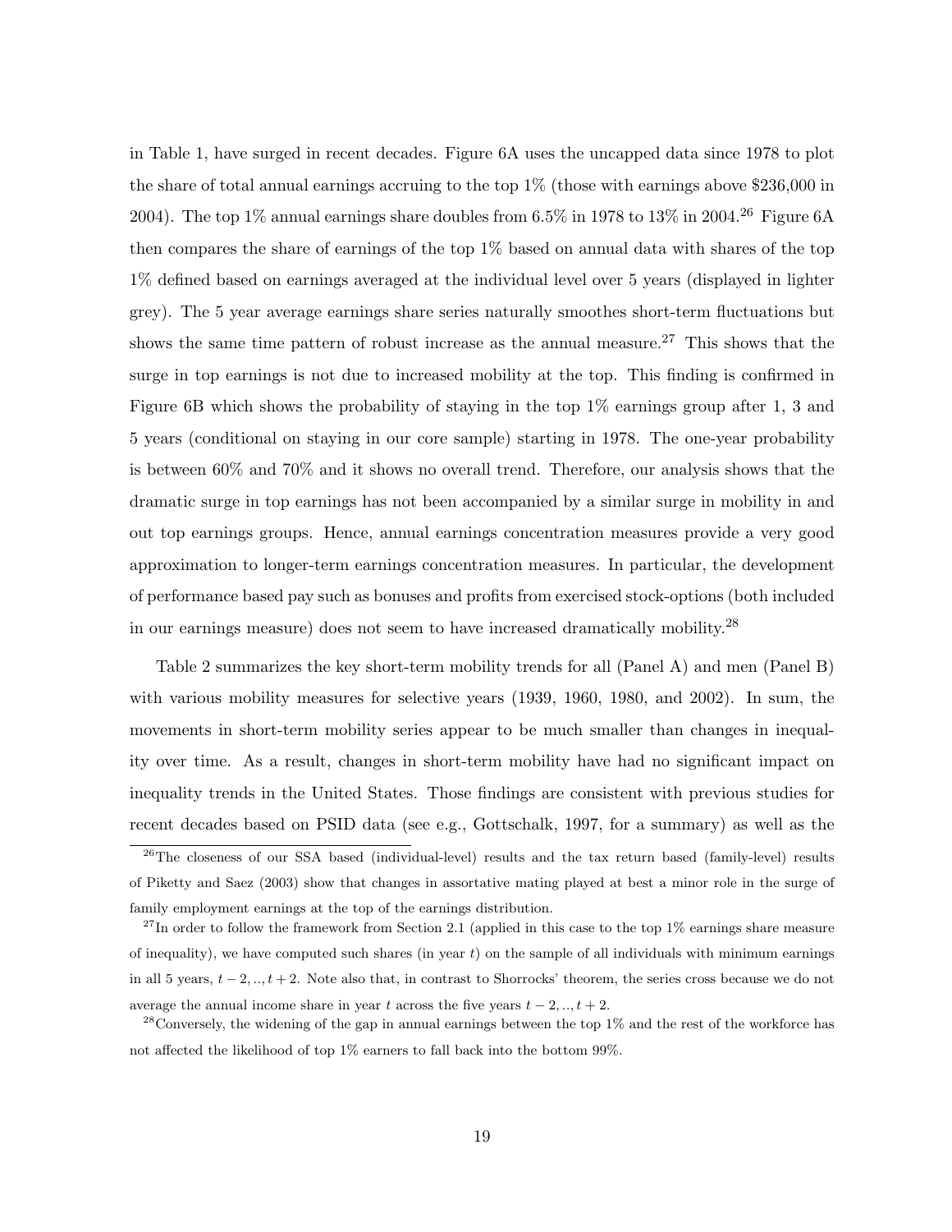in Table 1, have surged in recent decades. Figure 6A uses the uncapped data since 1978 to plot the share of total annual earnings accruing to the top 1% (those with earnings above $236,000 in 2004). The top 1% annual earnings share doubles from 6.5% in 1978 to 13% in 2004.[26] Figure 6A then compares the share of earnings of the top 1% based on annual data with shares of the top 1% defined based on earnings averaged at the individual level over 5 years (displayed in lighter grey). The 5 year average earnings share series naturally smoothes short-term fluctuations but shows the same time pattern of robust increase as the annual measure.[27] This shows that the surge in top earnings is not due to increased mobility at the top. This finding is confirmed in Figure 6B which shows the probability of staying in the top 1% earnings group after 1, 3 and 5 years (conditional on staying in our core sample) starting in 1978. The one-year probability is between 60% and 70% and it shows no overall trend. Therefore, our analysis shows that the dramatic surge in top earnings has not been accompanied by a similar surge in mobility in and out top earnings groups. Hence, annual earnings concentration measures provide a very good approximation to longer-term earnings concentration measures. In particular, the development of performance based pay such as bonuses and profits from exercised stock-options (both included in our earnings measure) does not seem to have increased dramatically mobility.[28]

Table 2 summarizes the key short-term mobility trends for all (Panel A) and men (Panel B) with various mobility measures for selective years (1939, 1960, 1980, and 2002). In sum, the movements in short-term mobility series appear to be much smaller than changes in inequality over time. As a result, changes in short-term mobility have had no significant impact on inequality trends in the United States. Those findings are consistent with previous studies for recent decades based on PSID data (see e.g., Gottschalk, 1997, for a summary) as well as the

[26] The closeness of our SSA based (individual-level) results and the tax return based (family-level) results of Piketty and Saez (2003) show that changes in assortative mating played at best a minor role in the surge of family employment earnings at the top of the earnings distribution.

[27] In order to follow the framework from Section 2.1 (applied in this case to the top 1% earnings share measure of inequality), we have computed such shares (in year $t$) on the sample of all individuals with minimum earnings in all 5 years, $t-2,..,t+2$. Note also that, in contrast to Shorrocks' theorem, the series cross because we do not average the annual income share in year $t$ across the five years $t-2,..,t+2$.

[28] Conversely, the widening of the gap in annual earnings between the top 1% and the rest of the workforce has not affected the likelihood of top 1% earners to fall back into the bottom 99%.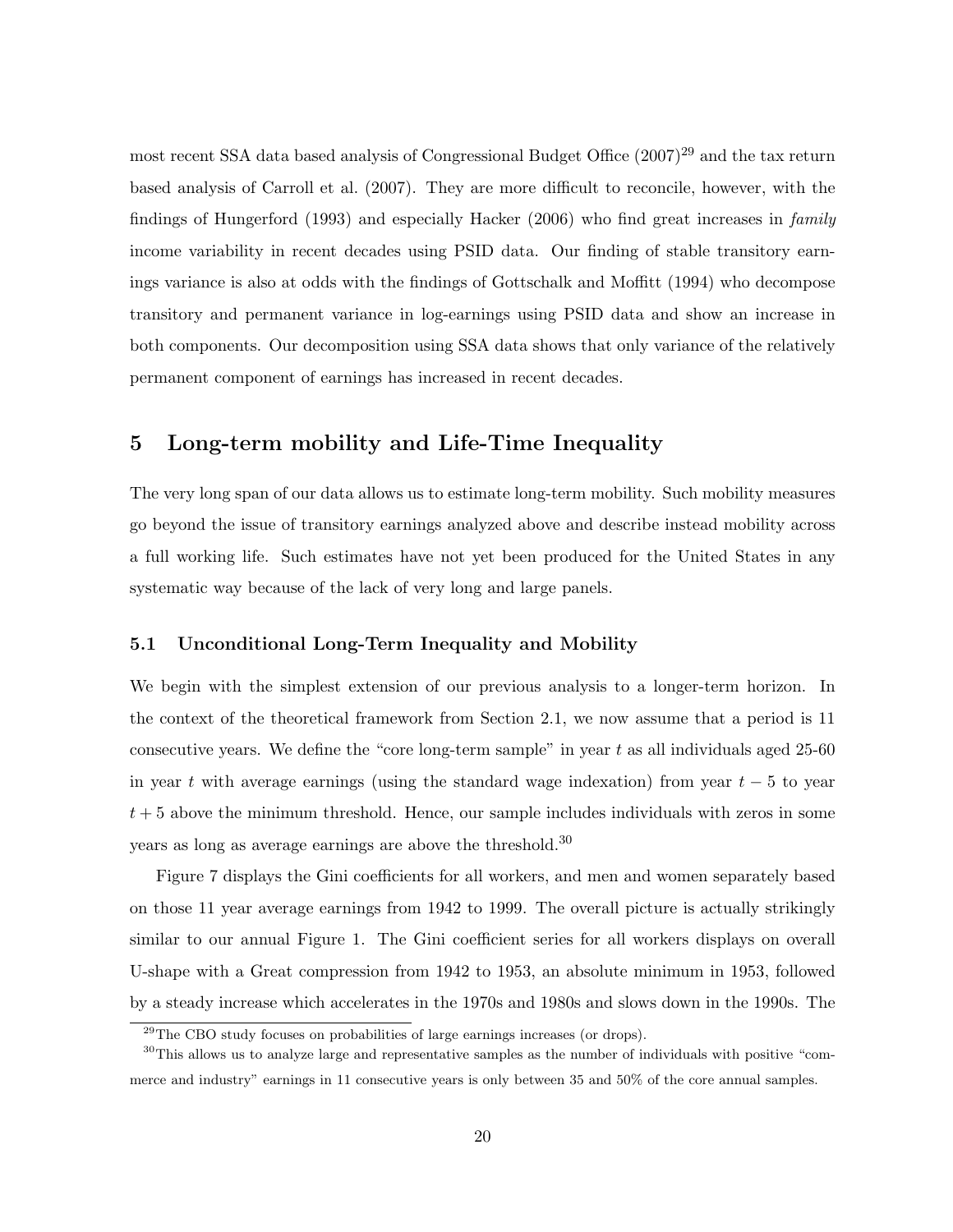most recent SSA data based analysis of Congressional Budget Office (2007)[29] and the tax return based analysis of Carroll et al. (2007). They are more difficult to reconcile, however, with the findings of Hungerford (1993) and especially Hacker (2006) who find great increases in *family* income variability in recent decades using PSID data. Our finding of stable transitory earnings variance is also at odds with the findings of Gottschalk and Moffitt (1994) who decompose transitory and permanent variance in log-earnings using PSID data and show an increase in both components. Our decomposition using SSA data shows that only variance of the relatively permanent component of earnings has increased in recent decades.

## 5 Long-term mobility and Life-Time Inequality

The very long span of our data allows us to estimate long-term mobility. Such mobility measures go beyond the issue of transitory earnings analyzed above and describe instead mobility across a full working life. Such estimates have not yet been produced for the United States in any systematic way because of the lack of very long and large panels.

### 5.1 Unconditional Long-Term Inequality and Mobility

We begin with the simplest extension of our previous analysis to a longer-term horizon. In the context of the theoretical framework from Section 2.1, we now assume that a period is 11 consecutive years. We define the "core long-term sample" in year $t$ as all individuals aged 25-60 in year $t$ with average earnings (using the standard wage indexation) from year $t-5$ to year $t+5$ above the minimum threshold. Hence, our sample includes individuals with zeros in some years as long as average earnings are above the threshold.[30]

Figure 7 displays the Gini coefficients for all workers, and men and women separately based on those 11 year average earnings from 1942 to 1999. The overall picture is actually strikingly similar to our annual Figure 1. The Gini coefficient series for all workers displays on overall U-shape with a Great compression from 1942 to 1953, an absolute minimum in 1953, followed by a steady increase which accelerates in the 1970s and 1980s and slows down in the 1990s. The

[29] The CBO study focuses on probabilities of large earnings increases (or drops).

[30] This allows us to analyze large and representative samples as the number of individuals with positive "commerce and industry" earnings in 11 consecutive years is only between 35 and 50% of the core annual samples.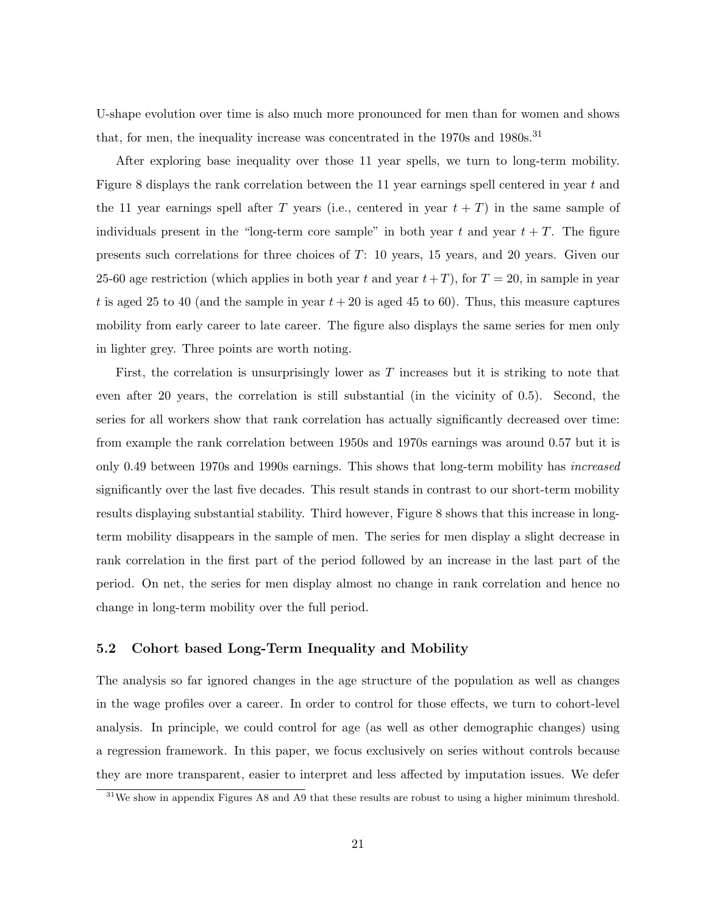U-shape evolution over time is also much more pronounced for men than for women and shows that, for men, the inequality increase was concentrated in the 1970s and 1980s.[31]

After exploring base inequality over those 11 year spells, we turn to long-term mobility. Figure 8 displays the rank correlation between the 11 year earnings spell centered in year $t$ and the 11 year earnings spell after $T$ years (i.e., centered in year $t+T$) in the same sample of individuals present in the "long-term core sample" in both year $t$ and year $t+T$. The figure presents such correlations for three choices of $T$: 10 years, 15 years, and 20 years. Given our 25-60 age restriction (which applies in both year $t$ and year $t+T$), for $T = 20$, in sample in year $t$ is aged 25 to 40 (and the sample in year $t+20$ is aged 45 to 60). Thus, this measure captures mobility from early career to late career. The figure also displays the same series for men only in lighter grey. Three points are worth noting.

First, the correlation is unsurprisingly lower as $T$ increases but it is striking to note that even after 20 years, the correlation is still substantial (in the vicinity of 0.5). Second, the series for all workers show that rank correlation has actually significantly decreased over time: from example the rank correlation between 1950s and 1970s earnings was around 0.57 but it is only 0.49 between 1970s and 1990s earnings. This shows that long-term mobility has *increased* significantly over the last five decades. This result stands in contrast to our short-term mobility results displaying substantial stability. Third however, Figure 8 shows that this increase in long-term mobility disappears in the sample of men. The series for men display a slight decrease in rank correlation in the first part of the period followed by an increase in the last part of the period. On net, the series for men display almost no change in rank correlation and hence no change in long-term mobility over the full period.

### 5.2 Cohort based Long-Term Inequality and Mobility

The analysis so far ignored changes in the age structure of the population as well as changes in the wage profiles over a career. In order to control for those effects, we turn to cohort-level analysis. In principle, we could control for age (as well as other demographic changes) using a regression framework. In this paper, we focus exclusively on series without controls because they are more transparent, easier to interpret and less affected by imputation issues. We defer

[31] We show in appendix Figures A8 and A9 that these results are robust to using a higher minimum threshold.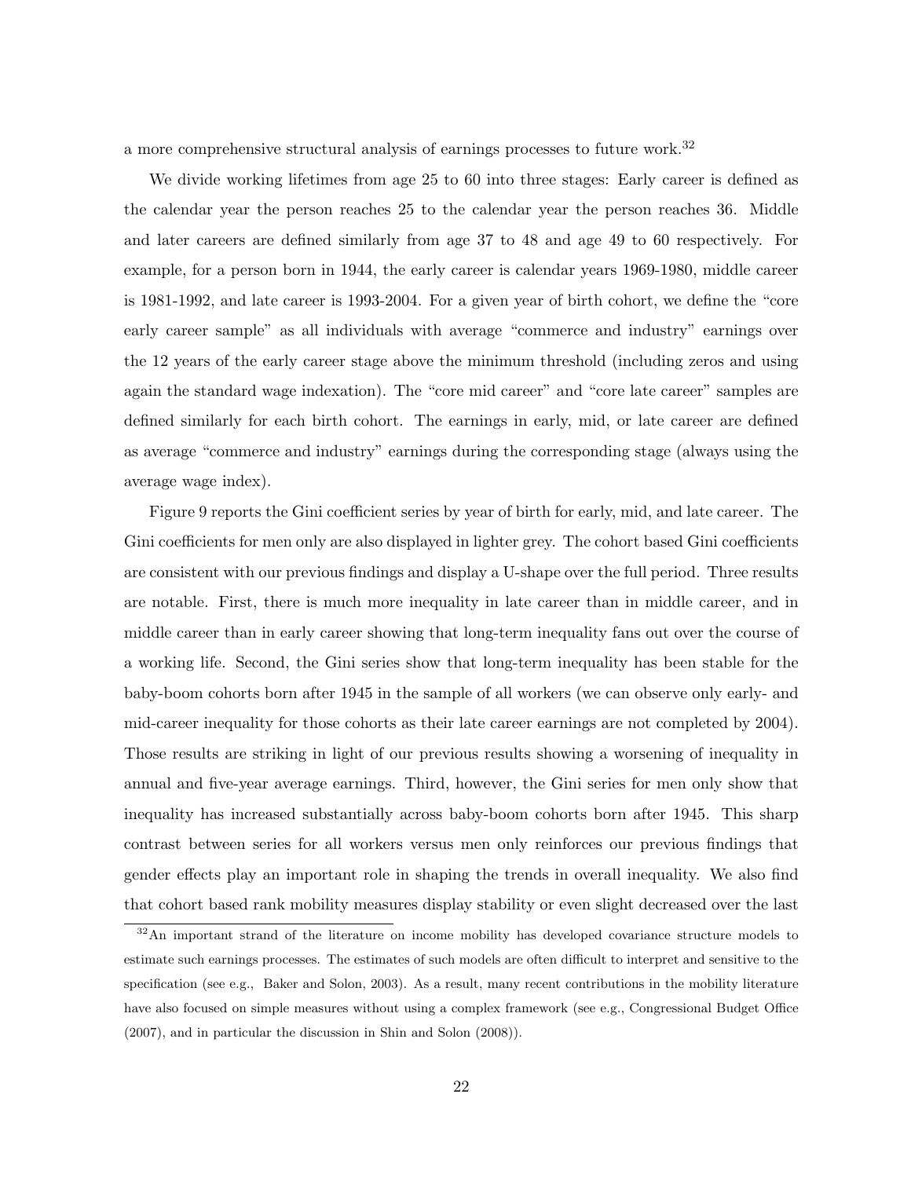a more comprehensive structural analysis of earnings processes to future work.[32]

We divide working lifetimes from age 25 to 60 into three stages: Early career is defined as the calendar year the person reaches 25 to the calendar year the person reaches 36. Middle and later careers are defined similarly from age 37 to 48 and age 49 to 60 respectively. For example, for a person born in 1944, the early career is calendar years 1969-1980, middle career is 1981-1992, and late career is 1993-2004. For a given year of birth cohort, we define the "core early career sample" as all individuals with average "commerce and industry" earnings over the 12 years of the early career stage above the minimum threshold (including zeros and using again the standard wage indexation). The "core mid career" and "core late career" samples are defined similarly for each birth cohort. The earnings in early, mid, or late career are defined as average "commerce and industry" earnings during the corresponding stage (always using the average wage index).

Figure 9 reports the Gini coefficient series by year of birth for early, mid, and late career. The Gini coefficients for men only are also displayed in lighter grey. The cohort based Gini coefficients are consistent with our previous findings and display a U-shape over the full period. Three results are notable. First, there is much more inequality in late career than in middle career, and in middle career than in early career showing that long-term inequality fans out over the course of a working life. Second, the Gini series show that long-term inequality has been stable for the baby-boom cohorts born after 1945 in the sample of all workers (we can observe only early- and mid-career inequality for those cohorts as their late career earnings are not completed by 2004). Those results are striking in light of our previous results showing a worsening of inequality in annual and five-year average earnings. Third, however, the Gini series for men only show that inequality has increased substantially across baby-boom cohorts born after 1945. This sharp contrast between series for all workers versus men only reinforces our previous findings that gender effects play an important role in shaping the trends in overall inequality. We also find that cohort based rank mobility measures display stability or even slight decreased over the last

[32] An important strand of the literature on income mobility has developed covariance structure models to estimate such earnings processes. The estimates of such models are often difficult to interpret and sensitive to the specification (see e.g., Baker and Solon, 2003). As a result, many recent contributions in the mobility literature have also focused on simple measures without using a complex framework (see e.g., Congressional Budget Office (2007), and in particular the discussion in Shin and Solon (2008)).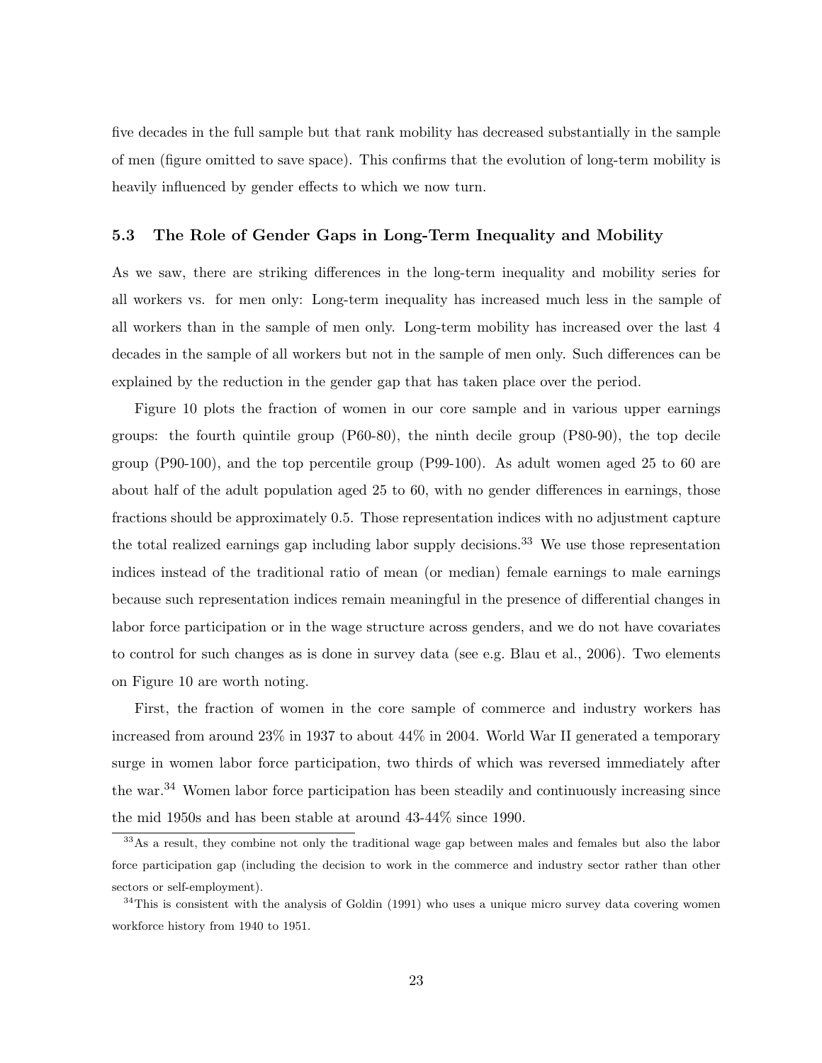five decades in the full sample but that rank mobility has decreased substantially in the sample of men (figure omitted to save space). This confirms that the evolution of long-term mobility is heavily influenced by gender effects to which we now turn.

### 5.3 The Role of Gender Gaps in Long-Term Inequality and Mobility

As we saw, there are striking differences in the long-term inequality and mobility series for all workers vs. for men only: Long-term inequality has increased much less in the sample of all workers than in the sample of men only. Long-term mobility has increased over the last 4 decades in the sample of all workers but not in the sample of men only. Such differences can be explained by the reduction in the gender gap that has taken place over the period.

Figure 10 plots the fraction of women in our core sample and in various upper earnings groups: the fourth quintile group (P60-80), the ninth decile group (P80-90), the top decile group (P90-100), and the top percentile group (P99-100). As adult women aged 25 to 60 are about half of the adult population aged 25 to 60, with no gender differences in earnings, those fractions should be approximately 0.5. Those representation indices with no adjustment capture the total realized earnings gap including labor supply decisions.[33] We use those representation indices instead of the traditional ratio of mean (or median) female earnings to male earnings because such representation indices remain meaningful in the presence of differential changes in labor force participation or in the wage structure across genders, and we do not have covariates to control for such changes as is done in survey data (see e.g. Blau et al., 2006). Two elements on Figure 10 are worth noting.

First, the fraction of women in the core sample of commerce and industry workers has increased from around 23% in 1937 to about 44% in 2004. World War II generated a temporary surge in women labor force participation, two thirds of which was reversed immediately after the war.[34] Women labor force participation has been steadily and continuously increasing since the mid 1950s and has been stable at around 43-44% since 1990.

[33] As a result, they combine not only the traditional wage gap between males and females but also the labor force participation gap (including the decision to work in the commerce and industry sector rather than other sectors or self-employment).

[34] This is consistent with the analysis of Goldin (1991) who uses a unique micro survey data covering women workforce history from 1940 to 1951.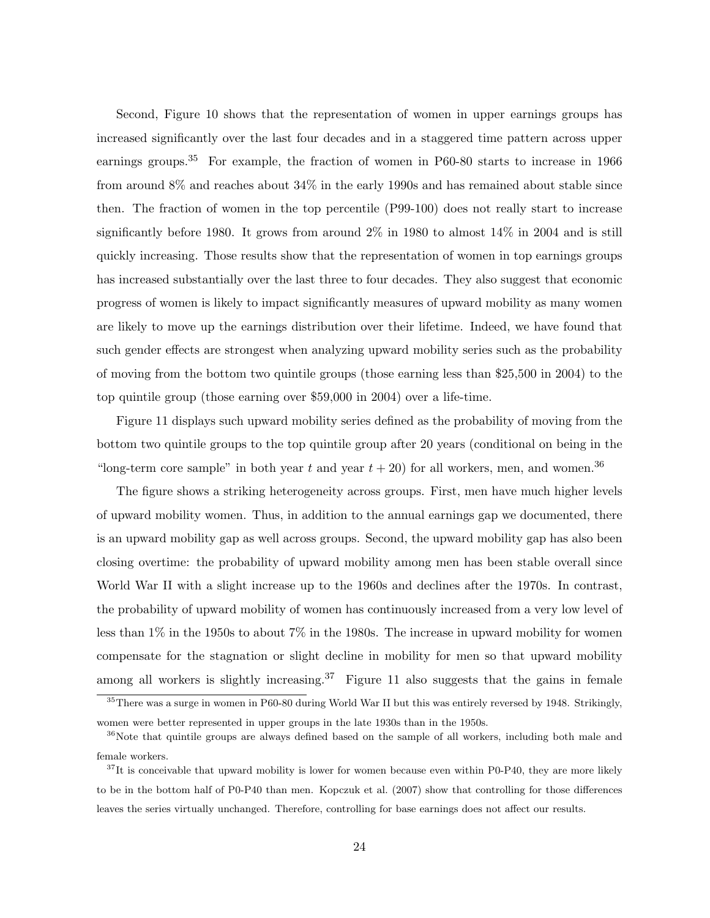Second, Figure 10 shows that the representation of women in upper earnings groups has increased significantly over the last four decades and in a staggered time pattern across upper earnings groups.[35] For example, the fraction of women in P60-80 starts to increase in 1966 from around 8% and reaches about 34% in the early 1990s and has remained about stable since then. The fraction of women in the top percentile (P99-100) does not really start to increase significantly before 1980. It grows from around 2% in 1980 to almost 14% in 2004 and is still quickly increasing. Those results show that the representation of women in top earnings groups has increased substantially over the last three to four decades. They also suggest that economic progress of women is likely to impact significantly measures of upward mobility as many women are likely to move up the earnings distribution over their lifetime. Indeed, we have found that such gender effects are strongest when analyzing upward mobility series such as the probability of moving from the bottom two quintile groups (those earning less than $25,500 in 2004) to the top quintile group (those earning over $59,000 in 2004) over a life-time.

Figure 11 displays such upward mobility series defined as the probability of moving from the bottom two quintile groups to the top quintile group after 20 years (conditional on being in the "long-term core sample" in both year $t$ and year $t + 20$) for all workers, men, and women.[36]

The figure shows a striking heterogeneity across groups. First, men have much higher levels of upward mobility women. Thus, in addition to the annual earnings gap we documented, there is an upward mobility gap as well across groups. Second, the upward mobility gap has also been closing overtime: the probability of upward mobility among men has been stable overall since World War II with a slight increase up to the 1960s and declines after the 1970s. In contrast, the probability of upward mobility of women has continuously increased from a very low level of less than 1% in the 1950s to about 7% in the 1980s. The increase in upward mobility for women compensate for the stagnation or slight decline in mobility for men so that upward mobility among all workers is slightly increasing.[37] Figure 11 also suggests that the gains in female

[35]There was a surge in women in P60-80 during World War II but this was entirely reversed by 1948. Strikingly, women were better represented in upper groups in the late 1930s than in the 1950s.

[36]Note that quintile groups are always defined based on the sample of all workers, including both male and female workers.

[37]It is conceivable that upward mobility is lower for women because even within P0-P40, they are more likely to be in the bottom half of P0-P40 than men. Kopczuk et al. (2007) show that controlling for those differences leaves the series virtually unchanged. Therefore, controlling for base earnings does not affect our results.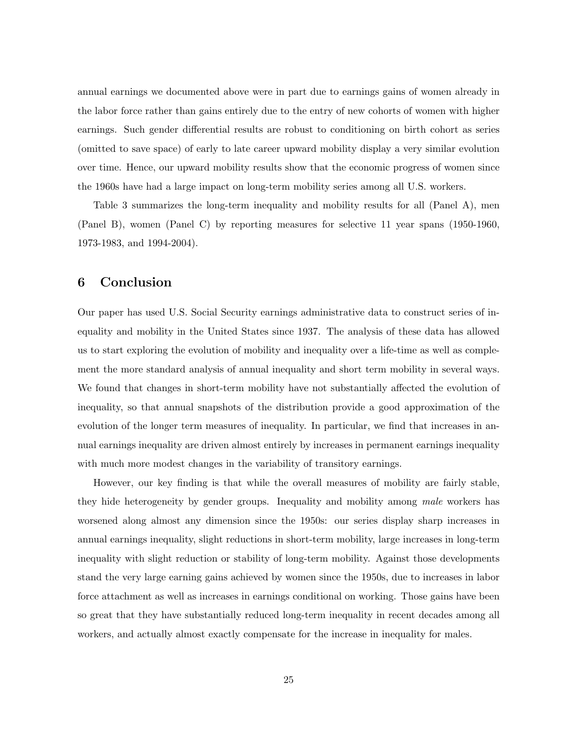annual earnings we documented above were in part due to earnings gains of women already in the labor force rather than gains entirely due to the entry of new cohorts of women with higher earnings. Such gender differential results are robust to conditioning on birth cohort as series (omitted to save space) of early to late career upward mobility display a very similar evolution over time. Hence, our upward mobility results show that the economic progress of women since the 1960s have had a large impact on long-term mobility series among all U.S. workers.

Table 3 summarizes the long-term inequality and mobility results for all (Panel A), men (Panel B), women (Panel C) by reporting measures for selective 11 year spans (1950-1960, 1973-1983, and 1994-2004).

# 6 Conclusion

Our paper has used U.S. Social Security earnings administrative data to construct series of inequality and mobility in the United States since 1937. The analysis of these data has allowed us to start exploring the evolution of mobility and inequality over a life-time as well as complement the more standard analysis of annual inequality and short term mobility in several ways. We found that changes in short-term mobility have not substantially affected the evolution of inequality, so that annual snapshots of the distribution provide a good approximation of the evolution of the longer term measures of inequality. In particular, we find that increases in annual earnings inequality are driven almost entirely by increases in permanent earnings inequality with much more modest changes in the variability of transitory earnings.

However, our key finding is that while the overall measures of mobility are fairly stable, they hide heterogeneity by gender groups. Inequality and mobility among *male* workers has worsened along almost any dimension since the 1950s: our series display sharp increases in annual earnings inequality, slight reductions in short-term mobility, large increases in long-term inequality with slight reduction or stability of long-term mobility. Against those developments stand the very large earning gains achieved by women since the 1950s, due to increases in labor force attachment as well as increases in earnings conditional on working. Those gains have been so great that they have substantially reduced long-term inequality in recent decades among all workers, and actually almost exactly compensate for the increase in inequality for males.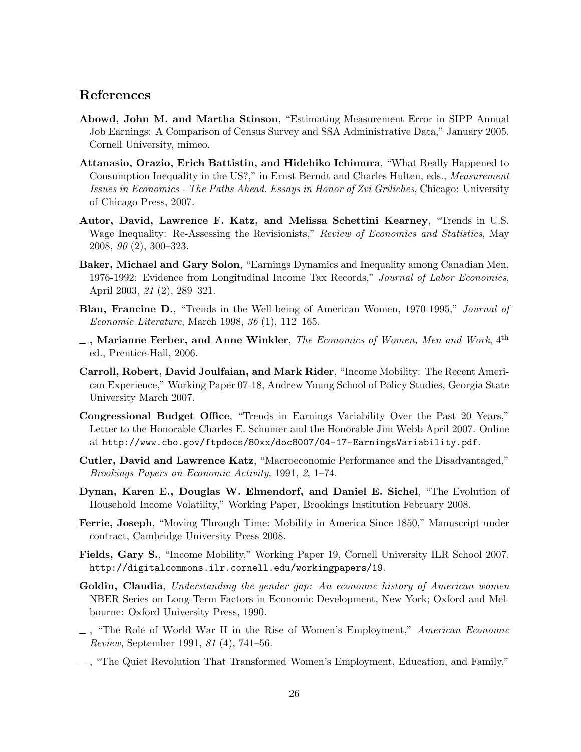## References

**Abowd, John M. and Martha Stinson**, "Estimating Measurement Error in SIPP Annual Job Earnings: A Comparison of Census Survey and SSA Administrative Data," January 2005. Cornell University, mimeo.

**Attanasio, Orazio, Erich Battistin, and Hidehiko Ichimura**, "What Really Happened to Consumption Inequality in the US?," in Ernst Berndt and Charles Hulten, eds., *Measurement Issues in Economics - The Paths Ahead. Essays in Honor of Zvi Griliches*, Chicago: University of Chicago Press, 2007.

**Autor, David, Lawrence F. Katz, and Melissa Schettini Kearney**, "Trends in U.S. Wage Inequality: Re-Assessing the Revisionists," *Review of Economics and Statistics*, May 2008, *90* (2), 300–323.

**Baker, Michael and Gary Solon**, "Earnings Dynamics and Inequality among Canadian Men, 1976-1992: Evidence from Longitudinal Income Tax Records," *Journal of Labor Economics*, April 2003, *21* (2), 289–321.

**Blau, Francine D.**, "Trends in the Well-being of American Women, 1970-1995," *Journal of Economic Literature*, March 1998, *36* (1), 112–165.

**_ , Marianne Ferber, and Anne Winkler**, *The Economics of Women, Men and Work*, 4th ed., Prentice-Hall, 2006.

**Carroll, Robert, David Joulfaian, and Mark Rider**, "Income Mobility: The Recent American Experience," Working Paper 07-18, Andrew Young School of Policy Studies, Georgia State University March 2007.

**Congressional Budget Office**, "Trends in Earnings Variability Over the Past 20 Years," Letter to the Honorable Charles E. Schumer and the Honorable Jim Webb April 2007. Online at `http://www.cbo.gov/ftpdocs/80xx/doc8007/04-17-EarningsVariability.pdf`.

**Cutler, David and Lawrence Katz**, "Macroeconomic Performance and the Disadvantaged," *Brookings Papers on Economic Activity*, 1991, *2*, 1–74.

**Dynan, Karen E., Douglas W. Elmendorf, and Daniel E. Sichel**, "The Evolution of Household Income Volatility," Working Paper, Brookings Institution February 2008.

**Ferrie, Joseph**, "Moving Through Time: Mobility in America Since 1850," Manuscript under contract, Cambridge University Press 2008.

**Fields, Gary S.**, "Income Mobility," Working Paper 19, Cornell University ILR School 2007. `http://digitalcommons.ilr.cornell.edu/workingpapers/19`.

**Goldin, Claudia**, *Understanding the gender gap: An economic history of American women* NBER Series on Long-Term Factors in Economic Development, New York; Oxford and Melbourne: Oxford University Press, 1990.

_ , "The Role of World War II in the Rise of Women's Employment," *American Economic Review*, September 1991, *81* (4), 741–56.

_ , "The Quiet Revolution That Transformed Women's Employment, Education, and Family,"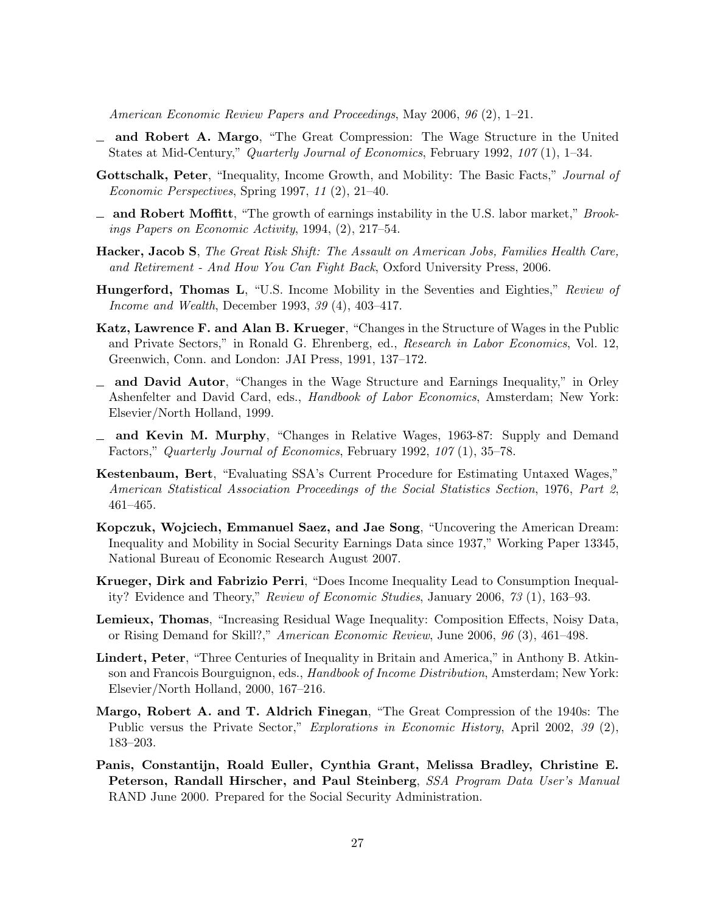*American Economic Review Papers and Proceedings*, May 2006, *96* (2), 1–21.

— **and Robert A. Margo**, "The Great Compression: The Wage Structure in the United States at Mid-Century," *Quarterly Journal of Economics*, February 1992, *107* (1), 1–34.

**Gottschalk, Peter**, "Inequality, Income Growth, and Mobility: The Basic Facts," *Journal of Economic Perspectives*, Spring 1997, *11* (2), 21–40.

— **and Robert Moffitt**, "The growth of earnings instability in the U.S. labor market," *Brookings Papers on Economic Activity*, 1994, (2), 217–54.

**Hacker, Jacob S**, *The Great Risk Shift: The Assault on American Jobs, Families Health Care, and Retirement - And How You Can Fight Back*, Oxford University Press, 2006.

**Hungerford, Thomas L**, "U.S. Income Mobility in the Seventies and Eighties," *Review of Income and Wealth*, December 1993, *39* (4), 403–417.

**Katz, Lawrence F. and Alan B. Krueger**, "Changes in the Structure of Wages in the Public and Private Sectors," in Ronald G. Ehrenberg, ed., *Research in Labor Economics*, Vol. 12, Greenwich, Conn. and London: JAI Press, 1991, 137–172.

— **and David Autor**, "Changes in the Wage Structure and Earnings Inequality," in Orley Ashenfelter and David Card, eds., *Handbook of Labor Economics*, Amsterdam; New York: Elsevier/North Holland, 1999.

— **and Kevin M. Murphy**, "Changes in Relative Wages, 1963-87: Supply and Demand Factors," *Quarterly Journal of Economics*, February 1992, *107* (1), 35–78.

**Kestenbaum, Bert**, "Evaluating SSA's Current Procedure for Estimating Untaxed Wages," *American Statistical Association Proceedings of the Social Statistics Section*, 1976, *Part 2*, 461–465.

**Kopczuk, Wojciech, Emmanuel Saez, and Jae Song**, "Uncovering the American Dream: Inequality and Mobility in Social Security Earnings Data since 1937," Working Paper 13345, National Bureau of Economic Research August 2007.

**Krueger, Dirk and Fabrizio Perri**, "Does Income Inequality Lead to Consumption Inequality? Evidence and Theory," *Review of Economic Studies*, January 2006, *73* (1), 163–93.

**Lemieux, Thomas**, "Increasing Residual Wage Inequality: Composition Effects, Noisy Data, or Rising Demand for Skill?," *American Economic Review*, June 2006, *96* (3), 461–498.

**Lindert, Peter**, "Three Centuries of Inequality in Britain and America," in Anthony B. Atkinson and Francois Bourguignon, eds., *Handbook of Income Distribution*, Amsterdam; New York: Elsevier/North Holland, 2000, 167–216.

**Margo, Robert A. and T. Aldrich Finegan**, "The Great Compression of the 1940s: The Public versus the Private Sector," *Explorations in Economic History*, April 2002, *39* (2), 183–203.

**Panis, Constantijn, Roald Euller, Cynthia Grant, Melissa Bradley, Christine E. Peterson, Randall Hirscher, and Paul Steinberg**, *SSA Program Data User's Manual* RAND June 2000. Prepared for the Social Security Administration.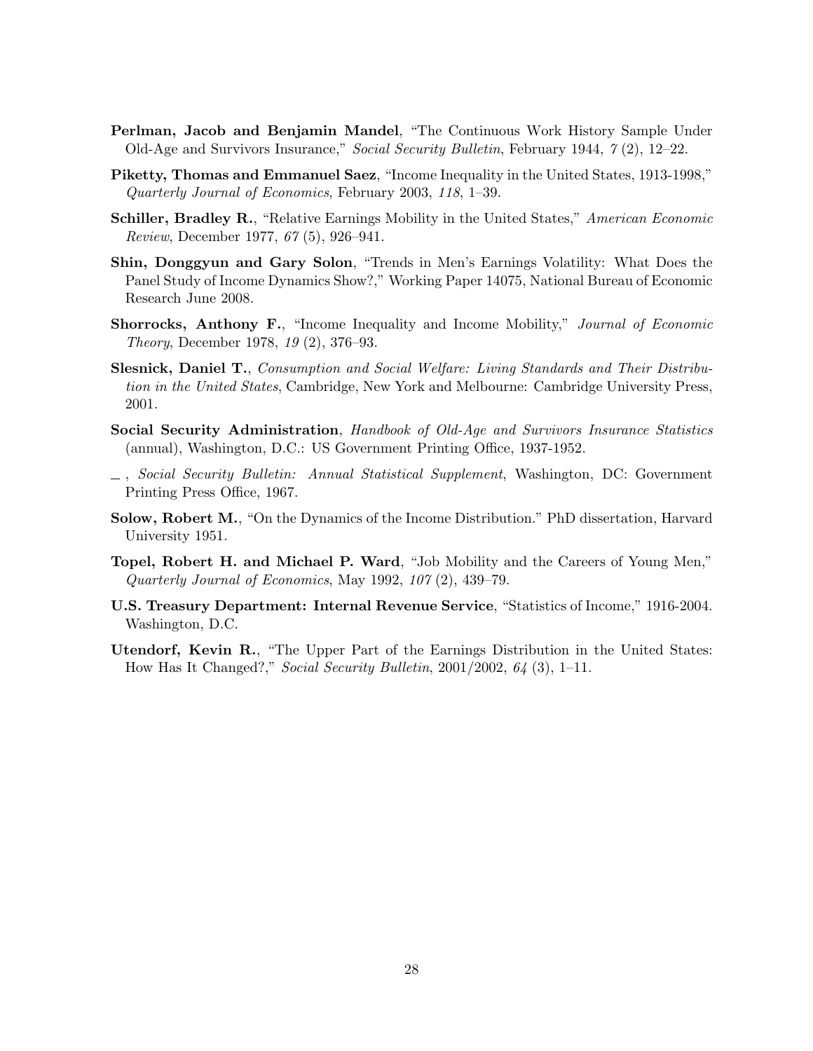**Perlman, Jacob and Benjamin Mandel**, "The Continuous Work History Sample Under Old-Age and Survivors Insurance," *Social Security Bulletin*, February 1944, *7* (2), 12–22.

**Piketty, Thomas and Emmanuel Saez**, "Income Inequality in the United States, 1913-1998," *Quarterly Journal of Economics*, February 2003, *118*, 1–39.

**Schiller, Bradley R.**, "Relative Earnings Mobility in the United States," *American Economic Review*, December 1977, *67* (5), 926–941.

**Shin, Donggyun and Gary Solon**, "Trends in Men's Earnings Volatility: What Does the Panel Study of Income Dynamics Show?," Working Paper 14075, National Bureau of Economic Research June 2008.

**Shorrocks, Anthony F.**, "Income Inequality and Income Mobility," *Journal of Economic Theory*, December 1978, *19* (2), 376–93.

**Slesnick, Daniel T.**, *Consumption and Social Welfare: Living Standards and Their Distribution in the United States*, Cambridge, New York and Melbourne: Cambridge University Press, 2001.

**Social Security Administration**, *Handbook of Old-Age and Survivors Insurance Statistics* (annual), Washington, D.C.: US Government Printing Office, 1937-1952.

_ , *Social Security Bulletin: Annual Statistical Supplement*, Washington, DC: Government Printing Press Office, 1967.

**Solow, Robert M.**, "On the Dynamics of the Income Distribution." PhD dissertation, Harvard University 1951.

**Topel, Robert H. and Michael P. Ward**, "Job Mobility and the Careers of Young Men," *Quarterly Journal of Economics*, May 1992, *107* (2), 439–79.

**U.S. Treasury Department: Internal Revenue Service**, "Statistics of Income," 1916-2004. Washington, D.C.

**Utendorf, Kevin R.**, "The Upper Part of the Earnings Distribution in the United States: How Has It Changed?," *Social Security Bulletin*, 2001/2002, *64* (3), 1–11.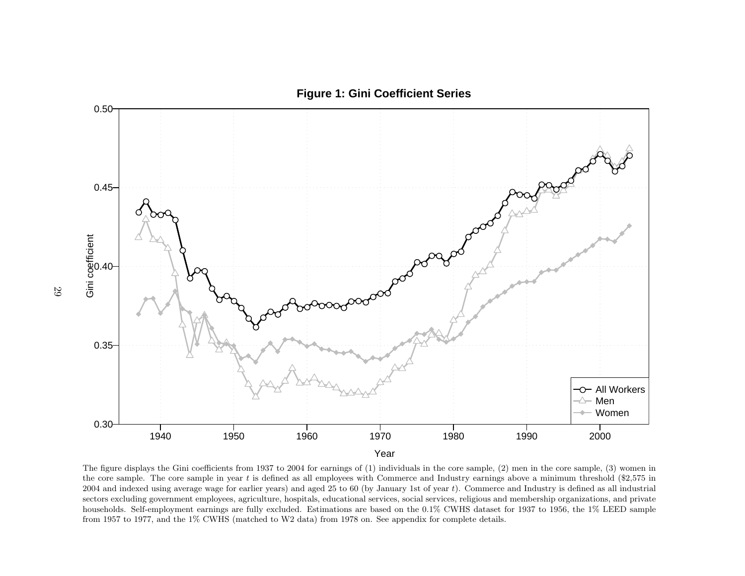**Figure 1: Gini Coefficient Series**

The figure displays the Gini coefficients from 1937 to 2004 for earnings of (1) individuals in the core sample, (2) men in the core sample, (3) women in the core sample. The core sample in year $t$ is defined as all employees with Commerce and Industry earnings above a minimum threshold ($2,575 in 2004 and indexed using average wage for earlier years) and aged 25 to 60 (by January 1st of year $t$). Commerce and Industry is defined as all industrial sectors excluding government employees, agriculture, hospitals, educational services, social services, religious and membership organizations, and private households. Self-employment earnings are fully excluded. Estimations are based on the 0.1% CWHS dataset for 1937 to 1956, the 1% LEED sample from 1957 to 1977, and the 1% CWHS (matched to W2 data) from 1978 on. See appendix for complete details.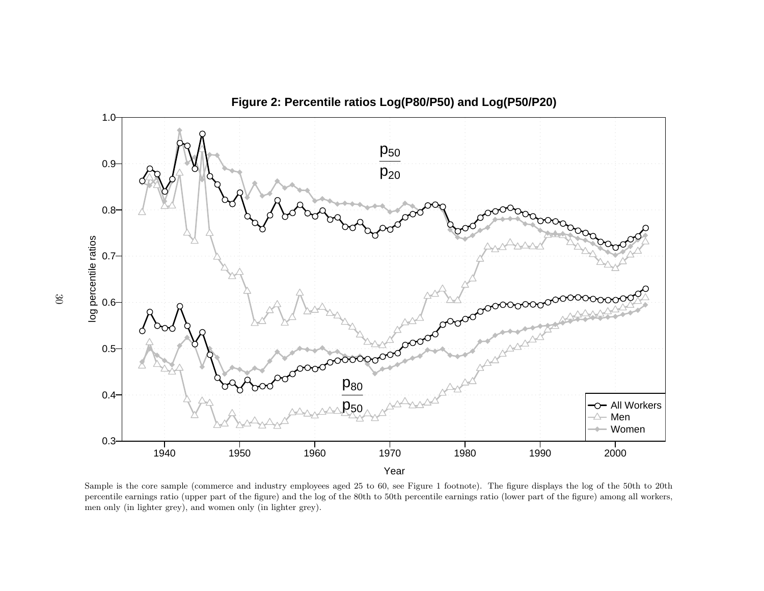**Figure 2: Percentile ratios Log(P80/P50) and Log(P50/P20)**

Sample is the core sample (commerce and industry employees aged 25 to 60, see Figure 1 footnote). The figure displays the log of the 50th to 20th percentile earnings ratio (upper part of the figure) and the log of the 80th to 50th percentile earnings ratio (lower part of the figure) among all workers, men only (in lighter grey), and women only (in lighter grey).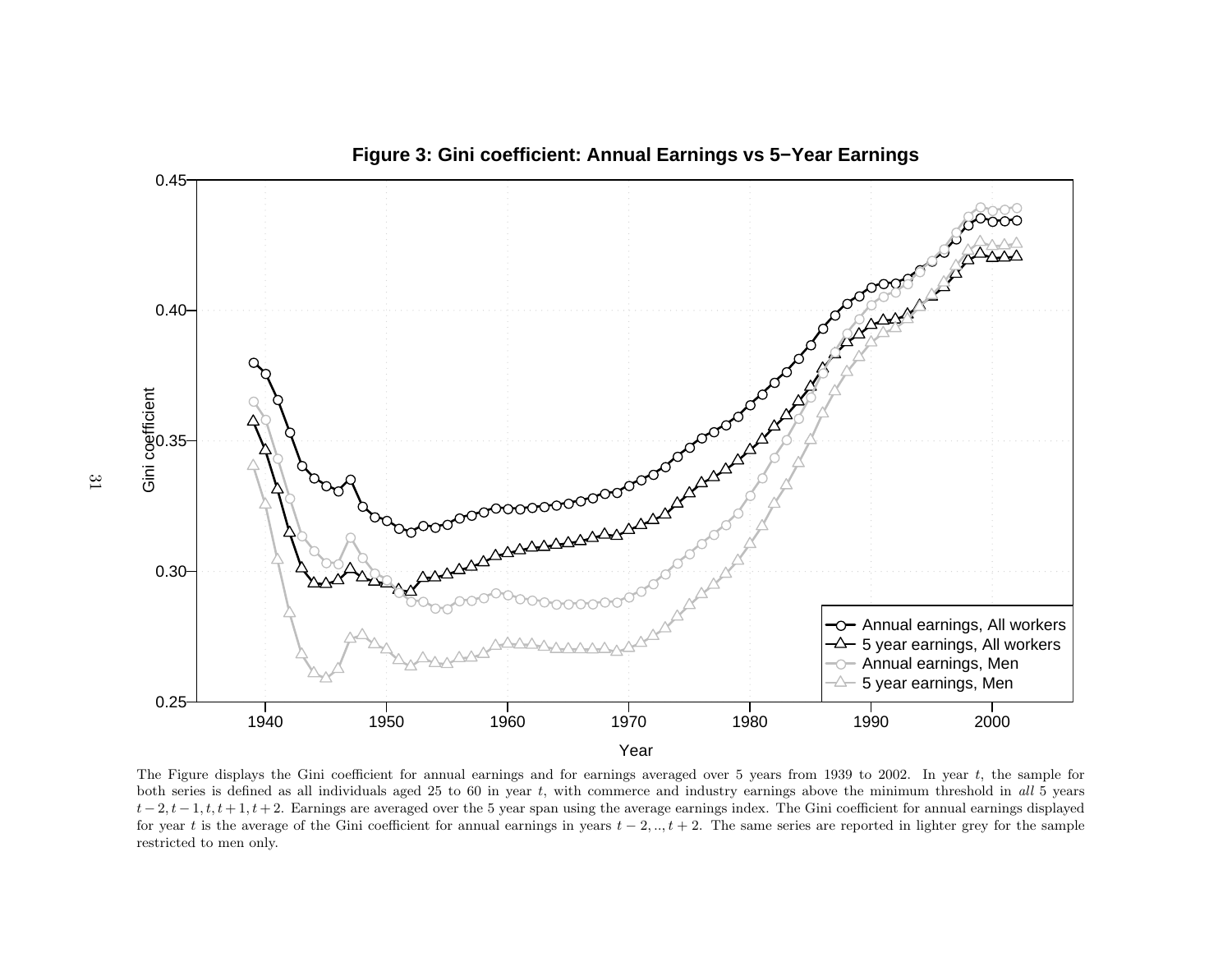**Figure 3: Gini coefficient: Annual Earnings vs 5−Year Earnings**

The Figure displays the Gini coefficient for annual earnings and for earnings averaged over 5 years from 1939 to 2002. In year $t$, the sample for both series is defined as all individuals aged 25 to 60 in year $t$, with commerce and industry earnings above the minimum threshold in *all* 5 years $t-2, t-1, t, t+1, t+2$. Earnings are averaged over the 5 year span using the average earnings index. The Gini coefficient for annual earnings displayed for year $t$ is the average of the Gini coefficient for annual earnings in years $t-2, .., t+2$. The same series are reported in lighter grey for the sample restricted to men only.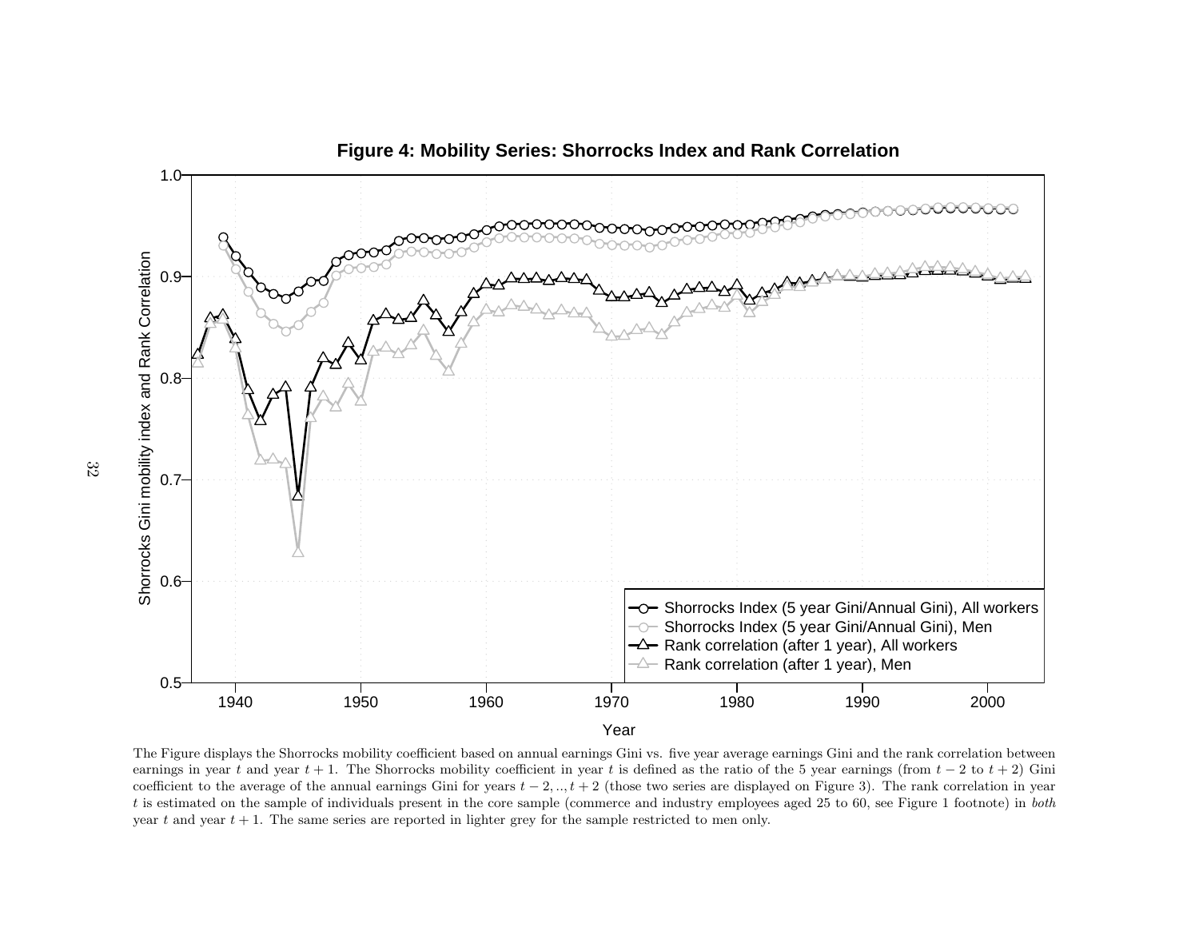**Figure 4: Mobility Series: Shorrocks Index and Rank Correlation**

The Figure displays the Shorrocks mobility coefficient based on annual earnings Gini vs. five year average earnings Gini and the rank correlation between earnings in year $t$ and year $t+1$. The Shorrocks mobility coefficient in year $t$ is defined as the ratio of the 5 year earnings (from $t-2$ to $t+2$) Gini coefficient to the average of the annual earnings Gini for years $t-2, .., t+2$ (those two series are displayed on Figure 3). The rank correlation in year $t$ is estimated on the sample of individuals present in the core sample (commerce and industry employees aged 25 to 60, see Figure 1 footnote) in *both* year $t$ and year $t+1$. The same series are reported in lighter grey for the sample restricted to men only.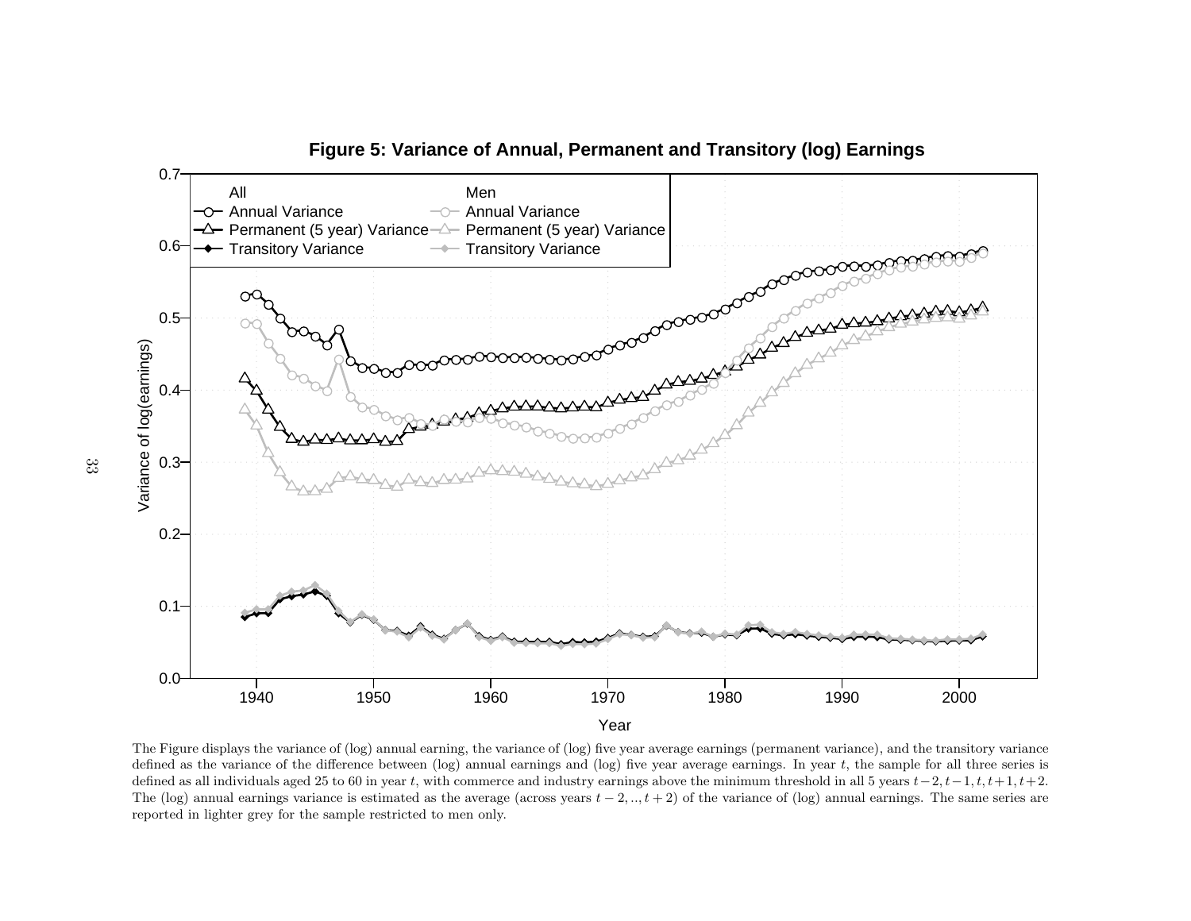**Figure 5: Variance of Annual, Permanent and Transitory (log) Earnings**

The Figure displays the variance of (log) annual earning, the variance of (log) five year average earnings (permanent variance), and the transitory variance defined as the variance of the difference between (log) annual earnings and (log) five year average earnings. In year $t$, the sample for all three series is defined as all individuals aged 25 to 60 in year $t$, with commerce and industry earnings above the minimum threshold in all 5 years $t-2, t-1, t, t+1, t+2$. The (log) annual earnings variance is estimated as the average (across years $t-2, .., t+2$) of the variance of (log) annual earnings. The same series are reported in lighter grey for the sample restricted to men only.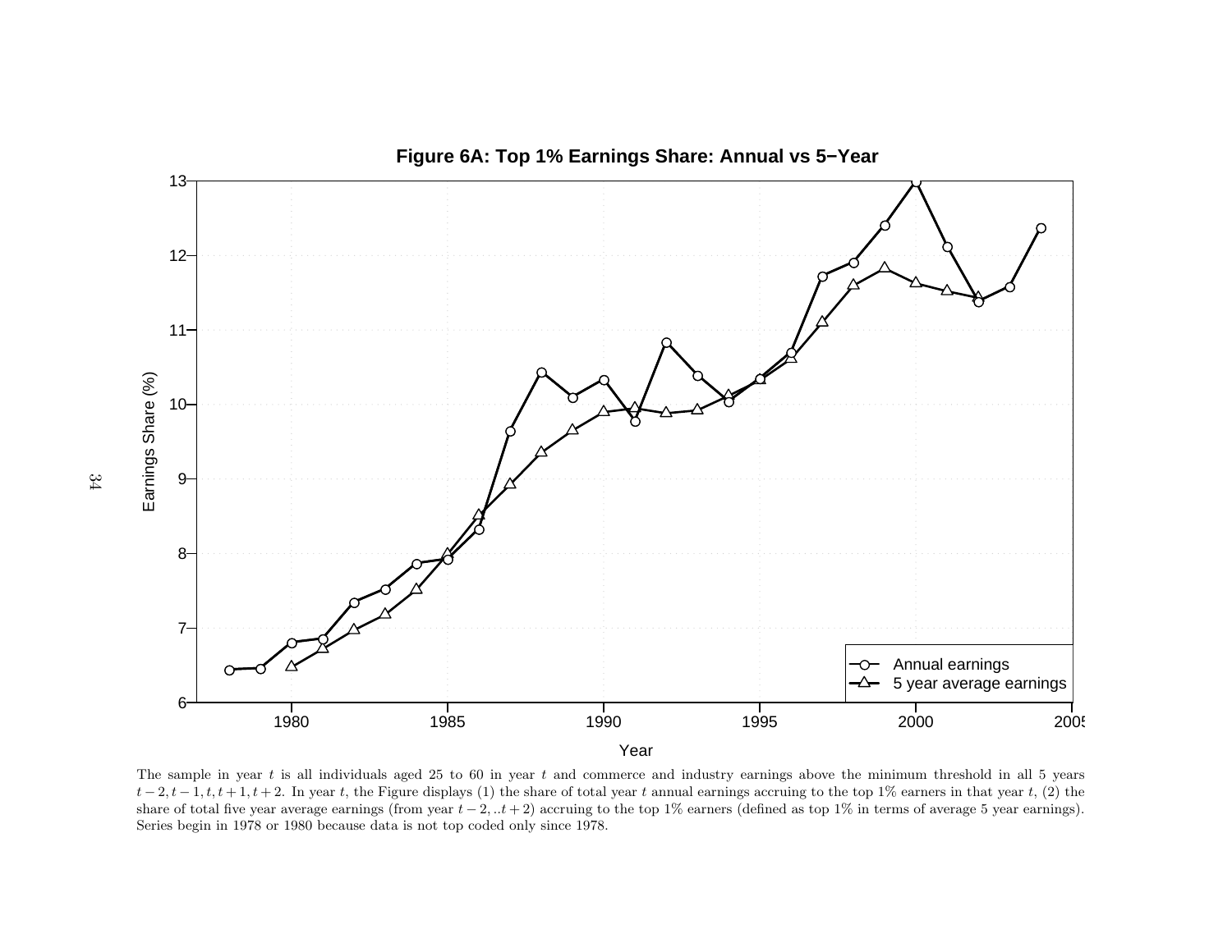**Figure 6A: Top 1% Earnings Share: Annual vs 5−Year**

The sample in year $t$ is all individuals aged 25 to 60 in year $t$ and commerce and industry earnings above the minimum threshold in all 5 years $t-2, t-1, t, t+1, t+2$. In year $t$, the Figure displays (1) the share of total year $t$ annual earnings accruing to the top 1% earners in that year $t$, (2) the share of total five year average earnings (from year $t-2, ..t+2$) accruing to the top 1% earners (defined as top 1% in terms of average 5 year earnings). Series begin in 1978 or 1980 because data is not top coded only since 1978.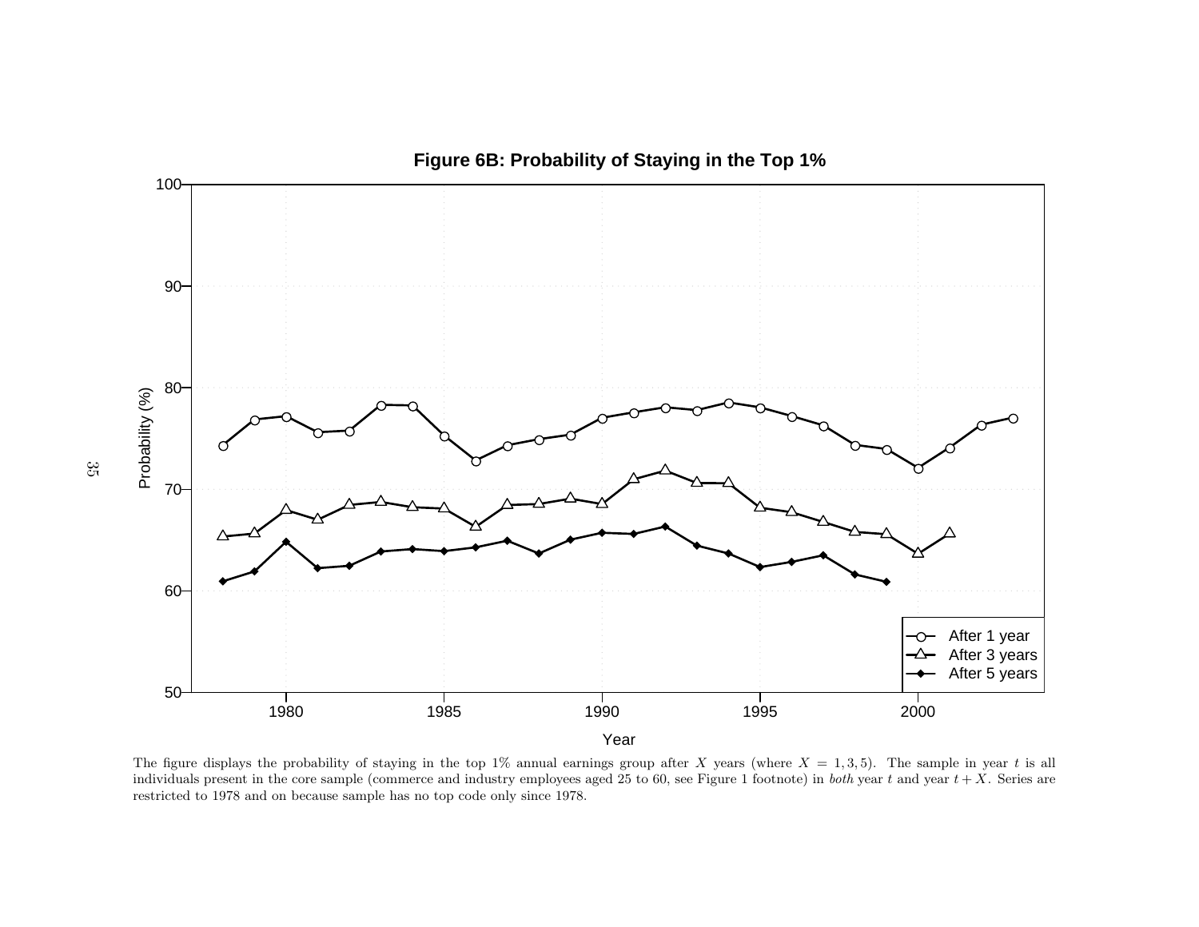**Figure 6B: Probability of Staying in the Top 1%**

The figure displays the probability of staying in the top 1% annual earnings group after $X$ years (where $X = 1, 3, 5$). The sample in year $t$ is all individuals present in the core sample (commerce and industry employees aged 25 to 60, see Figure 1 footnote) in *both* year $t$ and year $t + X$. Series are restricted to 1978 and on because sample has no top code only since 1978.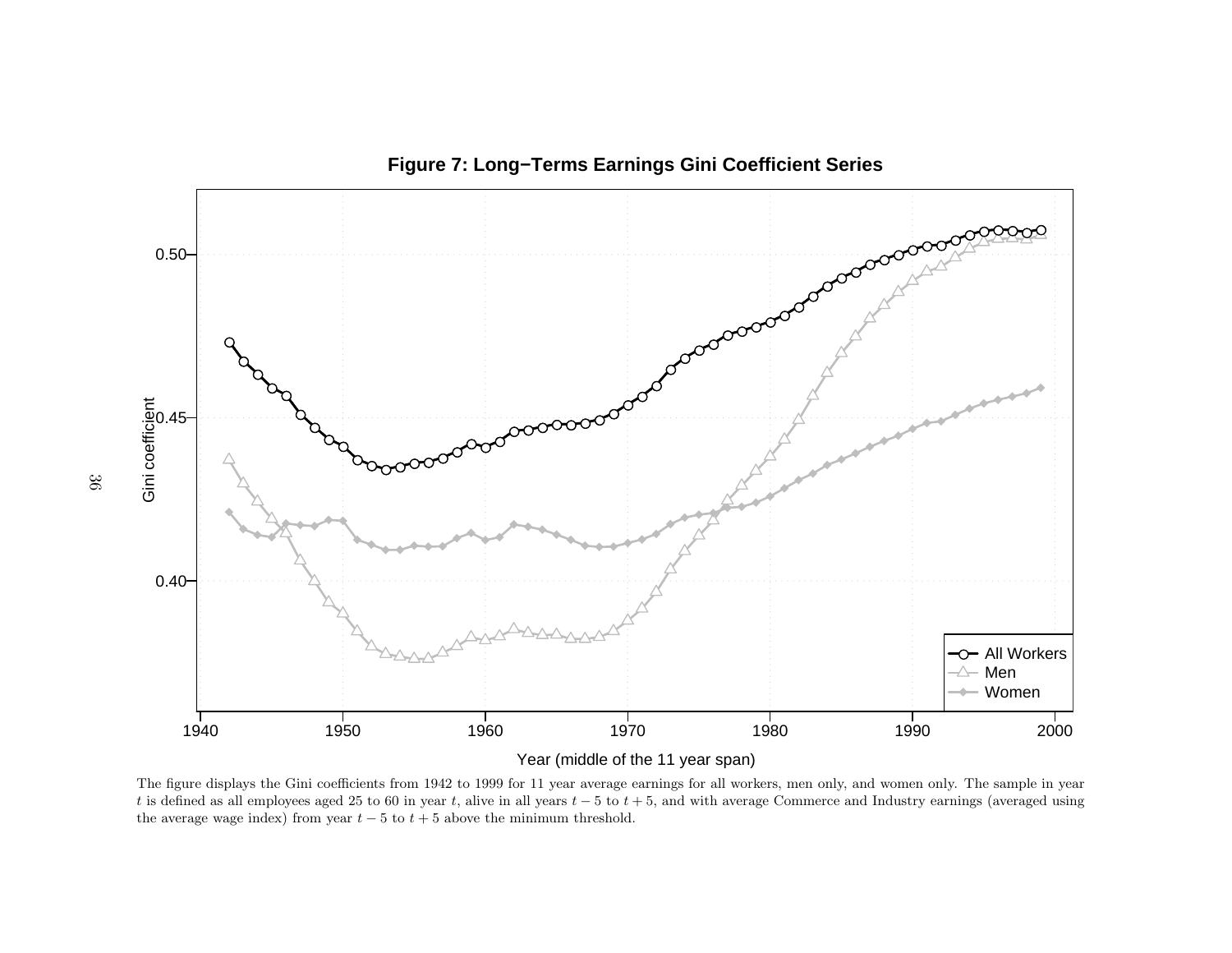**Figure 7: Long−Terms Earnings Gini Coefficient Series**

The figure displays the Gini coefficients from 1942 to 1999 for 11 year average earnings for all workers, men only, and women only. The sample in year $t$ is defined as all employees aged 25 to 60 in year $t$, alive in all years $t-5$ to $t+5$, and with average Commerce and Industry earnings (averaged using the average wage index) from year $t-5$ to $t+5$ above the minimum threshold.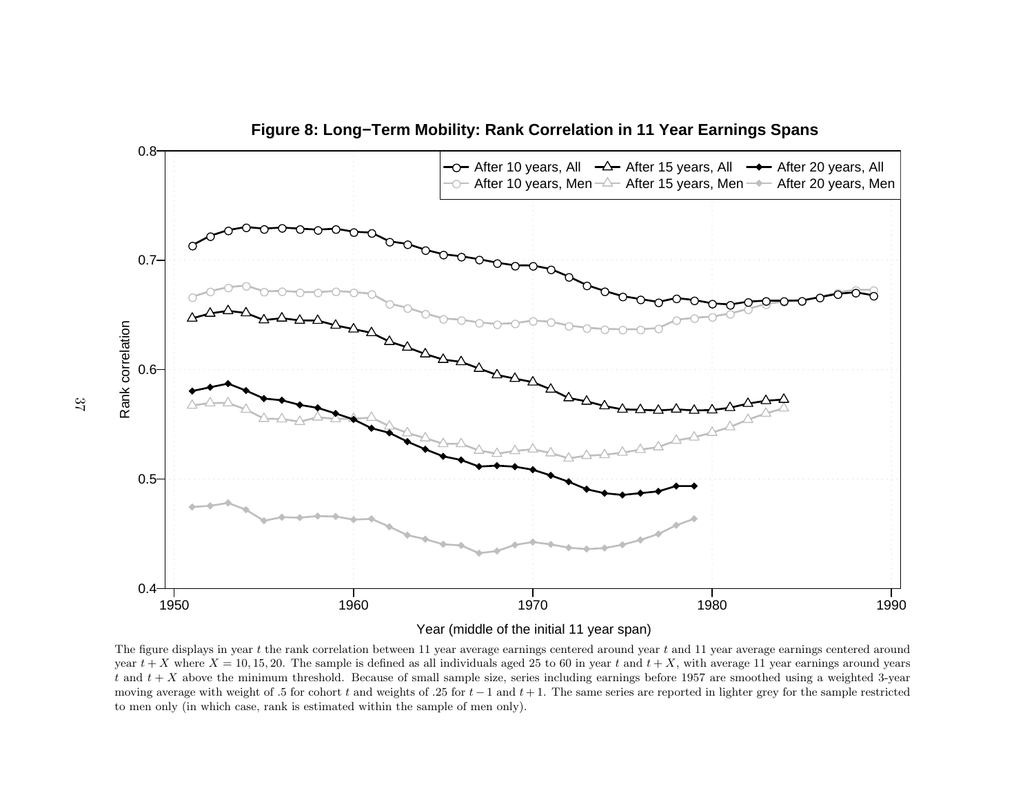**Figure 8: Long−Term Mobility: Rank Correlation in 11 Year Earnings Spans**

The figure displays in year $t$ the rank correlation between 11 year average earnings centered around year $t$ and 11 year average earnings centered around year $t + X$ where $X = 10, 15, 20$. The sample is defined as all individuals aged 25 to 60 in year $t$ and $t + X$, with average 11 year earnings around years $t$ and $t + X$ above the minimum threshold. Because of small sample size, series including earnings before 1957 are smoothed using a weighted 3-year moving average with weight of .5 for cohort $t$ and weights of .25 for $t - 1$ and $t + 1$. The same series are reported in lighter grey for the sample restricted to men only (in which case, rank is estimated within the sample of men only).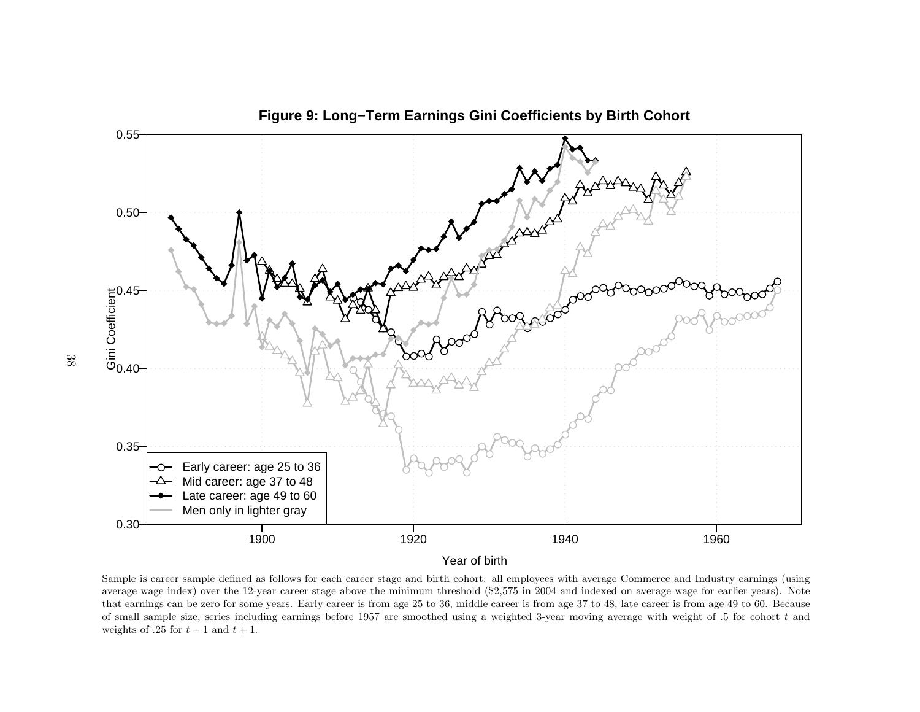**Figure 9: Long−Term Earnings Gini Coefficients by Birth Cohort**

Sample is career sample defined as follows for each career stage and birth cohort: all employees with average Commerce and Industry earnings (using average wage index) over the 12-year career stage above the minimum threshold ($2,575 in 2004 and indexed on average wage for earlier years). Note that earnings can be zero for some years. Early career is from age 25 to 36, middle career is from age 37 to 48, late career is from age 49 to 60. Because of small sample size, series including earnings before 1957 are smoothed using a weighted 3-year moving average with weight of .5 for cohort $t$ and weights of .25 for $t-1$ and $t+1$.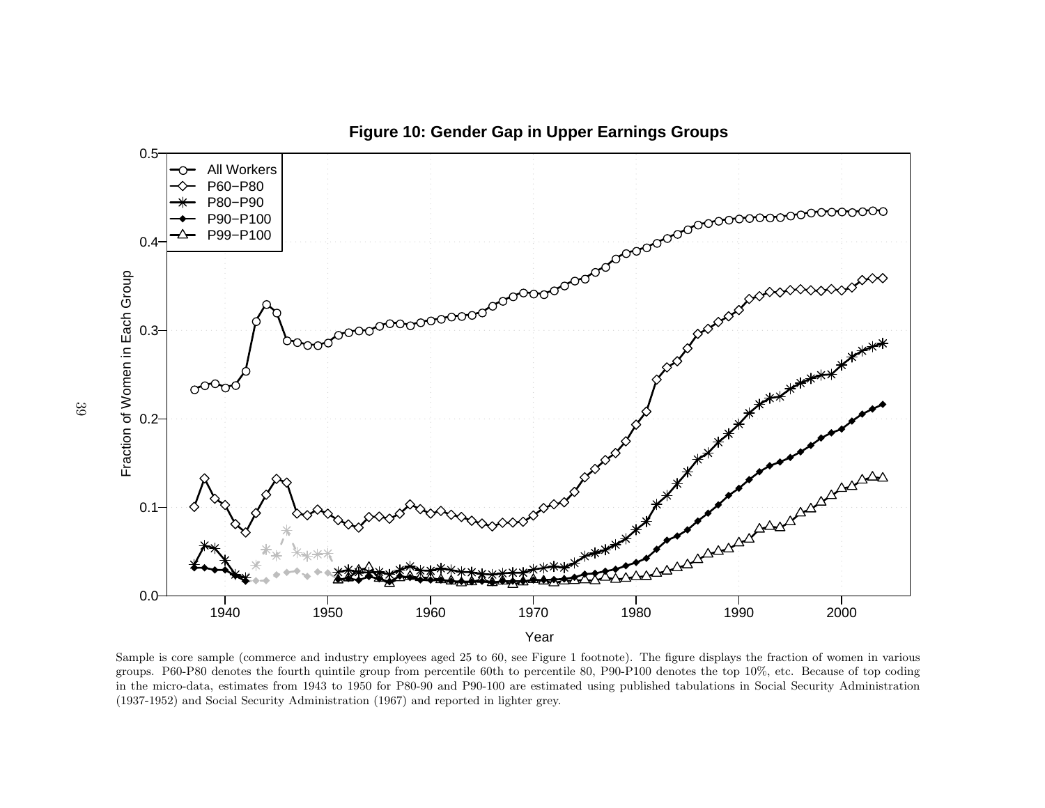**Figure 10: Gender Gap in Upper Earnings Groups**

Sample is core sample (commerce and industry employees aged 25 to 60, see Figure 1 footnote). The figure displays the fraction of women in various groups. P60-P80 denotes the fourth quintile group from percentile 60th to percentile 80, P90-P100 denotes the top 10%, etc. Because of top coding in the micro-data, estimates from 1943 to 1950 for P80-90 and P90-100 are estimated using published tabulations in Social Security Administration (1937-1952) and Social Security Administration (1967) and reported in lighter grey.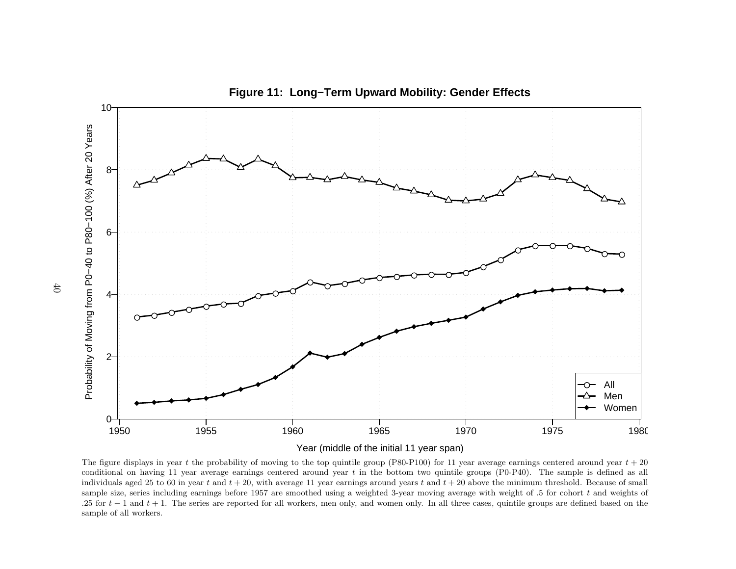**Figure 11: Long−Term Upward Mobility: Gender Effects**

The figure displays in year $t$ the probability of moving to the top quintile group (P80-P100) for 11 year average earnings centered around year $t+20$ conditional on having 11 year average earnings centered around year $t$ in the bottom two quintile groups (P0-P40). The sample is defined as all individuals aged 25 to 60 in year $t$ and $t+20$, with average 11 year earnings around years $t$ and $t+20$ above the minimum threshold. Because of small sample size, series including earnings before 1957 are smoothed using a weighted 3-year moving average with weight of .5 for cohort $t$ and weights of .25 for $t-1$ and $t+1$. The series are reported for all workers, men only, and women only. In all three cases, quintile groups are defined based on the sample of all workers.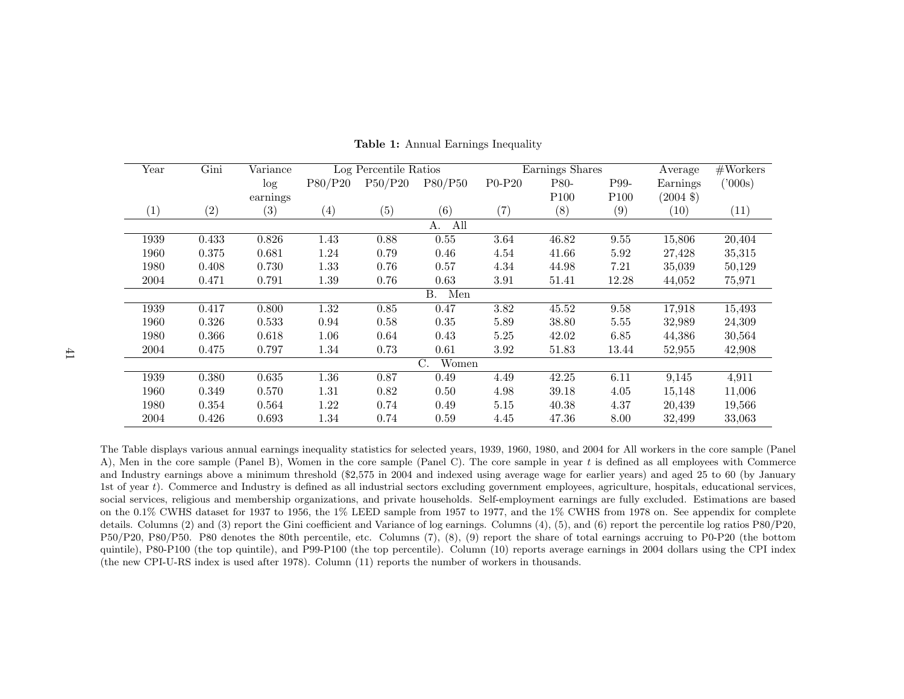**Table 1:** Annual Earnings Inequality

| Year | Gini | Variance log earnings | Log Percentile Ratios | | | Earnings Shares | | | Average Earnings (2004 $) | #Workers ('000s) |
|---|---|---|---|---|---|---|---|---|---|---|
| | | | P80/P20 | P50/P20 | P80/P50 | P0-P20 | P80-P100 | P99-P100 | | |
| (1) | (2) | (3) | (4) | (5) | (6) | (7) | (8) | (9) | (10) | (11) |
| **A. All** | | | | | | | | | | |
| 1939 | 0.433 | 0.826 | 1.43 | 0.88 | 0.55 | 3.64 | 46.82 | 9.55 | 15,806 | 20,404 |
| 1960 | 0.375 | 0.681 | 1.24 | 0.79 | 0.46 | 4.54 | 41.66 | 5.92 | 27,428 | 35,315 |
| 1980 | 0.408 | 0.730 | 1.33 | 0.76 | 0.57 | 4.34 | 44.98 | 7.21 | 35,039 | 50,129 |
| 2004 | 0.471 | 0.791 | 1.39 | 0.76 | 0.63 | 3.91 | 51.41 | 12.28 | 44,052 | 75,971 |
| **B. Men** | | | | | | | | | | |
| 1939 | 0.417 | 0.800 | 1.32 | 0.85 | 0.47 | 3.82 | 45.52 | 9.58 | 17,918 | 15,493 |
| 1960 | 0.326 | 0.533 | 0.94 | 0.58 | 0.35 | 5.89 | 38.80 | 5.55 | 32,989 | 24,309 |
| 1980 | 0.366 | 0.618 | 1.06 | 0.64 | 0.43 | 5.25 | 42.02 | 6.85 | 44,386 | 30,564 |
| 2004 | 0.475 | 0.797 | 1.34 | 0.73 | 0.61 | 3.92 | 51.83 | 13.44 | 52,955 | 42,908 |
| **C. Women** | | | | | | | | | | |
| 1939 | 0.380 | 0.635 | 1.36 | 0.87 | 0.49 | 4.49 | 42.25 | 6.11 | 9,145 | 4,911 |
| 1960 | 0.349 | 0.570 | 1.31 | 0.82 | 0.50 | 4.98 | 39.18 | 4.05 | 15,148 | 11,006 |
| 1980 | 0.354 | 0.564 | 1.22 | 0.74 | 0.49 | 5.15 | 40.38 | 4.37 | 20,439 | 19,566 |
| 2004 | 0.426 | 0.693 | 1.34 | 0.74 | 0.59 | 4.45 | 47.36 | 8.00 | 32,499 | 33,063 |

The Table displays various annual earnings inequality statistics for selected years, 1939, 1960, 1980, and 2004 for All workers in the core sample (Panel A), Men in the core sample (Panel B), Women in the core sample (Panel C). The core sample in year $t$ is defined as all employees with Commerce and Industry earnings above a minimum threshold ($2,575 in 2004 and indexed using average wage for earlier years) and aged 25 to 60 (by January 1st of year $t$). Commerce and Industry is defined as all industrial sectors excluding government employees, agriculture, hospitals, educational services, social services, religious and membership organizations, and private households. Self-employment earnings are fully excluded. Estimations are based on the 0.1% CWHS dataset for 1937 to 1956, the 1% LEED sample from 1957 to 1977, and the 1% CWHS from 1978 on. See appendix for complete details. Columns (2) and (3) report the Gini coefficient and Variance of log earnings. Columns (4), (5), and (6) report the percentile log ratios P80/P20, P50/P20, P80/P50. P80 denotes the 80th percentile, etc. Columns (7), (8), (9) report the share of total earnings accruing to P0-P20 (the bottom quintile), P80-P100 (the top quintile), and P99-P100 (the top percentile). Column (10) reports average earnings in 2004 dollars using the CPI index (the new CPI-U-RS index is used after 1978). Column (11) reports the number of workers in thousands.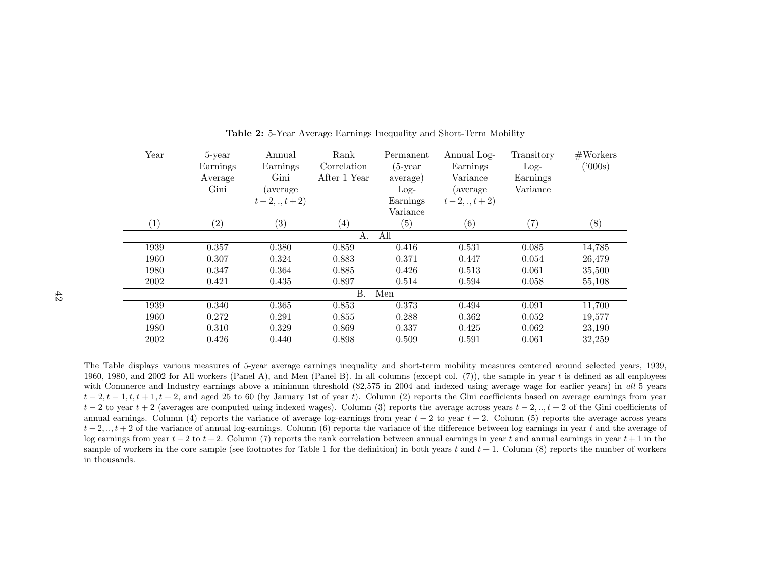**Table 2:** 5-Year Average Earnings Inequality and Short-Term Mobility

| Year | 5-year Earnings Average Gini | Annual Earnings Gini (average $t-2,.,t+2$) | Rank Correlation After 1 Year | Permanent (5-year average) Log-Earnings Variance | Annual Log-Earnings Variance (average $t-2,.,t+2$) | Transitory Log-Earnings Variance | #Workers ('000s) |
|---|---|---|---|---|---|---|---|
| (1) | (2) | (3) | (4) | (5) | (6) | (7) | (8) |
| **A. All** | | | | | | | |
| 1939 | 0.357 | 0.380 | 0.859 | 0.416 | 0.531 | 0.085 | 14,785 |
| 1960 | 0.307 | 0.324 | 0.883 | 0.371 | 0.447 | 0.054 | 26,479 |
| 1980 | 0.347 | 0.364 | 0.885 | 0.426 | 0.513 | 0.061 | 35,500 |
| 2002 | 0.421 | 0.435 | 0.897 | 0.514 | 0.594 | 0.058 | 55,108 |
| **B. Men** | | | | | | | |
| 1939 | 0.340 | 0.365 | 0.853 | 0.373 | 0.494 | 0.091 | 11,700 |
| 1960 | 0.272 | 0.291 | 0.855 | 0.288 | 0.362 | 0.052 | 19,577 |
| 1980 | 0.310 | 0.329 | 0.869 | 0.337 | 0.425 | 0.062 | 23,190 |
| 2002 | 0.426 | 0.440 | 0.898 | 0.509 | 0.591 | 0.061 | 32,259 |

The Table displays various measures of 5-year average earnings inequality and short-term mobility measures centered around selected years, 1939, 1960, 1980, and 2002 for All workers (Panel A), and Men (Panel B). In all columns (except col. (7)), the sample in year $t$ is defined as all employees with Commerce and Industry earnings above a minimum threshold ($2,575 in 2004 and indexed using average wage for earlier years) in *all* 5 years $t-2, t-1, t, t+1, t+2$, and aged 25 to 60 (by January 1st of year $t$). Column (2) reports the Gini coefficients based on average earnings from year $t-2$ to year $t+2$ (averages are computed using indexed wages). Column (3) reports the average across years $t-2,..,t+2$ of the Gini coefficients of annual earnings. Column (4) reports the variance of average log-earnings from year $t-2$ to year $t+2$. Column (5) reports the average across years $t-2,..,t+2$ of the variance of annual log-earnings. Column (6) reports the variance of the difference between log earnings in year $t$ and the average of log earnings from year $t-2$ to $t+2$. Column (7) reports the rank correlation between annual earnings in year $t$ and annual earnings in year $t+1$ in the sample of workers in the core sample (see footnotes for Table 1 for the definition) in both years $t$ and $t+1$. Column (8) reports the number of workers in thousands.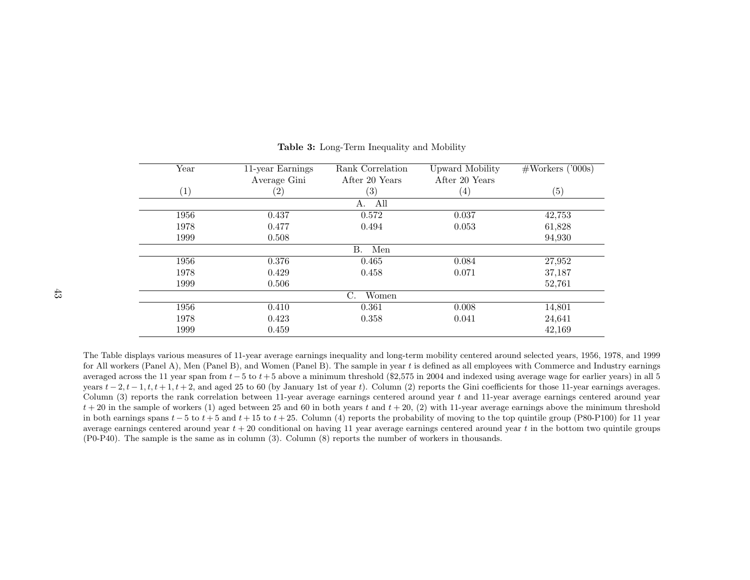**Table 3:** Long-Term Inequality and Mobility

| Year | 11-year Earnings Average Gini | Rank Correlation After 20 Years | Upward Mobility After 20 Years | #Workers ('000s) |
|---|---|---|---|---|
| (1) | (2) | (3) | (4) | (5) |
| A. All | | | | |
| 1956 | 0.437 | 0.572 | 0.037 | 42,753 |
| 1978 | 0.477 | 0.494 | 0.053 | 61,828 |
| 1999 | 0.508 | | | 94,930 |
| B. Men | | | | |
| 1956 | 0.376 | 0.465 | 0.084 | 27,952 |
| 1978 | 0.429 | 0.458 | 0.071 | 37,187 |
| 1999 | 0.506 | | | 52,761 |
| C. Women | | | | |
| 1956 | 0.410 | 0.361 | 0.008 | 14,801 |
| 1978 | 0.423 | 0.358 | 0.041 | 24,641 |
| 1999 | 0.459 | | | 42,169 |

The Table displays various measures of 11-year average earnings inequality and long-term mobility centered around selected years, 1956, 1978, and 1999 for All workers (Panel A), Men (Panel B), and Women (Panel B). The sample in year $t$ is defined as all employees with Commerce and Industry earnings averaged across the 11 year span from $t-5$ to $t+5$ above a minimum threshold ($2,575 in 2004 and indexed using average wage for earlier years) in all 5 years $t-2, t-1, t, t+1, t+2$, and aged 25 to 60 (by January 1st of year $t$). Column (2) reports the Gini coefficients for those 11-year earnings averages. Column (3) reports the rank correlation between 11-year average earnings centered around year $t$ and 11-year average earnings centered around year $t+20$ in the sample of workers (1) aged between 25 and 60 in both years $t$ and $t+20$, (2) with 11-year average earnings above the minimum threshold in both earnings spans $t-5$ to $t+5$ and $t+15$ to $t+25$. Column (4) reports the probability of moving to the top quintile group (P80-P100) for 11 year average earnings centered around year $t+20$ conditional on having 11 year average earnings centered around year $t$ in the bottom two quintile groups (P0-P40). The sample is the same as in column (3). Column (8) reports the number of workers in thousands.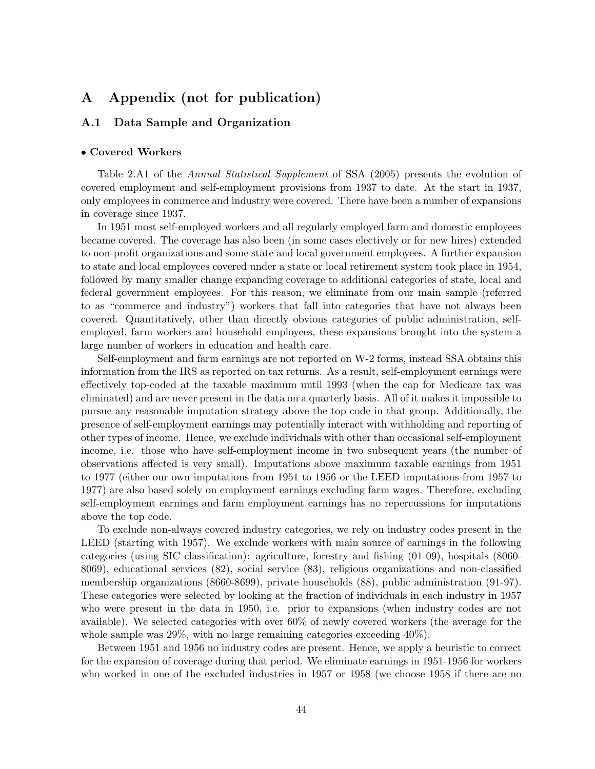# A Appendix (not for publication)

## A.1 Data Sample and Organization

**• Covered Workers**

Table 2.A1 of the *Annual Statistical Supplement* of SSA (2005) presents the evolution of covered employment and self-employment provisions from 1937 to date. At the start in 1937, only employees in commerce and industry were covered. There have been a number of expansions in coverage since 1937.

In 1951 most self-employed workers and all regularly employed farm and domestic employees became covered. The coverage has also been (in some cases electively or for new hires) extended to non-profit organizations and some state and local government employees. A further expansion to state and local employees covered under a state or local retirement system took place in 1954, followed by many smaller change expanding coverage to additional categories of state, local and federal government employees. For this reason, we eliminate from our main sample (referred to as "commerce and industry") workers that fall into categories that have not always been covered. Quantitatively, other than directly obvious categories of public administration, self-employed, farm workers and household employees, these expansions brought into the system a large number of workers in education and health care.

Self-employment and farm earnings are not reported on W-2 forms, instead SSA obtains this information from the IRS as reported on tax returns. As a result, self-employment earnings were effectively top-coded at the taxable maximum until 1993 (when the cap for Medicare tax was eliminated) and are never present in the data on a quarterly basis. All of it makes it impossible to pursue any reasonable imputation strategy above the top code in that group. Additionally, the presence of self-employment earnings may potentially interact with withholding and reporting of other types of income. Hence, we exclude individuals with other than occasional self-employment income, i.e. those who have self-employment income in two subsequent years (the number of observations affected is very small). Imputations above maximum taxable earnings from 1951 to 1977 (either our own imputations from 1951 to 1956 or the LEED imputations from 1957 to 1977) are also based solely on employment earnings excluding farm wages. Therefore, excluding self-employment earnings and farm employment earnings has no repercussions for imputations above the top code.

To exclude non-always covered industry categories, we rely on industry codes present in the LEED (starting with 1957). We exclude workers with main source of earnings in the following categories (using SIC classification): agriculture, forestry and fishing (01-09), hospitals (8060-8069), educational services (82), social service (83), religious organizations and non-classified membership organizations (8660-8699), private households (88), public administration (91-97). These categories were selected by looking at the fraction of individuals in each industry in 1957 who were present in the data in 1950, i.e. prior to expansions (when industry codes are not available). We selected categories with over 60% of newly covered workers (the average for the whole sample was 29%, with no large remaining categories exceeding 40%).

Between 1951 and 1956 no industry codes are present. Hence, we apply a heuristic to correct for the expansion of coverage during that period. We eliminate earnings in 1951-1956 for workers who worked in one of the excluded industries in 1957 or 1958 (we choose 1958 if there are no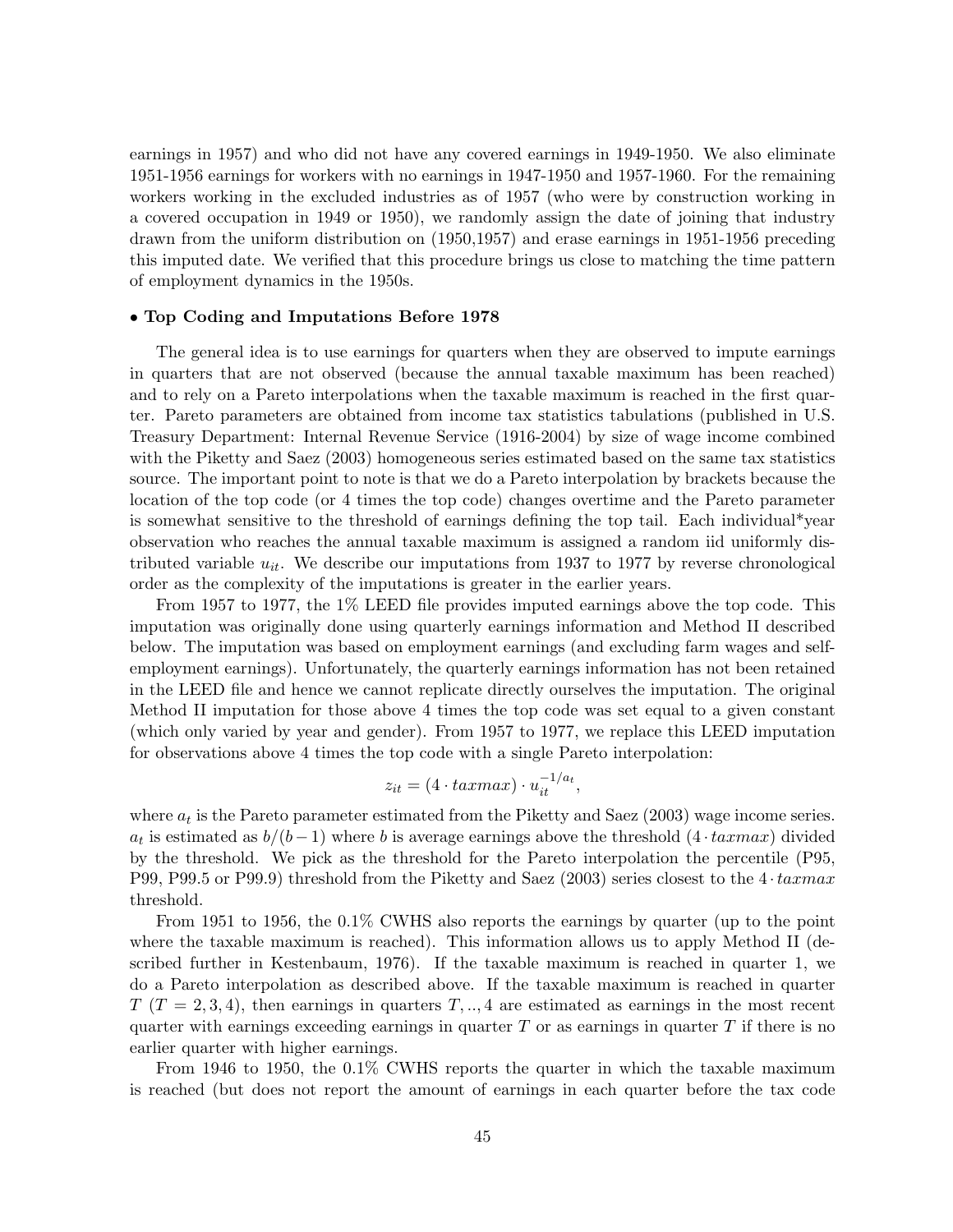earnings in 1957) and who did not have any covered earnings in 1949-1950. We also eliminate 1951-1956 earnings for workers with no earnings in 1947-1950 and 1957-1960. For the remaining workers working in the excluded industries as of 1957 (who were by construction working in a covered occupation in 1949 or 1950), we randomly assign the date of joining that industry drawn from the uniform distribution on (1950,1957) and erase earnings in 1951-1956 preceding this imputed date. We verified that this procedure brings us close to matching the time pattern of employment dynamics in the 1950s.

**• Top Coding and Imputations Before 1978**

The general idea is to use earnings for quarters when they are observed to impute earnings in quarters that are not observed (because the annual taxable maximum has been reached) and to rely on a Pareto interpolations when the taxable maximum is reached in the first quarter. Pareto parameters are obtained from income tax statistics tabulations (published in U.S. Treasury Department: Internal Revenue Service (1916-2004) by size of wage income combined with the Piketty and Saez (2003) homogeneous series estimated based on the same tax statistics source. The important point to note is that we do a Pareto interpolation by brackets because the location of the top code (or 4 times the top code) changes overtime and the Pareto parameter is somewhat sensitive to the threshold of earnings defining the top tail. Each individual*year observation who reaches the annual taxable maximum is assigned a random iid uniformly distributed variable $u_{it}$. We describe our imputations from 1937 to 1977 by reverse chronological order as the complexity of the imputations is greater in the earlier years.

From 1957 to 1977, the 1% LEED file provides imputed earnings above the top code. This imputation was originally done using quarterly earnings information and Method II described below. The imputation was based on employment earnings (and excluding farm wages and self-employment earnings). Unfortunately, the quarterly earnings information has not been retained in the LEED file and hence we cannot replicate directly ourselves the imputation. The original Method II imputation for those above 4 times the top code was set equal to a given constant (which only varied by year and gender). From 1957 to 1977, we replace this LEED imputation for observations above 4 times the top code with a single Pareto interpolation:

$$z_{it} = (4 \cdot taxmax) \cdot u_{it}^{-1/a_t},$$

where $a_t$ is the Pareto parameter estimated from the Piketty and Saez (2003) wage income series. $a_t$ is estimated as $b/(b-1)$ where $b$ is average earnings above the threshold $(4 \cdot taxmax)$ divided by the threshold. We pick as the threshold for the Pareto interpolation the percentile (P95, P99, P99.5 or P99.9) threshold from the Piketty and Saez (2003) series closest to the $4 \cdot taxmax$ threshold.

From 1951 to 1956, the 0.1% CWHS also reports the earnings by quarter (up to the point where the taxable maximum is reached). This information allows us to apply Method II (described further in Kestenbaum, 1976). If the taxable maximum is reached in quarter 1, we do a Pareto interpolation as described above. If the taxable maximum is reached in quarter $T$ ($T = 2, 3, 4$), then earnings in quarters $T, .., 4$ are estimated as earnings in the most recent quarter with earnings exceeding earnings in quarter $T$ or as earnings in quarter $T$ if there is no earlier quarter with higher earnings.

From 1946 to 1950, the 0.1% CWHS reports the quarter in which the taxable maximum is reached (but does not report the amount of earnings in each quarter before the tax code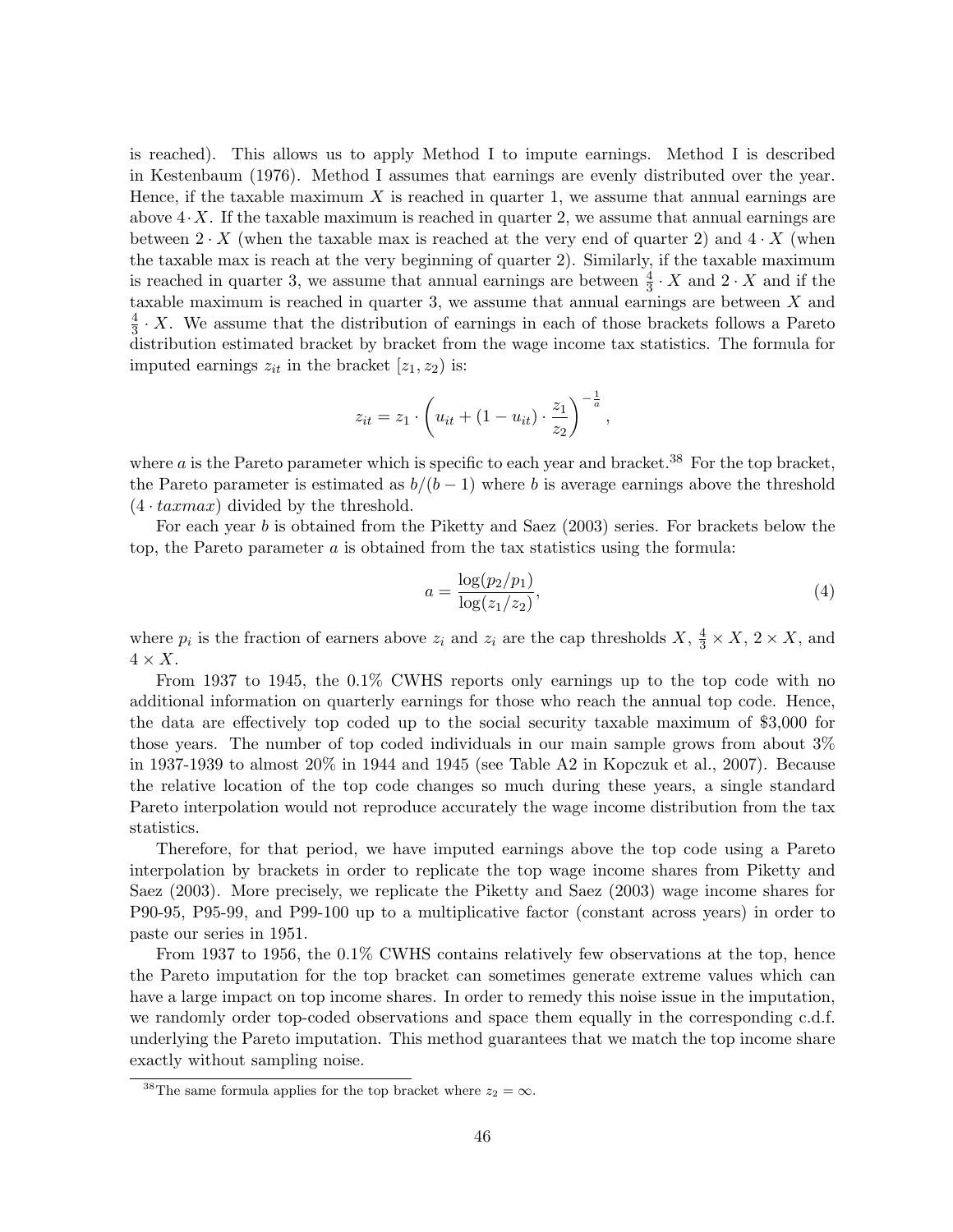is reached). This allows us to apply Method I to impute earnings. Method I is described in Kestenbaum (1976). Method I assumes that earnings are evenly distributed over the year. Hence, if the taxable maximum $X$ is reached in quarter 1, we assume that annual earnings are above $4 \cdot X$. If the taxable maximum is reached in quarter 2, we assume that annual earnings are between $2 \cdot X$ (when the taxable max is reached at the very end of quarter 2) and $4 \cdot X$ (when the taxable max is reach at the very beginning of quarter 2). Similarly, if the taxable maximum is reached in quarter 3, we assume that annual earnings are between $\frac{4}{3} \cdot X$ and $2 \cdot X$ and if the taxable maximum is reached in quarter 3, we assume that annual earnings are between $X$ and $\frac{4}{3} \cdot X$. We assume that the distribution of earnings in each of those brackets follows a Pareto distribution estimated bracket by bracket from the wage income tax statistics. The formula for imputed earnings $z_{it}$ in the bracket $[z_1, z_2)$ is:

$$z_{it} = z_1 \cdot \left( u_{it} + (1 - u_{it}) \cdot \frac{z_1}{z_2} \right)^{-\frac{1}{a}},$$

where $a$ is the Pareto parameter which is specific to each year and bracket.[38] For the top bracket, the Pareto parameter is estimated as $b/(b-1)$ where $b$ is average earnings above the threshold $(4 \cdot taxmax)$ divided by the threshold.

For each year $b$ is obtained from the Piketty and Saez (2003) series. For brackets below the top, the Pareto parameter $a$ is obtained from the tax statistics using the formula:

$$a = \frac{\log(p_2/p_1)}{\log(z_1/z_2)}, \tag{4}$$

where $p_i$ is the fraction of earners above $z_i$ and $z_i$ are the cap thresholds $X$, $\frac{4}{3} \times X$, $2 \times X$, and $4 \times X$.

From 1937 to 1945, the 0.1% CWHS reports only earnings up to the top code with no additional information on quarterly earnings for those who reach the annual top code. Hence, the data are effectively top coded up to the social security taxable maximum of \$3,000 for those years. The number of top coded individuals in our main sample grows from about 3% in 1937-1939 to almost 20% in 1944 and 1945 (see Table A2 in Kopczuk et al., 2007). Because the relative location of the top code changes so much during these years, a single standard Pareto interpolation would not reproduce accurately the wage income distribution from the tax statistics.

Therefore, for that period, we have imputed earnings above the top code using a Pareto interpolation by brackets in order to replicate the top wage income shares from Piketty and Saez (2003). More precisely, we replicate the Piketty and Saez (2003) wage income shares for P90-95, P95-99, and P99-100 up to a multiplicative factor (constant across years) in order to paste our series in 1951.

From 1937 to 1956, the 0.1% CWHS contains relatively few observations at the top, hence the Pareto imputation for the top bracket can sometimes generate extreme values which can have a large impact on top income shares. In order to remedy this noise issue in the imputation, we randomly order top-coded observations and space them equally in the corresponding c.d.f. underlying the Pareto imputation. This method guarantees that we match the top income share exactly without sampling noise.

[38] The same formula applies for the top bracket where $z_2 = \infty$.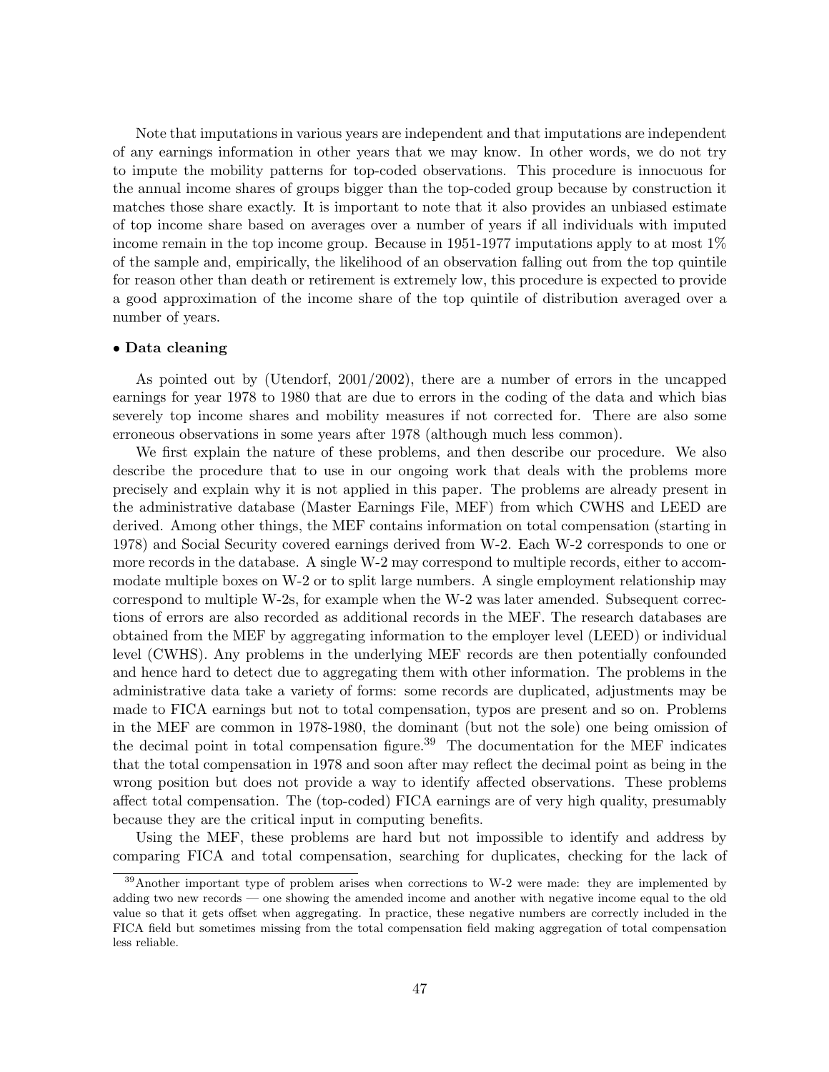Note that imputations in various years are independent and that imputations are independent of any earnings information in other years that we may know. In other words, we do not try to impute the mobility patterns for top-coded observations. This procedure is innocuous for the annual income shares of groups bigger than the top-coded group because by construction it matches those share exactly. It is important to note that it also provides an unbiased estimate of top income share based on averages over a number of years if all individuals with imputed income remain in the top income group. Because in 1951-1977 imputations apply to at most 1% of the sample and, empirically, the likelihood of an observation falling out from the top quintile for reason other than death or retirement is extremely low, this procedure is expected to provide a good approximation of the income share of the top quintile of distribution averaged over a number of years.

- **Data cleaning**

As pointed out by (Utendorf, 2001/2002), there are a number of errors in the uncapped earnings for year 1978 to 1980 that are due to errors in the coding of the data and which bias severely top income shares and mobility measures if not corrected for. There are also some erroneous observations in some years after 1978 (although much less common).

We first explain the nature of these problems, and then describe our procedure. We also describe the procedure that to use in our ongoing work that deals with the problems more precisely and explain why it is not applied in this paper. The problems are already present in the administrative database (Master Earnings File, MEF) from which CWHS and LEED are derived. Among other things, the MEF contains information on total compensation (starting in 1978) and Social Security covered earnings derived from W-2. Each W-2 corresponds to one or more records in the database. A single W-2 may correspond to multiple records, either to accommodate multiple boxes on W-2 or to split large numbers. A single employment relationship may correspond to multiple W-2s, for example when the W-2 was later amended. Subsequent corrections of errors are also recorded as additional records in the MEF. The research databases are obtained from the MEF by aggregating information to the employer level (LEED) or individual level (CWHS). Any problems in the underlying MEF records are then potentially confounded and hence hard to detect due to aggregating them with other information. The problems in the administrative data take a variety of forms: some records are duplicated, adjustments may be made to FICA earnings but not to total compensation, typos are present and so on. Problems in the MEF are common in 1978-1980, the dominant (but not the sole) one being omission of the decimal point in total compensation figure.[39] The documentation for the MEF indicates that the total compensation in 1978 and soon after may reflect the decimal point as being in the wrong position but does not provide a way to identify affected observations. These problems affect total compensation. The (top-coded) FICA earnings are of very high quality, presumably because they are the critical input in computing benefits.

Using the MEF, these problems are hard but not impossible to identify and address by comparing FICA and total compensation, searching for duplicates, checking for the lack of

[39] Another important type of problem arises when corrections to W-2 were made: they are implemented by adding two new records — one showing the amended income and another with negative income equal to the old value so that it gets offset when aggregating. In practice, these negative numbers are correctly included in the FICA field but sometimes missing from the total compensation field making aggregation of total compensation less reliable.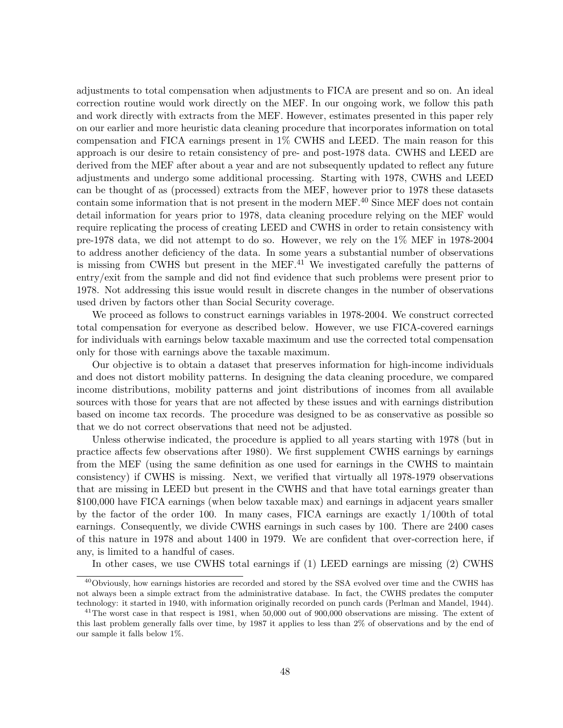adjustments to total compensation when adjustments to FICA are present and so on. An ideal correction routine would work directly on the MEF. In our ongoing work, we follow this path and work directly with extracts from the MEF. However, estimates presented in this paper rely on our earlier and more heuristic data cleaning procedure that incorporates information on total compensation and FICA earnings present in 1% CWHS and LEED. The main reason for this approach is our desire to retain consistency of pre- and post-1978 data. CWHS and LEED are derived from the MEF after about a year and are not subsequently updated to reflect any future adjustments and undergo some additional processing. Starting with 1978, CWHS and LEED can be thought of as (processed) extracts from the MEF, however prior to 1978 these datasets contain some information that is not present in the modern MEF.[40] Since MEF does not contain detail information for years prior to 1978, data cleaning procedure relying on the MEF would require replicating the process of creating LEED and CWHS in order to retain consistency with pre-1978 data, we did not attempt to do so. However, we rely on the 1% MEF in 1978-2004 to address another deficiency of the data. In some years a substantial number of observations is missing from CWHS but present in the MEF.[41] We investigated carefully the patterns of entry/exit from the sample and did not find evidence that such problems were present prior to 1978. Not addressing this issue would result in discrete changes in the number of observations used driven by factors other than Social Security coverage.

We proceed as follows to construct earnings variables in 1978-2004. We construct corrected total compensation for everyone as described below. However, we use FICA-covered earnings for individuals with earnings below taxable maximum and use the corrected total compensation only for those with earnings above the taxable maximum.

Our objective is to obtain a dataset that preserves information for high-income individuals and does not distort mobility patterns. In designing the data cleaning procedure, we compared income distributions, mobility patterns and joint distributions of incomes from all available sources with those for years that are not affected by these issues and with earnings distribution based on income tax records. The procedure was designed to be as conservative as possible so that we do not correct observations that need not be adjusted.

Unless otherwise indicated, the procedure is applied to all years starting with 1978 (but in practice affects few observations after 1980). We first supplement CWHS earnings by earnings from the MEF (using the same definition as one used for earnings in the CWHS to maintain consistency) if CWHS is missing. Next, we verified that virtually all 1978-1979 observations that are missing in LEED but present in the CWHS and that have total earnings greater than \$100,000 have FICA earnings (when below taxable max) and earnings in adjacent years smaller by the factor of the order 100. In many cases, FICA earnings are exactly 1/100th of total earnings. Consequently, we divide CWHS earnings in such cases by 100. There are 2400 cases of this nature in 1978 and about 1400 in 1979. We are confident that over-correction here, if any, is limited to a handful of cases.

In other cases, we use CWHS total earnings if (1) LEED earnings are missing (2) CWHS

---

[40] Obviously, how earnings histories are recorded and stored by the SSA evolved over time and the CWHS has not always been a simple extract from the administrative database. In fact, the CWHS predates the computer technology: it started in 1940, with information originally recorded on punch cards (Perlman and Mandel, 1944).

[41] The worst case in that respect is 1981, when 50,000 out of 900,000 observations are missing. The extent of this last problem generally falls over time, by 1987 it applies to less than 2% of observations and by the end of our sample it falls below 1%.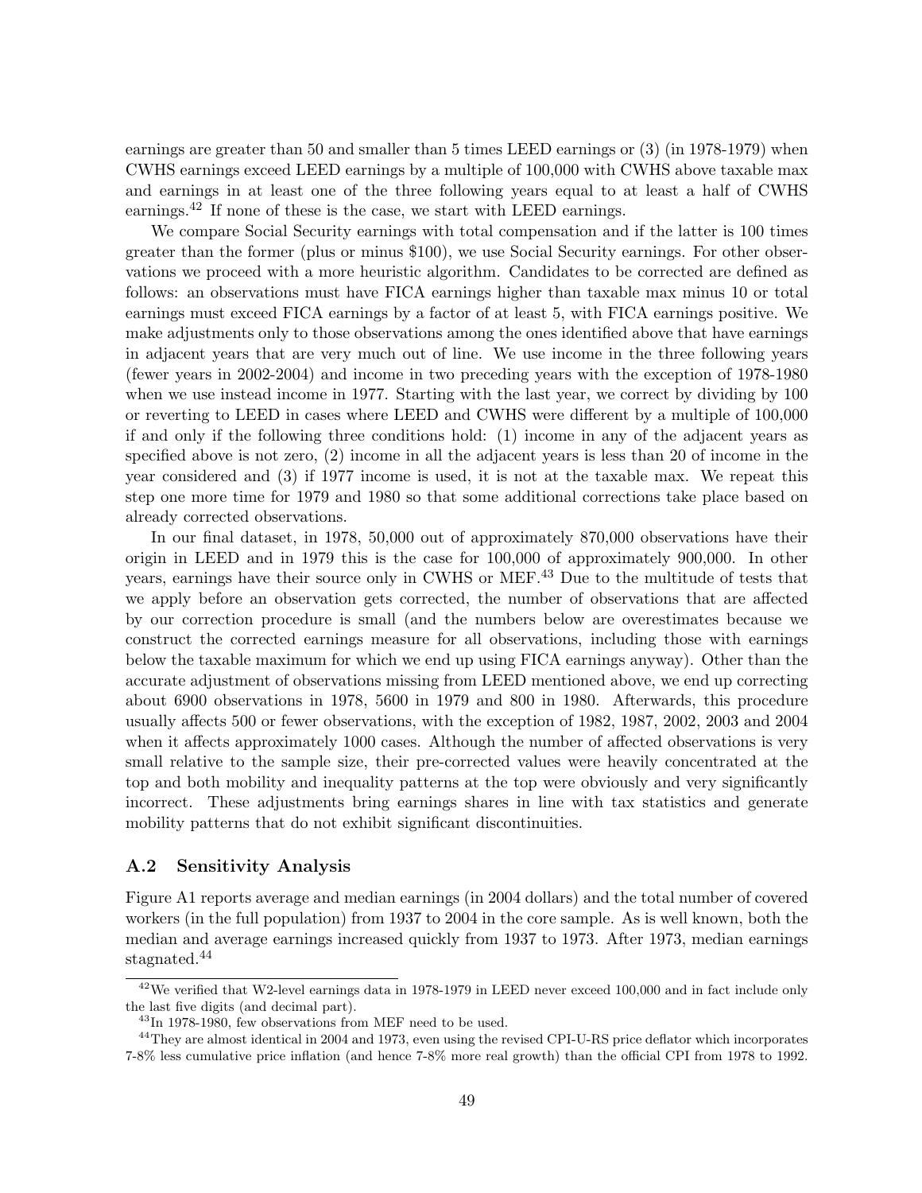earnings are greater than 50 and smaller than 5 times LEED earnings or (3) (in 1978-1979) when CWHS earnings exceed LEED earnings by a multiple of 100,000 with CWHS above taxable max and earnings in at least one of the three following years equal to at least a half of CWHS earnings.[42] If none of these is the case, we start with LEED earnings.

We compare Social Security earnings with total compensation and if the latter is 100 times greater than the former (plus or minus $100), we use Social Security earnings. For other observations we proceed with a more heuristic algorithm. Candidates to be corrected are defined as follows: an observations must have FICA earnings higher than taxable max minus 10 or total earnings must exceed FICA earnings by a factor of at least 5, with FICA earnings positive. We make adjustments only to those observations among the ones identified above that have earnings in adjacent years that are very much out of line. We use income in the three following years (fewer years in 2002-2004) and income in two preceding years with the exception of 1978-1980 when we use instead income in 1977. Starting with the last year, we correct by dividing by 100 or reverting to LEED in cases where LEED and CWHS were different by a multiple of 100,000 if and only if the following three conditions hold: (1) income in any of the adjacent years as specified above is not zero, (2) income in all the adjacent years is less than 20 of income in the year considered and (3) if 1977 income is used, it is not at the taxable max. We repeat this step one more time for 1979 and 1980 so that some additional corrections take place based on already corrected observations.

In our final dataset, in 1978, 50,000 out of approximately 870,000 observations have their origin in LEED and in 1979 this is the case for 100,000 of approximately 900,000. In other years, earnings have their source only in CWHS or MEF.[43] Due to the multitude of tests that we apply before an observation gets corrected, the number of observations that are affected by our correction procedure is small (and the numbers below are overestimates because we construct the corrected earnings measure for all observations, including those with earnings below the taxable maximum for which we end up using FICA earnings anyway). Other than the accurate adjustment of observations missing from LEED mentioned above, we end up correcting about 6900 observations in 1978, 5600 in 1979 and 800 in 1980. Afterwards, this procedure usually affects 500 or fewer observations, with the exception of 1982, 1987, 2002, 2003 and 2004 when it affects approximately 1000 cases. Although the number of affected observations is very small relative to the sample size, their pre-corrected values were heavily concentrated at the top and both mobility and inequality patterns at the top were obviously and very significantly incorrect. These adjustments bring earnings shares in line with tax statistics and generate mobility patterns that do not exhibit significant discontinuities.

### A.2 Sensitivity Analysis

Figure A1 reports average and median earnings (in 2004 dollars) and the total number of covered workers (in the full population) from 1937 to 2004 in the core sample. As is well known, both the median and average earnings increased quickly from 1937 to 1973. After 1973, median earnings stagnated.[44]

---

[42] We verified that W2-level earnings data in 1978-1979 in LEED never exceed 100,000 and in fact include only the last five digits (and decimal part).

[43] In 1978-1980, few observations from MEF need to be used.

[44] They are almost identical in 2004 and 1973, even using the revised CPI-U-RS price deflator which incorporates 7-8% less cumulative price inflation (and hence 7-8% more real growth) than the official CPI from 1978 to 1992.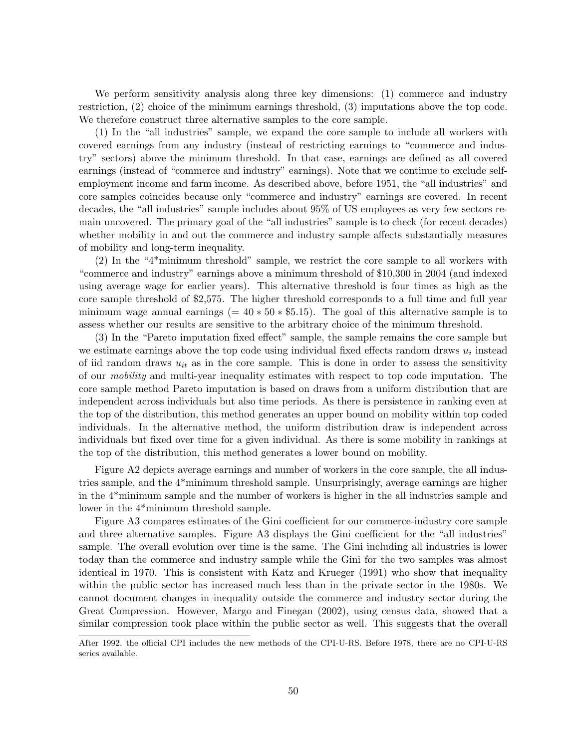We perform sensitivity analysis along three key dimensions: (1) commerce and industry restriction, (2) choice of the minimum earnings threshold, (3) imputations above the top code. We therefore construct three alternative samples to the core sample.

(1) In the "all industries" sample, we expand the core sample to include all workers with covered earnings from any industry (instead of restricting earnings to "commerce and industry" sectors) above the minimum threshold. In that case, earnings are defined as all covered earnings (instead of "commerce and industry" earnings). Note that we continue to exclude self-employment income and farm income. As described above, before 1951, the "all industries" and core samples coincides because only "commerce and industry" earnings are covered. In recent decades, the "all industries" sample includes about 95% of US employees as very few sectors remain uncovered. The primary goal of the "all industries" sample is to check (for recent decades) whether mobility in and out the commerce and industry sample affects substantially measures of mobility and long-term inequality.

(2) In the "4*minimum threshold" sample, we restrict the core sample to all workers with "commerce and industry" earnings above a minimum threshold of \$10,300 in 2004 (and indexed using average wage for earlier years). This alternative threshold is four times as high as the core sample threshold of \$2,575. The higher threshold corresponds to a full time and full year minimum wage annual earnings ($= 40 * 50 * \$5.15$). The goal of this alternative sample is to assess whether our results are sensitive to the arbitrary choice of the minimum threshold.

(3) In the "Pareto imputation fixed effect" sample, the sample remains the core sample but we estimate earnings above the top code using individual fixed effects random draws $u_i$ instead of iid random draws $u_{it}$ as in the core sample. This is done in order to assess the sensitivity of our *mobility* and multi-year inequality estimates with respect to top code imputation. The core sample method Pareto imputation is based on draws from a uniform distribution that are independent across individuals but also time periods. As there is persistence in ranking even at the top of the distribution, this method generates an upper bound on mobility within top coded individuals. In the alternative method, the uniform distribution draw is independent across individuals but fixed over time for a given individual. As there is some mobility in rankings at the top of the distribution, this method generates a lower bound on mobility.

Figure A2 depicts average earnings and number of workers in the core sample, the all industries sample, and the 4*minimum threshold sample. Unsurprisingly, average earnings are higher in the 4*minimum sample and the number of workers is higher in the all industries sample and lower in the 4*minimum threshold sample.

Figure A3 compares estimates of the Gini coefficient for our commerce-industry core sample and three alternative samples. Figure A3 displays the Gini coefficient for the "all industries" sample. The overall evolution over time is the same. The Gini including all industries is lower today than the commerce and industry sample while the Gini for the two samples was almost identical in 1970. This is consistent with Katz and Krueger (1991) who show that inequality within the public sector has increased much less than in the private sector in the 1980s. We cannot document changes in inequality outside the commerce and industry sector during the Great Compression. However, Margo and Finegan (2002), using census data, showed that a similar compression took place within the public sector as well. This suggests that the overall

After 1992, the official CPI includes the new methods of the CPI-U-RS. Before 1978, there are no CPI-U-RS series available.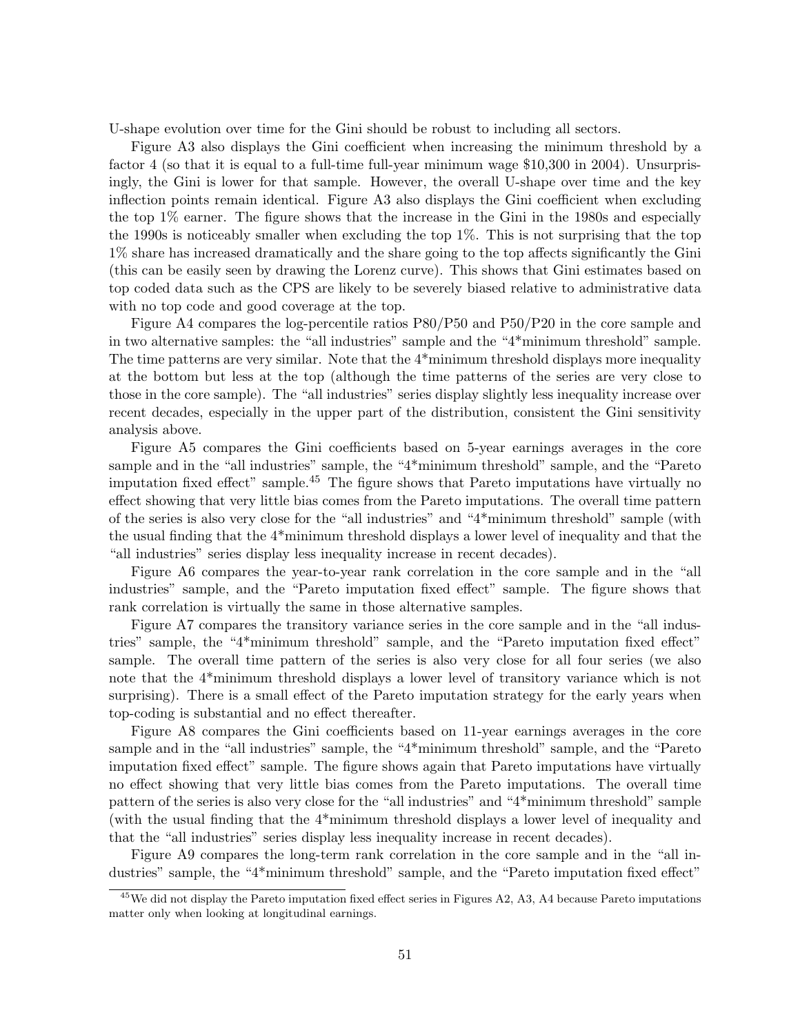U-shape evolution over time for the Gini should be robust to including all sectors.

Figure A3 also displays the Gini coefficient when increasing the minimum threshold by a factor 4 (so that it is equal to a full-time full-year minimum wage $10,300 in 2004). Unsurprisingly, the Gini is lower for that sample. However, the overall U-shape over time and the key inflection points remain identical. Figure A3 also displays the Gini coefficient when excluding the top 1% earner. The figure shows that the increase in the Gini in the 1980s and especially the 1990s is noticeably smaller when excluding the top 1%. This is not surprising that the top 1% share has increased dramatically and the share going to the top affects significantly the Gini (this can be easily seen by drawing the Lorenz curve). This shows that Gini estimates based on top coded data such as the CPS are likely to be severely biased relative to administrative data with no top code and good coverage at the top.

Figure A4 compares the log-percentile ratios P80/P50 and P50/P20 in the core sample and in two alternative samples: the "all industries" sample and the "4*minimum threshold" sample. The time patterns are very similar. Note that the 4*minimum threshold displays more inequality at the bottom but less at the top (although the time patterns of the series are very close to those in the core sample). The "all industries" series display slightly less inequality increase over recent decades, especially in the upper part of the distribution, consistent the Gini sensitivity analysis above.

Figure A5 compares the Gini coefficients based on 5-year earnings averages in the core sample and in the "all industries" sample, the "4*minimum threshold" sample, and the "Pareto imputation fixed effect" sample.[45] The figure shows that Pareto imputations have virtually no effect showing that very little bias comes from the Pareto imputations. The overall time pattern of the series is also very close for the "all industries" and "4*minimum threshold" sample (with the usual finding that the 4*minimum threshold displays a lower level of inequality and that the "all industries" series display less inequality increase in recent decades).

Figure A6 compares the year-to-year rank correlation in the core sample and in the "all industries" sample, and the "Pareto imputation fixed effect" sample. The figure shows that rank correlation is virtually the same in those alternative samples.

Figure A7 compares the transitory variance series in the core sample and in the "all industries" sample, the "4*minimum threshold" sample, and the "Pareto imputation fixed effect" sample. The overall time pattern of the series is also very close for all four series (we also note that the 4*minimum threshold displays a lower level of transitory variance which is not surprising). There is a small effect of the Pareto imputation strategy for the early years when top-coding is substantial and no effect thereafter.

Figure A8 compares the Gini coefficients based on 11-year earnings averages in the core sample and in the "all industries" sample, the "4*minimum threshold" sample, and the "Pareto imputation fixed effect" sample. The figure shows again that Pareto imputations have virtually no effect showing that very little bias comes from the Pareto imputations. The overall time pattern of the series is also very close for the "all industries" and "4*minimum threshold" sample (with the usual finding that the 4*minimum threshold displays a lower level of inequality and that the "all industries" series display less inequality increase in recent decades).

Figure A9 compares the long-term rank correlation in the core sample and in the "all industries" sample, the "4*minimum threshold" sample, and the "Pareto imputation fixed effect"

[45] We did not display the Pareto imputation fixed effect series in Figures A2, A3, A4 because Pareto imputations matter only when looking at longitudinal earnings.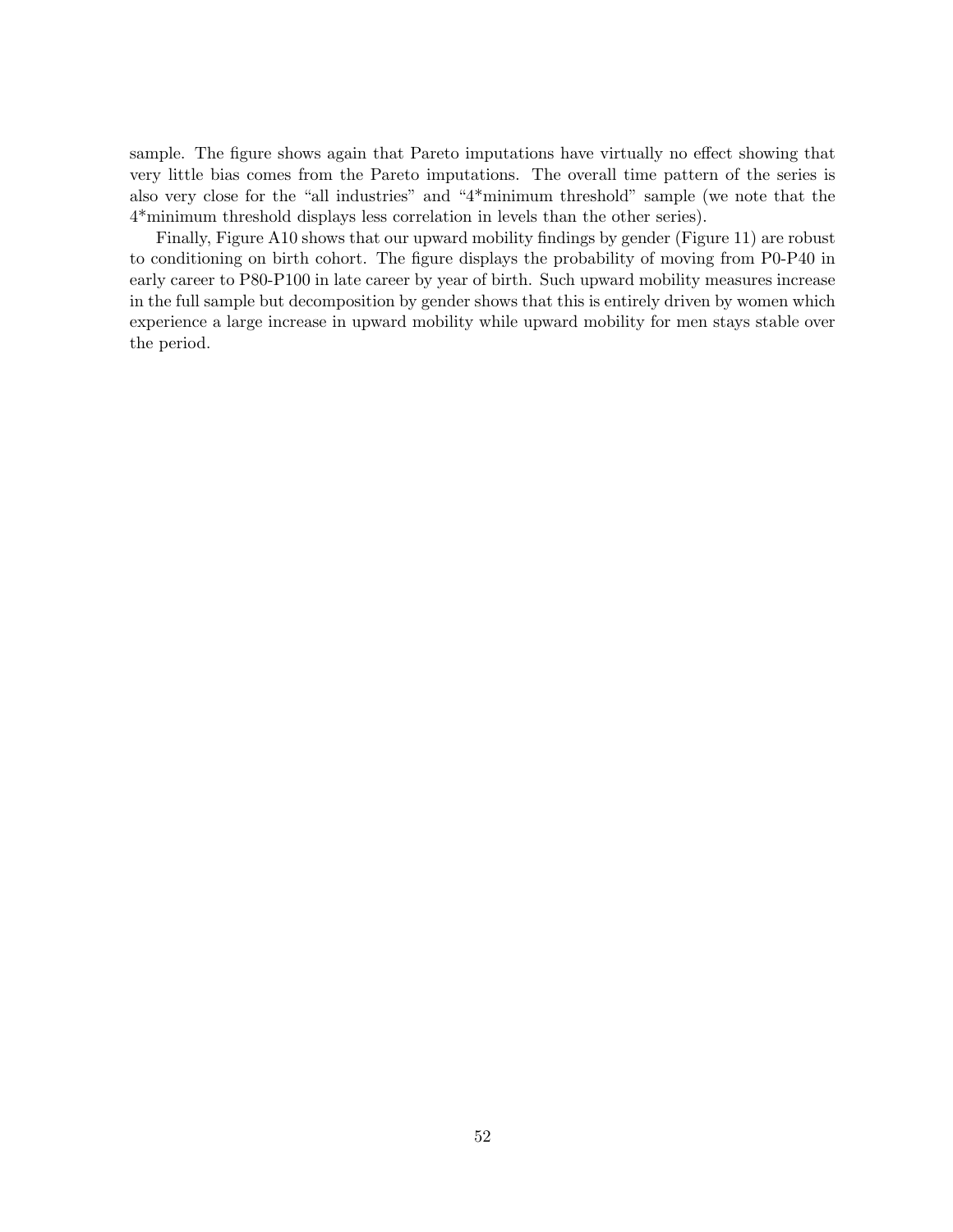sample. The figure shows again that Pareto imputations have virtually no effect showing that very little bias comes from the Pareto imputations. The overall time pattern of the series is also very close for the "all industries" and "4*minimum threshold" sample (we note that the 4*minimum threshold displays less correlation in levels than the other series).

Finally, Figure A10 shows that our upward mobility findings by gender (Figure 11) are robust to conditioning on birth cohort. The figure displays the probability of moving from P0-P40 in early career to P80-P100 in late career by year of birth. Such upward mobility measures increase in the full sample but decomposition by gender shows that this is entirely driven by women which experience a large increase in upward mobility while upward mobility for men stays stable over the period.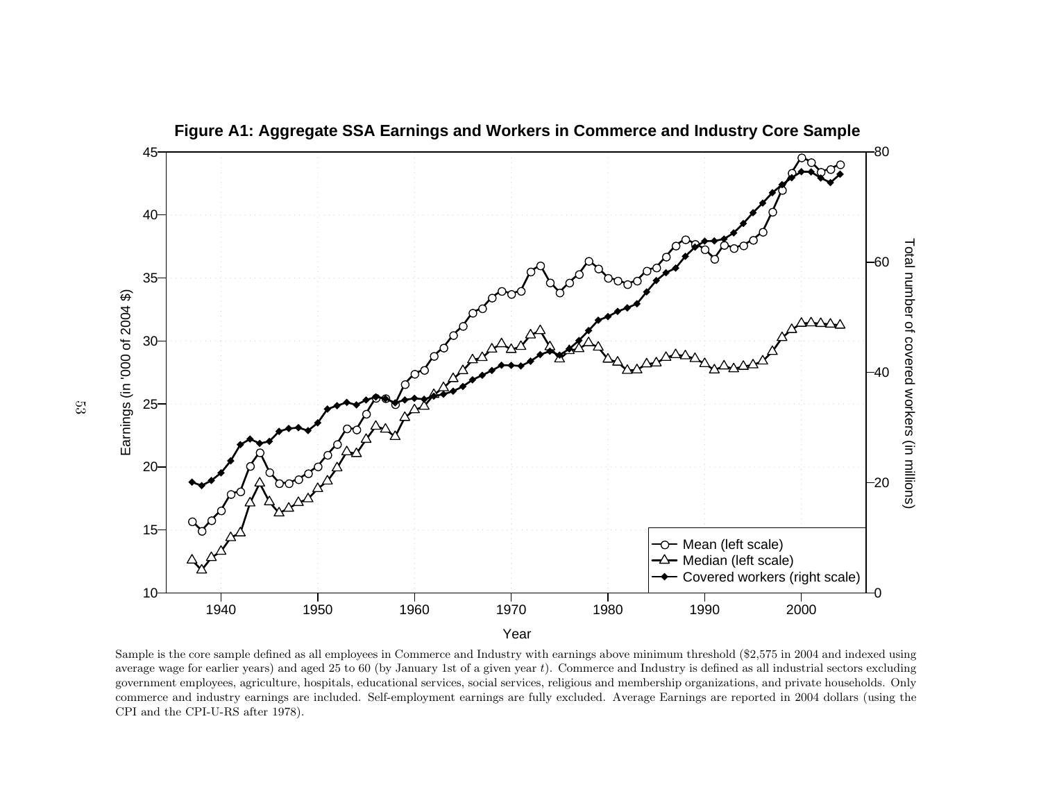**Figure A1: Aggregate SSA Earnings and Workers in Commerce and Industry Core Sample**

Sample is the core sample defined as all employees in Commerce and Industry with earnings above minimum threshold ($2,575 in 2004 and indexed using average wage for earlier years) and aged 25 to 60 (by January 1st of a given year $t$). Commerce and Industry is defined as all industrial sectors excluding government employees, agriculture, hospitals, educational services, social services, religious and membership organizations, and private households. Only commerce and industry earnings are included. Self-employment earnings are fully excluded. Average Earnings are reported in 2004 dollars (using the CPI and the CPI-U-RS after 1978).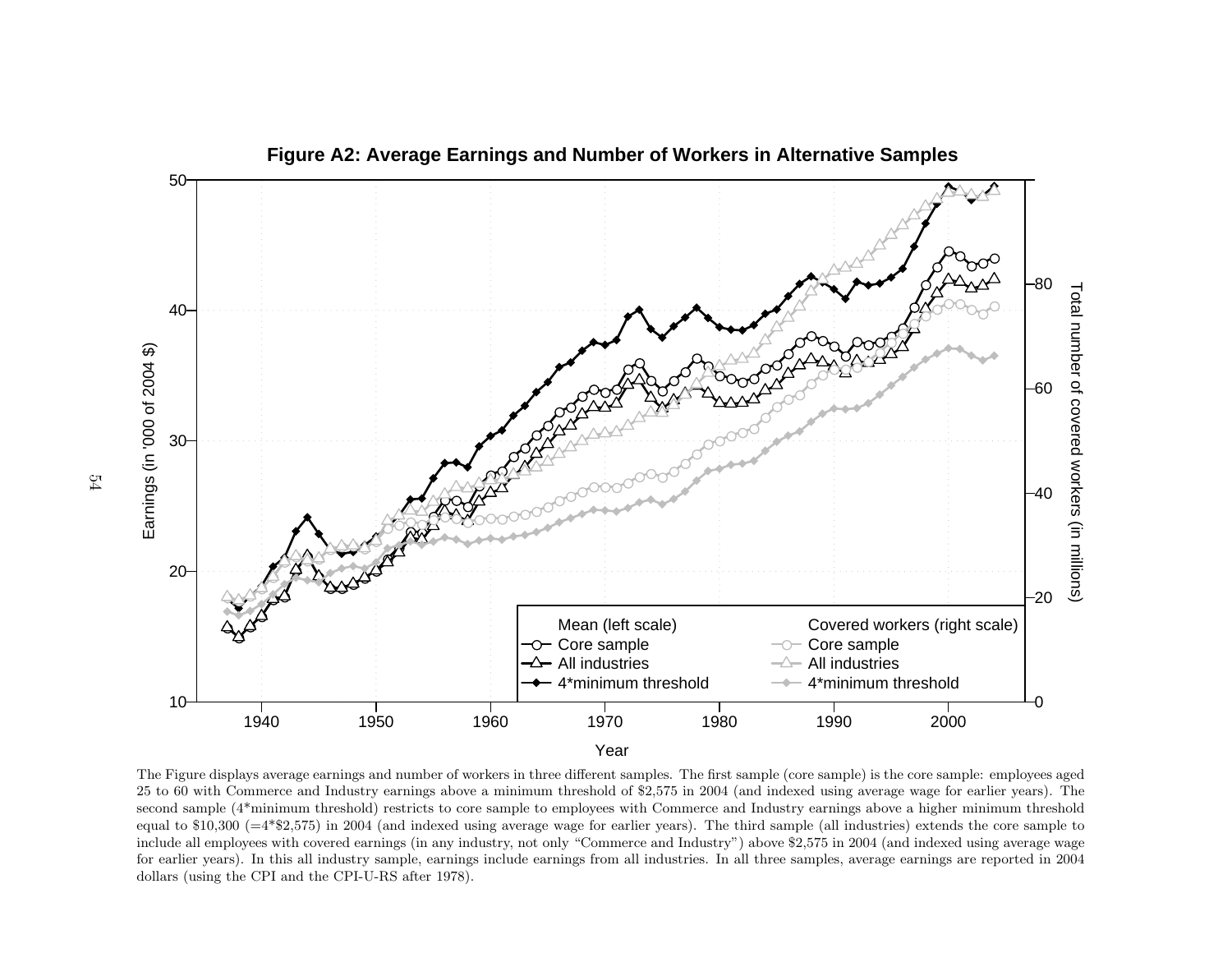**Figure A2: Average Earnings and Number of Workers in Alternative Samples**

The Figure displays average earnings and number of workers in three different samples. The first sample (core sample) is the core sample: employees aged 25 to 60 with Commerce and Industry earnings above a minimum threshold of \$2,575 in 2004 (and indexed using average wage for earlier years). The second sample (4*minimum threshold) restricts to core sample to employees with Commerce and Industry earnings above a higher minimum threshold equal to \$10,300 (=4*\$2,575) in 2004 (and indexed using average wage for earlier years). The third sample (all industries) extends the core sample to include all employees with covered earnings (in any industry, not only "Commerce and Industry") above \$2,575 in 2004 (and indexed using average wage for earlier years). In this all industry sample, earnings include earnings from all industries. In all three samples, average earnings are reported in 2004 dollars (using the CPI and the CPI-U-RS after 1978).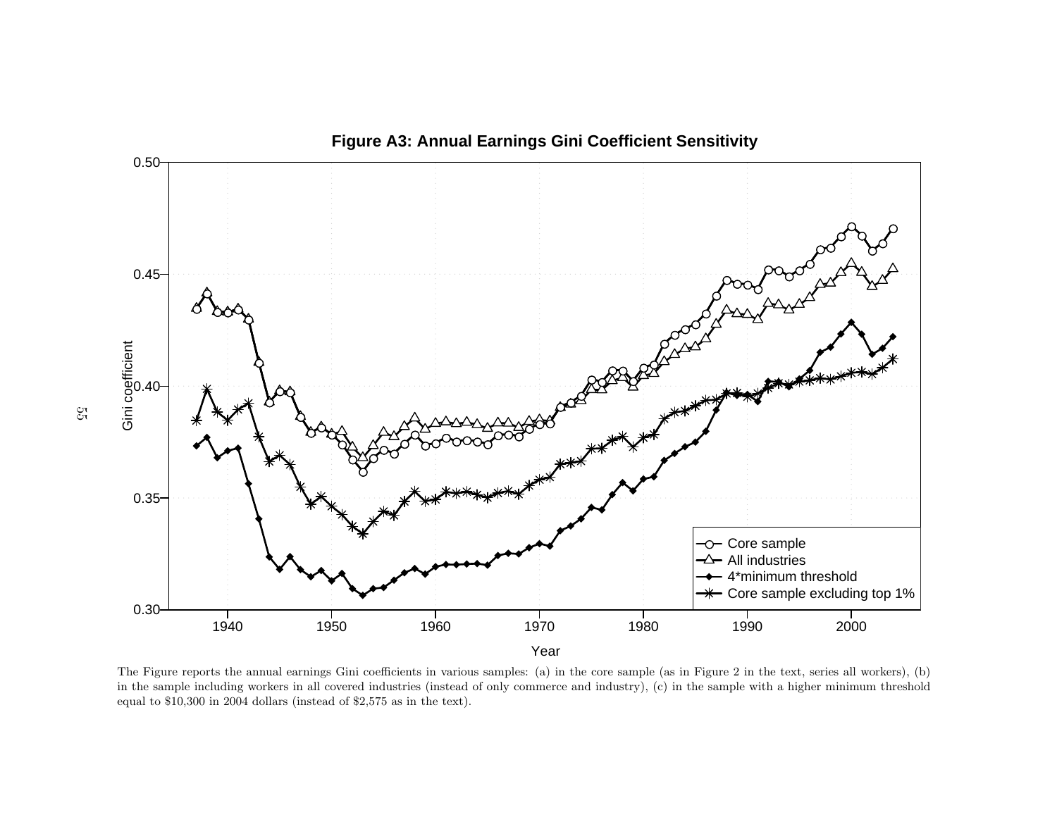**Figure A3: Annual Earnings Gini Coefficient Sensitivity**

The Figure reports the annual earnings Gini coefficients in various samples: (a) in the core sample (as in Figure 2 in the text, series all workers), (b) in the sample including workers in all covered industries (instead of only commerce and industry), (c) in the sample with a higher minimum threshold equal to \$10,300 in 2004 dollars (instead of \$2,575 as in the text).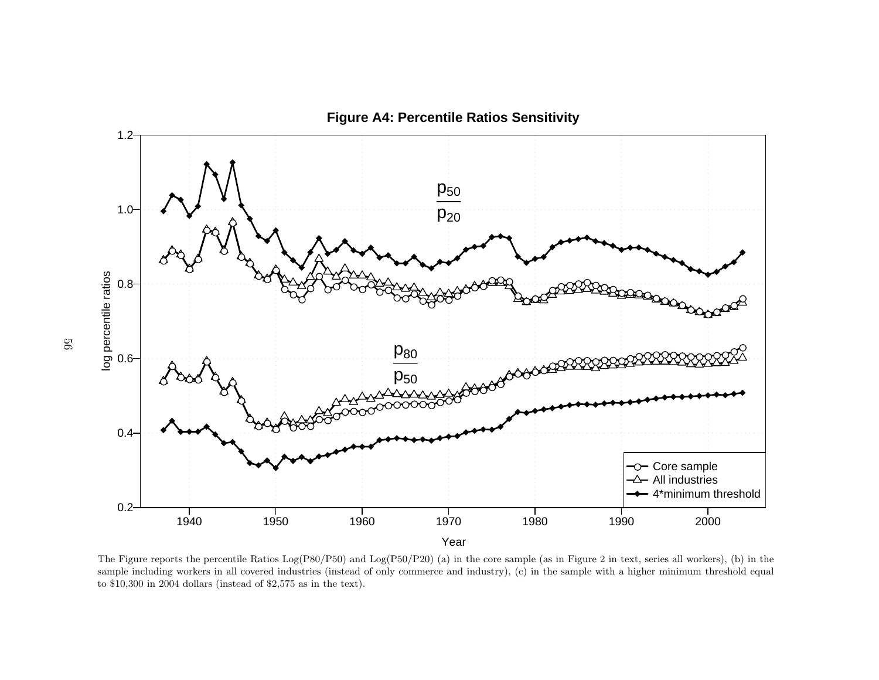**Figure A4: Percentile Ratios Sensitivity**

The Figure reports the percentile Ratios Log(P80/P50) and Log(P50/P20) (a) in the core sample (as in Figure 2 in text, series all workers), (b) in the sample including workers in all covered industries (instead of only commerce and industry), (c) in the sample with a higher minimum threshold equal to $10,300 in 2004 dollars (instead of $2,575 as in the text).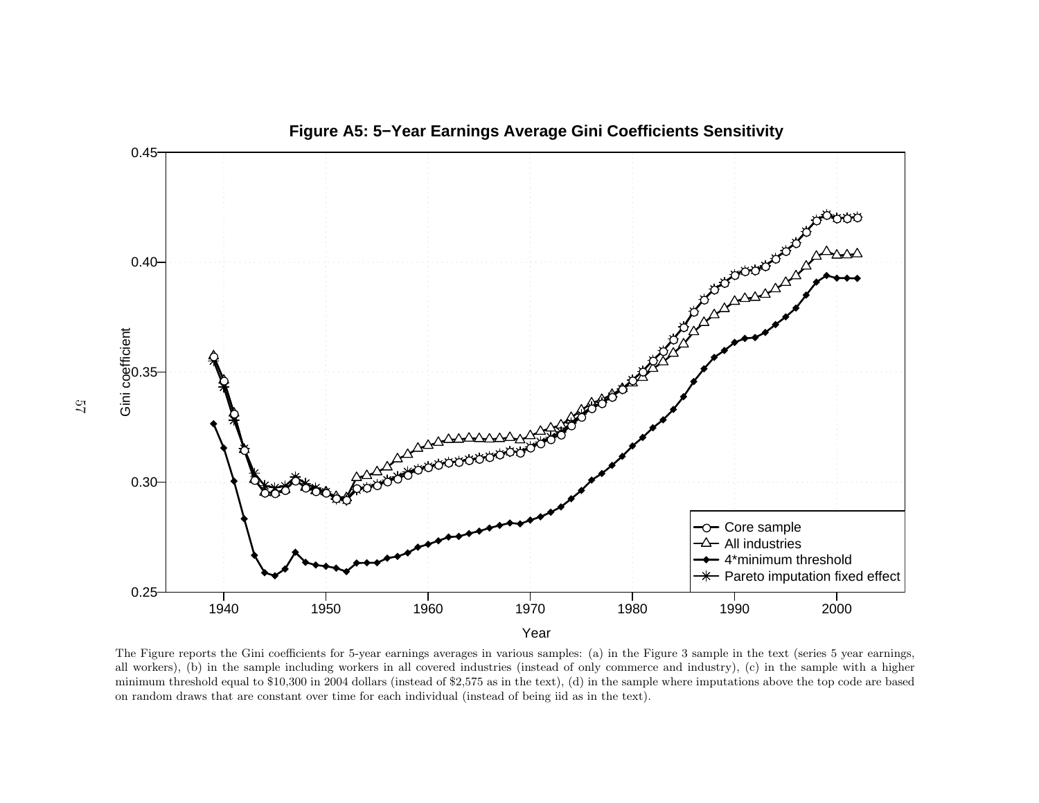**Figure A5: 5−Year Earnings Average Gini Coefficients Sensitivity**

The Figure reports the Gini coefficients for 5-year earnings averages in various samples: (a) in the Figure 3 sample in the text (series 5 year earnings, all workers), (b) in the sample including workers in all covered industries (instead of only commerce and industry), (c) in the sample with a higher minimum threshold equal to $10,300 in 2004 dollars (instead of $2,575 as in the text), (d) in the sample where imputations above the top code are based on random draws that are constant over time for each individual (instead of being iid as in the text).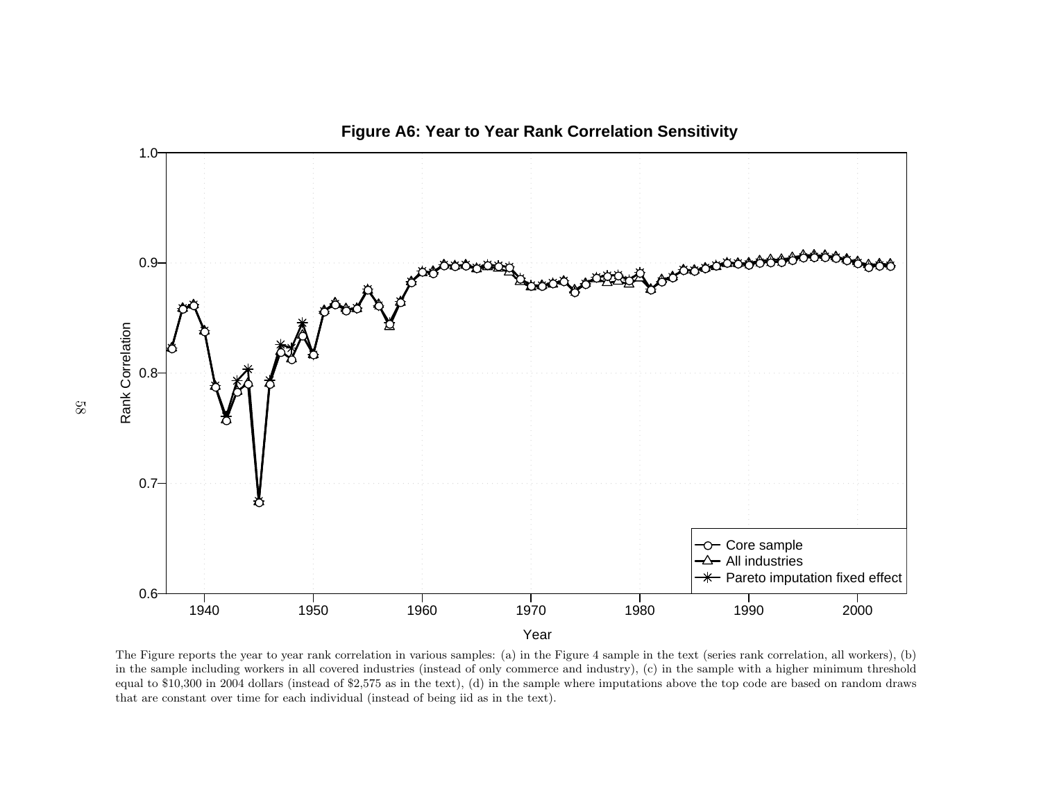# Figure A6: Year to Year Rank Correlation Sensitivity

The Figure reports the year to year rank correlation in various samples: (a) in the Figure 4 sample in the text (series rank correlation, all workers), (b) in the sample including workers in all covered industries (instead of only commerce and industry), (c) in the sample with a higher minimum threshold equal to $10,300 in 2004 dollars (instead of $2,575 as in the text), (d) in the sample where imputations above the top code are based on random draws that are constant over time for each individual (instead of being iid as in the text).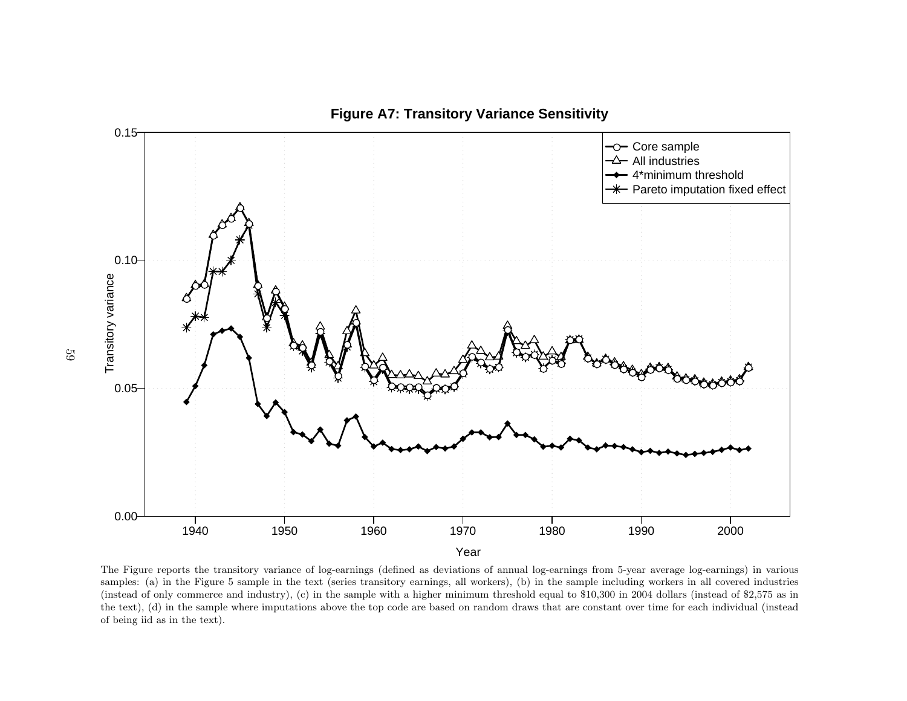**Figure A7: Transitory Variance Sensitivity**

The Figure reports the transitory variance of log-earnings (defined as deviations of annual log-earnings from 5-year average log-earnings) in various samples: (a) in the Figure 5 sample in the text (series transitory earnings, all workers), (b) in the sample including workers in all covered industries (instead of only commerce and industry), (c) in the sample with a higher minimum threshold equal to \$10,300 in 2004 dollars (instead of \$2,575 as in the text), (d) in the sample where imputations above the top code are based on random draws that are constant over time for each individual (instead of being iid as in the text).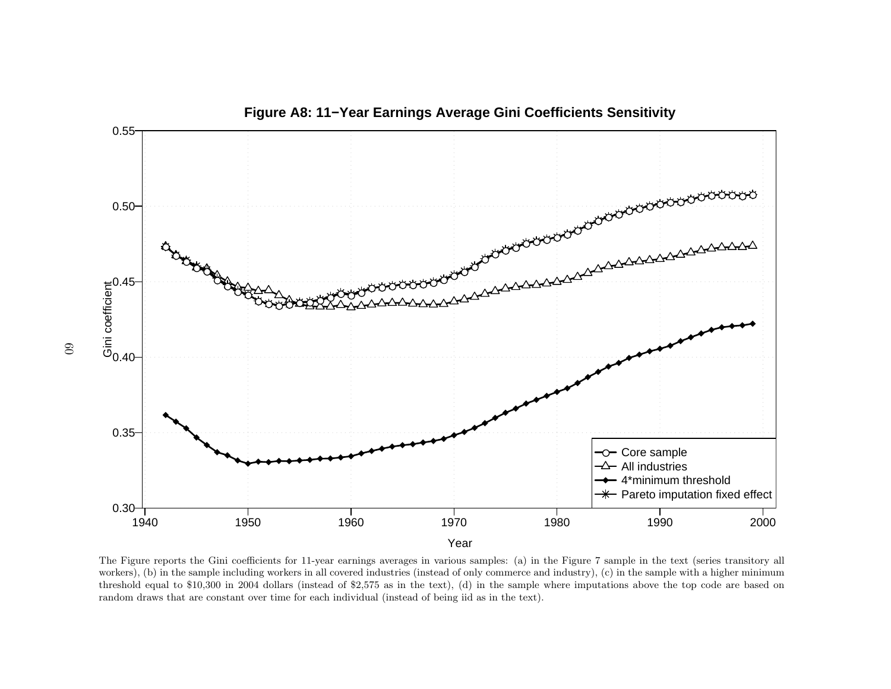**Figure A8: 11−Year Earnings Average Gini Coefficients Sensitivity**

The Figure reports the Gini coefficients for 11-year earnings averages in various samples: (a) in the Figure 7 sample in the text (series transitory all workers), (b) in the sample including workers in all covered industries (instead of only commerce and industry), (c) in the sample with a higher minimum threshold equal to $10,300 in 2004 dollars (instead of $2,575 as in the text), (d) in the sample where imputations above the top code are based on random draws that are constant over time for each individual (instead of being iid as in the text).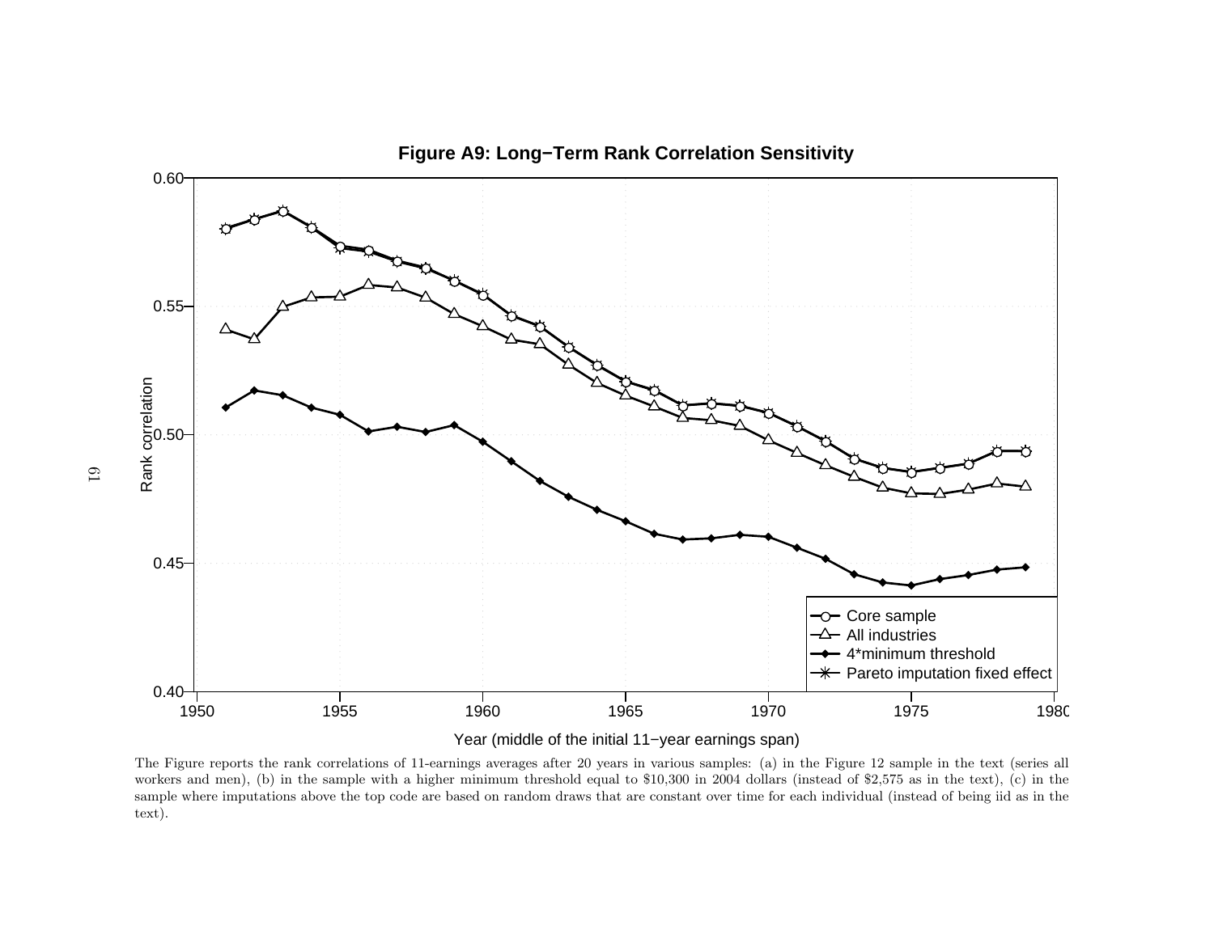**Figure A9: Long−Term Rank Correlation Sensitivity**

The Figure reports the rank correlations of 11-earnings averages after 20 years in various samples: (a) in the Figure 12 sample in the text (series all workers and men), (b) in the sample with a higher minimum threshold equal to $10,300 in 2004 dollars (instead of $2,575 as in the text), (c) in the sample where imputations above the top code are based on random draws that are constant over time for each individual (instead of being iid as in the text).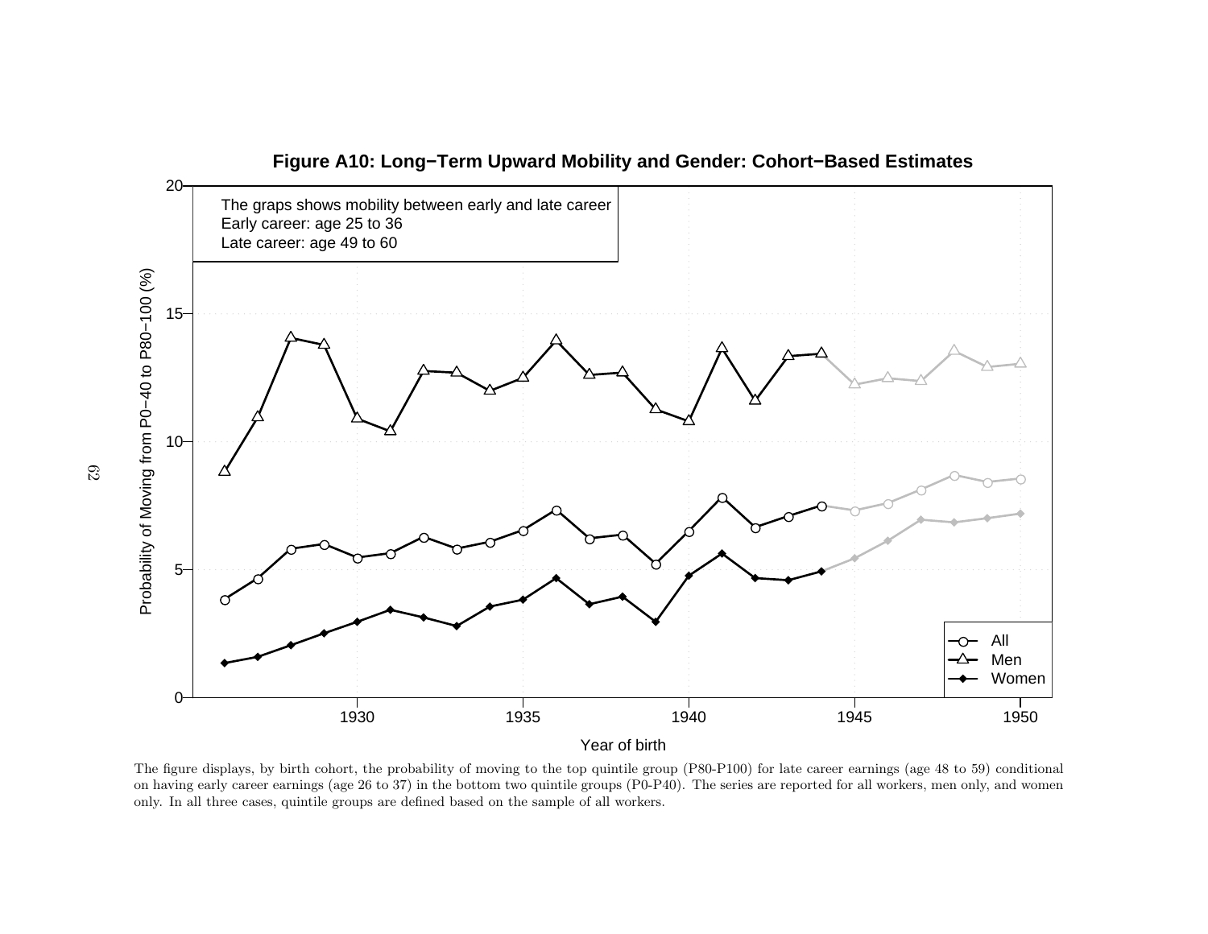**Figure A10: Long−Term Upward Mobility and Gender: Cohort−Based Estimates**

The graps shows mobility between early and late career
Early career: age 25 to 36
Late career: age 49 to 60

Probability of Moving from P0−40 to P80−100 (%)

0
5
10
15
20

1930
1935
1940
1945
1950

Year of birth

All
Men
Women

The figure displays, by birth cohort, the probability of moving to the top quintile group (P80-P100) for late career earnings (age 48 to 59) conditional on having early career earnings (age 26 to 37) in the bottom two quintile groups (P0-P40). The series are reported for all workers, men only, and women only. In all three cases, quintile groups are defined based on the sample of all workers.